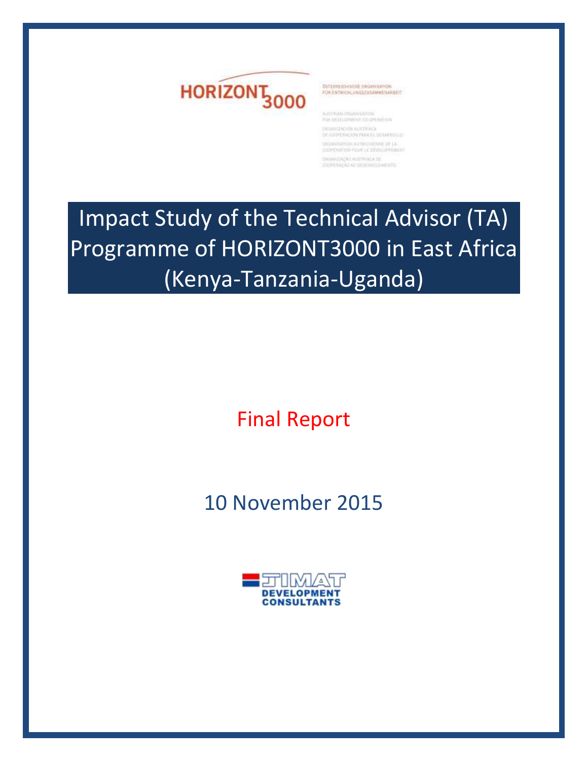HORIZONT3000

ÖSTERREICHISCHE ORGANISATION FÜR ENTWICKLUNGSZUSAMMENARBEIT

AUSTRIAN ORGANISATION FOR DEVELOPMENT CO-OPERATION

ORGANIZACIÓN AUSTRIACA DE COOPERACIÓN PARA EL DESARROLLO

ORGANISATION AUTRICHIENNE DE LA COOPÉRATION POUR LE DÉVELOPPEMENT

ORGANIZAÇÃO AUSTRÍACA DE COOPERAÇÃO AO DESENVOLVIMENTO

# Impact Study of the Technical Advisor (TA) Programme of HORIZONT3000 in East Africa (Kenya-Tanzania-Uganda)

## Final Report

10 November 2015

JIMAT DEVELOPMENT CONSULTANTS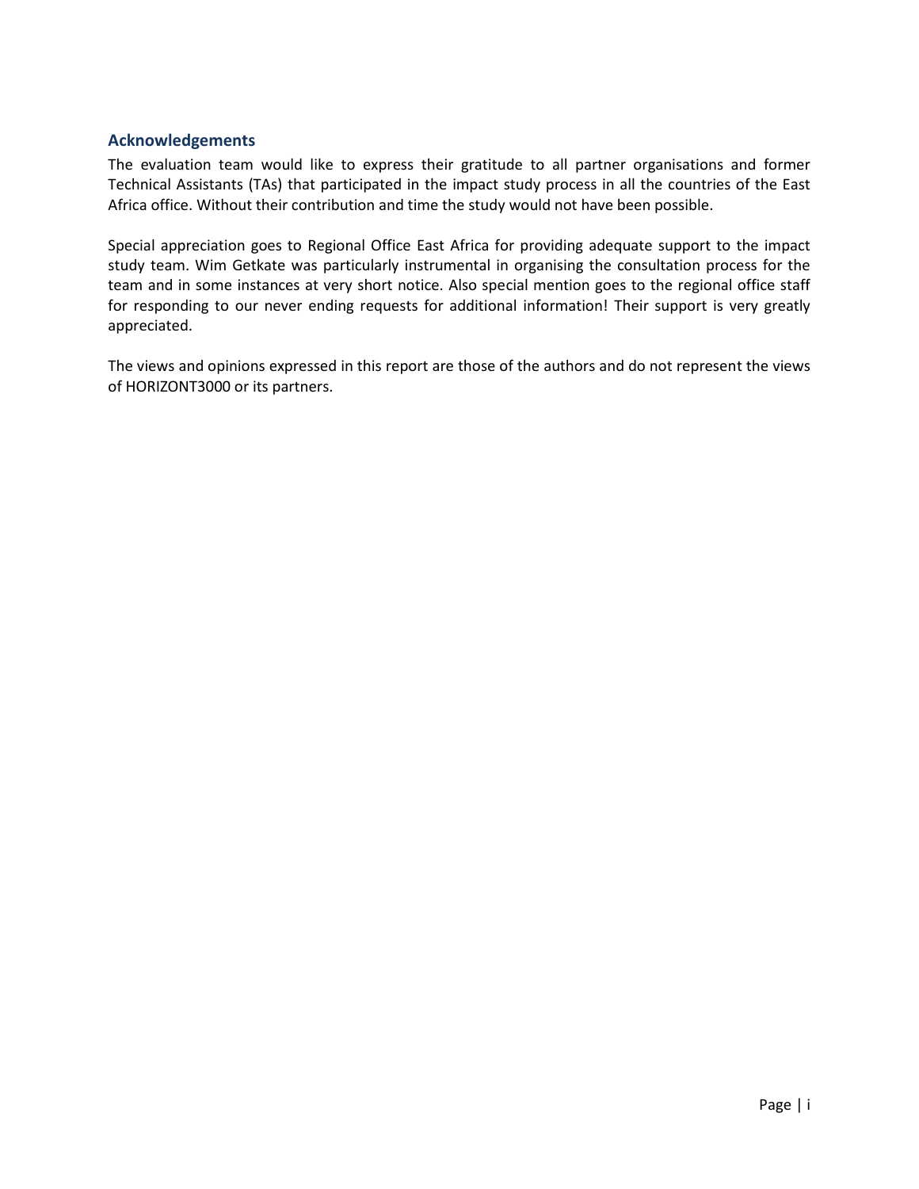## Acknowledgements

The evaluation team would like to express their gratitude to all partner organisations and former Technical Assistants (TAs) that participated in the impact study process in all the countries of the East Africa office. Without their contribution and time the study would not have been possible.

Special appreciation goes to Regional Office East Africa for providing adequate support to the impact study team. Wim Getkate was particularly instrumental in organising the consultation process for the team and in some instances at very short notice. Also special mention goes to the regional office staff for responding to our never ending requests for additional information! Their support is very greatly appreciated.

The views and opinions expressed in this report are those of the authors and do not represent the views of HORIZONT3000 or its partners.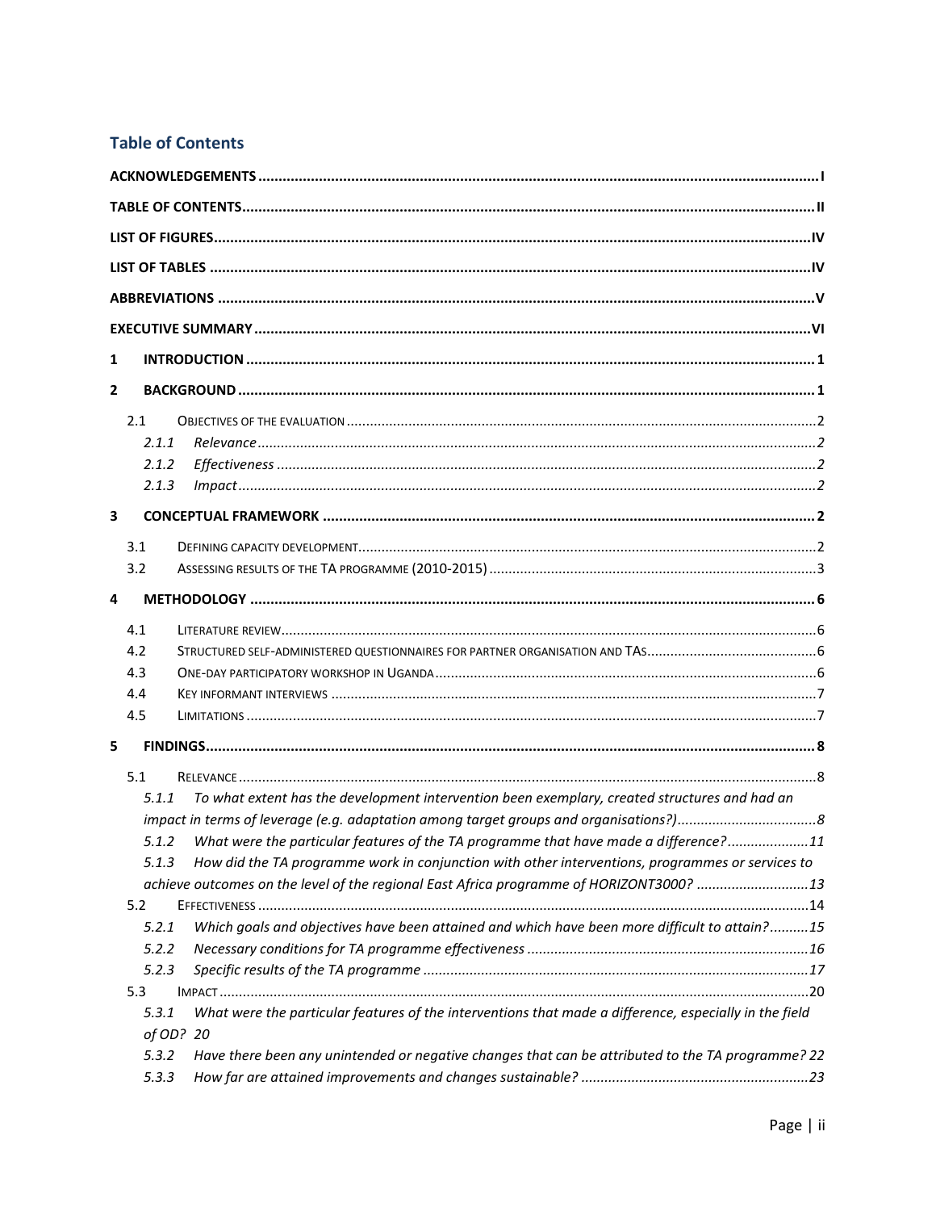## Table of Contents

**ACKNOWLEDGEMENTS** ..... I

**TABLE OF CONTENTS** ..... II

**LIST OF FIGURES** ..... IV

**LIST OF TABLES** ..... IV

**ABBREVIATIONS** ..... V

**EXECUTIVE SUMMARY** ..... VI

**1 INTRODUCTION** ..... 1

**2 BACKGROUND** ..... 1

- 2.1 OBJECTIVES OF THE EVALUATION ..... 2
  - *2.1.1 Relevance* ..... 2
  - *2.1.2 Effectiveness* ..... 2
  - *2.1.3 Impact* ..... 2

**3 CONCEPTUAL FRAMEWORK** ..... 2

- 3.1 DEFINING CAPACITY DEVELOPMENT ..... 2
- 3.2 ASSESSING RESULTS OF THE TA PROGRAMME (2010-2015) ..... 3

**4 METHODOLOGY** ..... 6

- 4.1 LITERATURE REVIEW ..... 6
- 4.2 STRUCTURED SELF-ADMINISTERED QUESTIONNAIRES FOR PARTNER ORGANISATION AND TAS ..... 6
- 4.3 ONE-DAY PARTICIPATORY WORKSHOP IN UGANDA ..... 6
- 4.4 KEY INFORMANT INTERVIEWS ..... 7
- 4.5 LIMITATIONS ..... 7

**5 FINDINGS** ..... 8

- 5.1 RELEVANCE ..... 8
  - *5.1.1 To what extent has the development intervention been exemplary, created structures and had an impact in terms of leverage (e.g. adaptation among target groups and organisations?)* ..... 8
  - *5.1.2 What were the particular features of the TA programme that have made a difference?* ..... 11
  - *5.1.3 How did the TA programme work in conjunction with other interventions, programmes or services to achieve outcomes on the level of the regional East Africa programme of HORIZONT3000?* ..... 13
- 5.2 EFFECTIVENESS ..... 14
  - *5.2.1 Which goals and objectives have been attained and which have been more difficult to attain?* ..... 15
  - *5.2.2 Necessary conditions for TA programme effectiveness* ..... 16
  - *5.2.3 Specific results of the TA programme* ..... 17
- 5.3 IMPACT ..... 20
  - *5.3.1 What were the particular features of the interventions that made a difference, especially in the field of OD?* 20
  - *5.3.2 Have there been any unintended or negative changes that can be attributed to the TA programme?* 22
  - *5.3.3 How far are attained improvements and changes sustainable?* ..... 23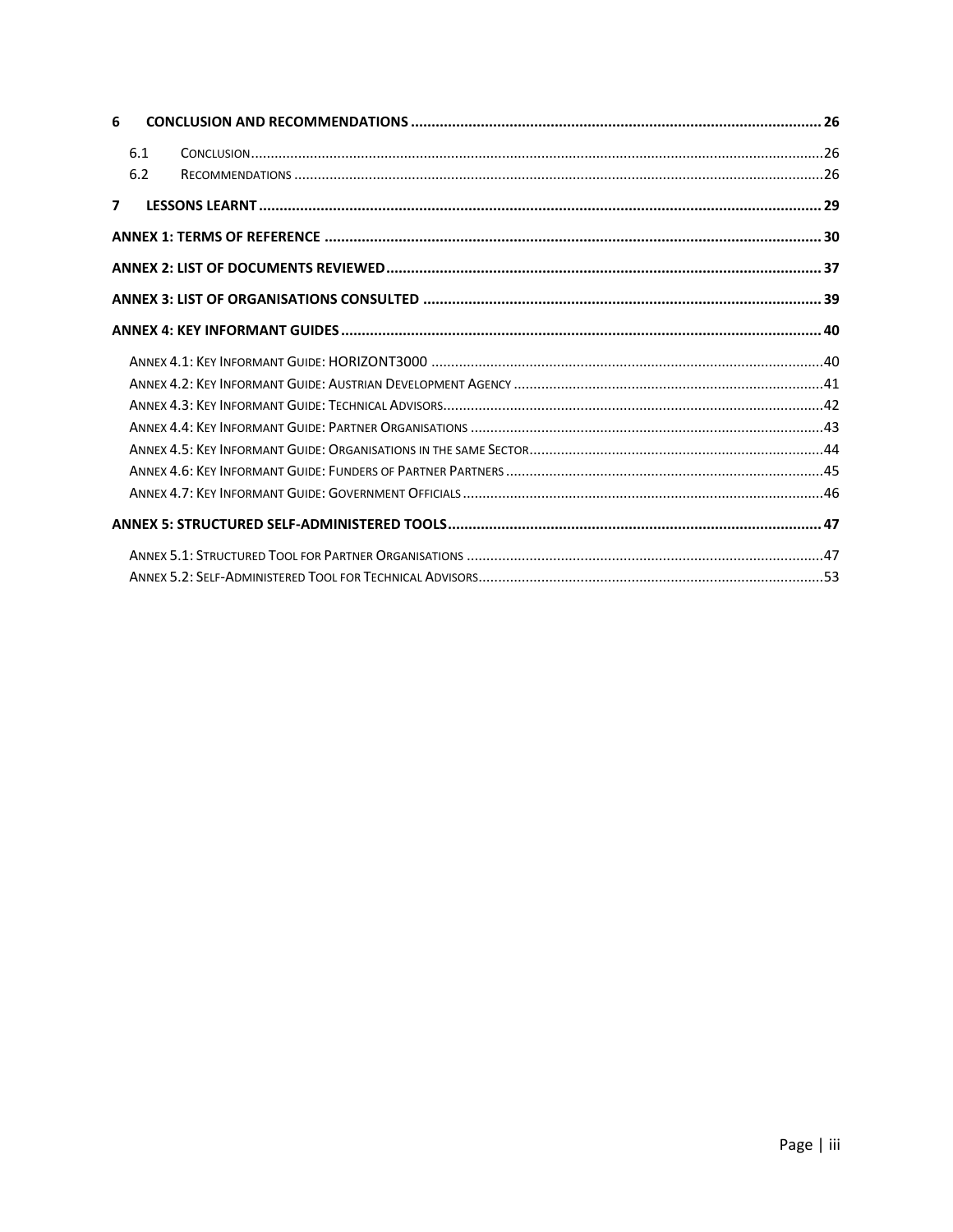6 CONCLUSION AND RECOMMENDATIONS ........ 26

- 6.1 Conclusion ........ 26
- 6.2 Recommendations ........ 26

7 LESSONS LEARNT ........ 29

ANNEX 1: TERMS OF REFERENCE ........ 30

ANNEX 2: LIST OF DOCUMENTS REVIEWED ........ 37

ANNEX 3: LIST OF ORGANISATIONS CONSULTED ........ 39

ANNEX 4: KEY INFORMANT GUIDES ........ 40

- Annex 4.1: Key Informant Guide: HORIZONT3000 ........ 40
- Annex 4.2: Key Informant Guide: Austrian Development Agency ........ 41
- Annex 4.3: Key Informant Guide: Technical Advisors ........ 42
- Annex 4.4: Key Informant Guide: Partner Organisations ........ 43
- Annex 4.5: Key Informant Guide: Organisations in the same Sector ........ 44
- Annex 4.6: Key Informant Guide: Funders of Partner Partners ........ 45
- Annex 4.7: Key Informant Guide: Government Officials ........ 46

ANNEX 5: STRUCTURED SELF-ADMINISTERED TOOLS ........ 47

- Annex 5.1: Structured Tool for Partner Organisations ........ 47
- Annex 5.2: Self-Administered Tool for Technical Advisors ........ 53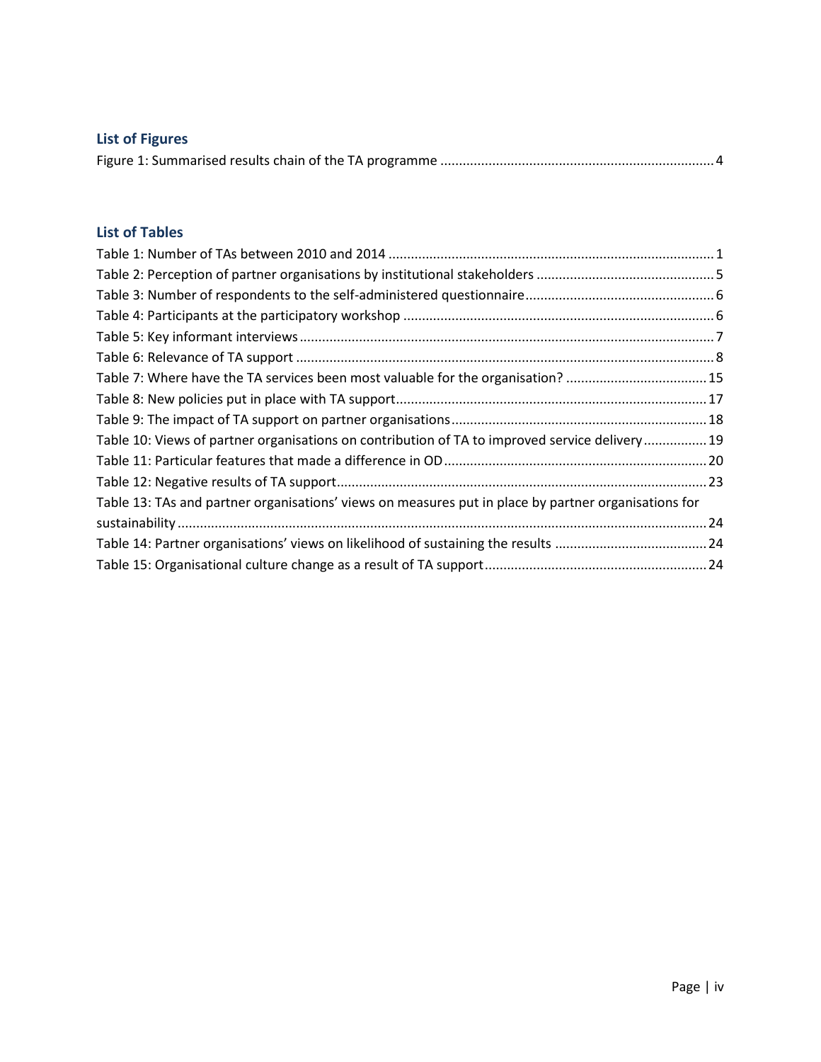## List of Figures

Figure 1: Summarised results chain of the TA programme ........................................................................ 4

## List of Tables

Table 1: Number of TAs between 2010 and 2014 ....................................................................................... 1
Table 2: Perception of partner organisations by institutional stakeholders ............................................... 5
Table 3: Number of respondents to the self-administered questionnaire.................................................. 6
Table 4: Participants at the participatory workshop .................................................................................. 6
Table 5: Key informant interviews .............................................................................................................. 7
Table 6: Relevance of TA support ............................................................................................................... 8
Table 7: Where have the TA services been most valuable for the organisation? ...................................... 15
Table 8: New policies put in place with TA support.................................................................................. 17
Table 9: The impact of TA support on partner organisations.................................................................... 18
Table 10: Views of partner organisations on contribution of TA to improved service delivery................. 19
Table 11: Particular features that made a difference in OD...................................................................... 20
Table 12: Negative results of TA support................................................................................................... 23
Table 13: TAs and partner organisations' views on measures put in place by partner organisations for sustainability ............................................................................................................................................ 24
Table 14: Partner organisations' views on likelihood of sustaining the results ......................................... 24
Table 15: Organisational culture change as a result of TA support........................................................... 24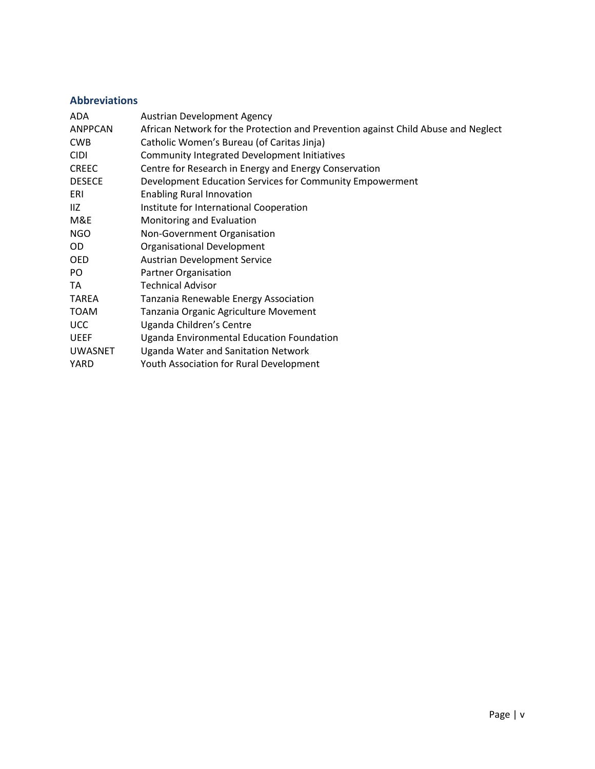## Abbreviations

| | |
|---|---|
| ADA | Austrian Development Agency |
| ANPPCAN | African Network for the Protection and Prevention against Child Abuse and Neglect |
| CWB | Catholic Women's Bureau (of Caritas Jinja) |
| CIDI | Community Integrated Development Initiatives |
| CREEC | Centre for Research in Energy and Energy Conservation |
| DESECE | Development Education Services for Community Empowerment |
| ERI | Enabling Rural Innovation |
| IIZ | Institute for International Cooperation |
| M&E | Monitoring and Evaluation |
| NGO | Non-Government Organisation |
| OD | Organisational Development |
| OED | Austrian Development Service |
| PO | Partner Organisation |
| TA | Technical Advisor |
| TAREA | Tanzania Renewable Energy Association |
| TOAM | Tanzania Organic Agriculture Movement |
| UCC | Uganda Children's Centre |
| UEEF | Uganda Environmental Education Foundation |
| UWASNET | Uganda Water and Sanitation Network |
| YARD | Youth Association for Rural Development |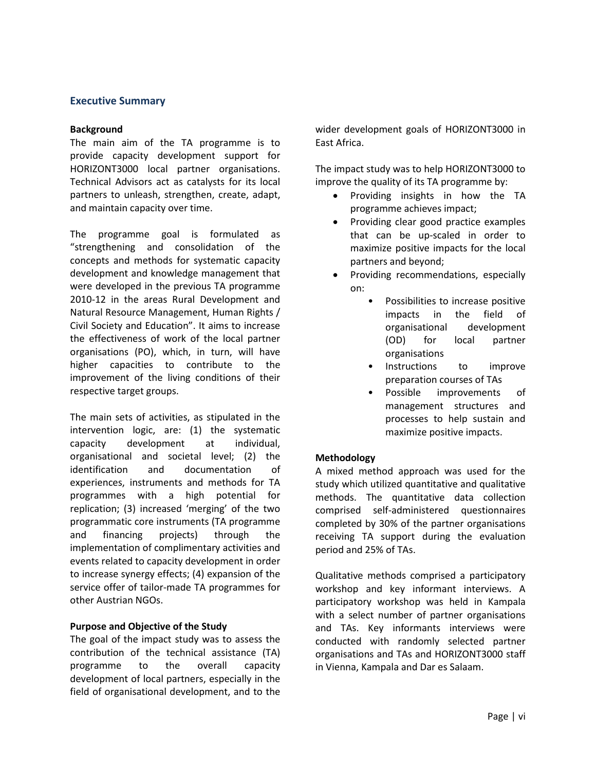## Executive Summary

### Background

The main aim of the TA programme is to provide capacity development support for HORIZONT3000 local partner organisations. Technical Advisors act as catalysts for its local partners to unleash, strengthen, create, adapt, and maintain capacity over time.

The programme goal is formulated as "strengthening and consolidation of the concepts and methods for systematic capacity development and knowledge management that were developed in the previous TA programme 2010-12 in the areas Rural Development and Natural Resource Management, Human Rights / Civil Society and Education". It aims to increase the effectiveness of work of the local partner organisations (PO), which, in turn, will have higher capacities to contribute to the improvement of the living conditions of their respective target groups.

The main sets of activities, as stipulated in the intervention logic, are: (1) the systematic capacity development at individual, organisational and societal level; (2) the identification and documentation of experiences, instruments and methods for TA programmes with a high potential for replication; (3) increased 'merging' of the two programmatic core instruments (TA programme and financing projects) through the implementation of complimentary activities and events related to capacity development in order to increase synergy effects; (4) expansion of the service offer of tailor-made TA programmes for other Austrian NGOs.

### Purpose and Objective of the Study

The goal of the impact study was to assess the contribution of the technical assistance (TA) programme to the overall capacity development of local partners, especially in the field of organisational development, and to the wider development goals of HORIZONT3000 in East Africa.

The impact study was to help HORIZONT3000 to improve the quality of its TA programme by:

- Providing insights in how the TA programme achieves impact;
- Providing clear good practice examples that can be up-scaled in order to maximize positive impacts for the local partners and beyond;
- Providing recommendations, especially on:
    - Possibilities to increase positive impacts in the field of organisational development (OD) for local partner organisations
    - Instructions to improve preparation courses of TAs
    - Possible improvements of management structures and processes to help sustain and maximize positive impacts.

### Methodology

A mixed method approach was used for the study which utilized quantitative and qualitative methods. The quantitative data collection comprised self-administered questionnaires completed by 30% of the partner organisations receiving TA support during the evaluation period and 25% of TAs.

Qualitative methods comprised a participatory workshop and key informant interviews. A participatory workshop was held in Kampala with a select number of partner organisations and TAs. Key informants interviews were conducted with randomly selected partner organisations and TAs and HORIZONT3000 staff in Vienna, Kampala and Dar es Salaam.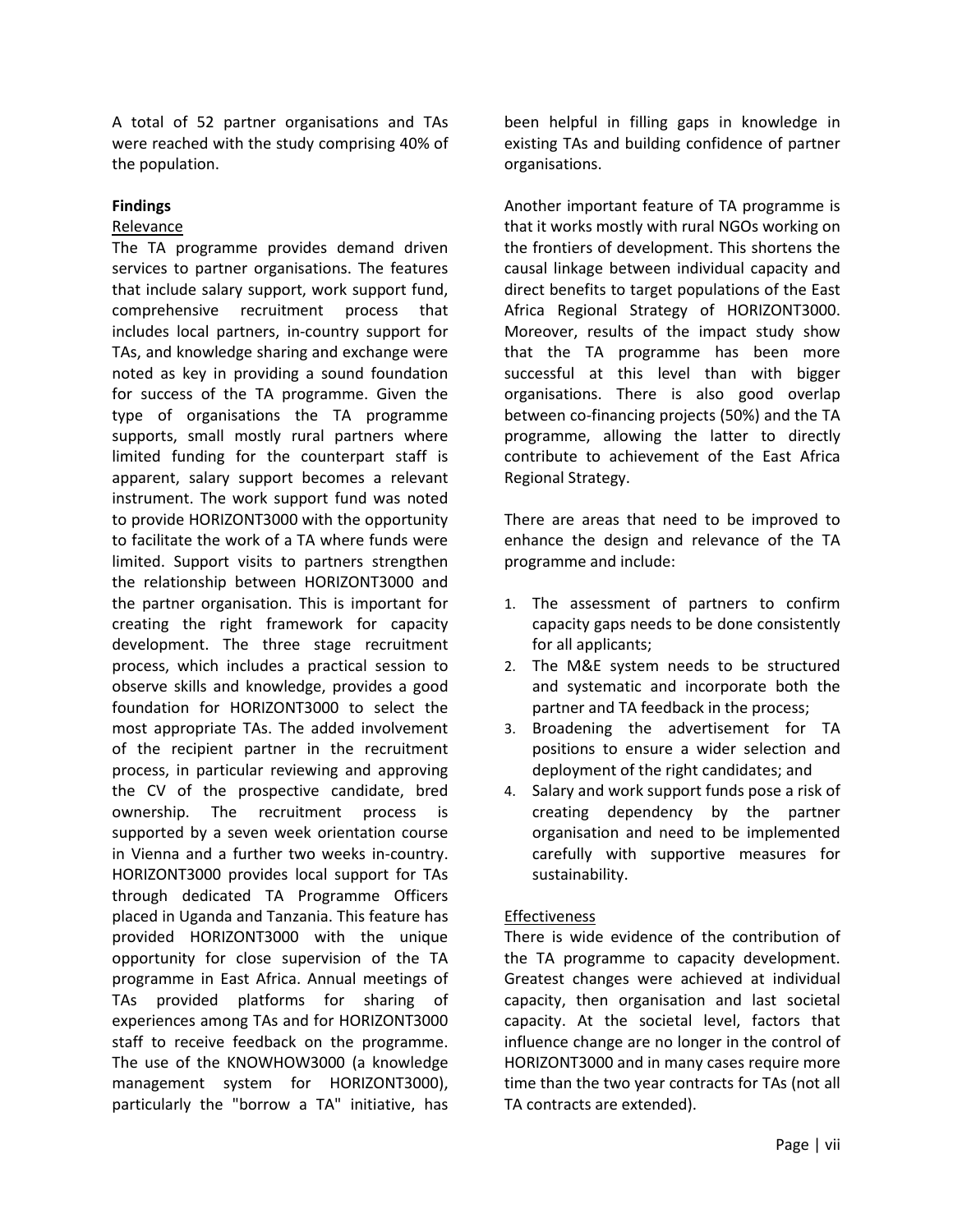A total of 52 partner organisations and TAs were reached with the study comprising 40% of the population.

**Findings**

Relevance

The TA programme provides demand driven services to partner organisations. The features that include salary support, work support fund, comprehensive recruitment process that includes local partners, in-country support for TAs, and knowledge sharing and exchange were noted as key in providing a sound foundation for success of the TA programme. Given the type of organisations the TA programme supports, small mostly rural partners where limited funding for the counterpart staff is apparent, salary support becomes a relevant instrument. The work support fund was noted to provide HORIZONT3000 with the opportunity to facilitate the work of a TA where funds were limited. Support visits to partners strengthen the relationship between HORIZONT3000 and the partner organisation. This is important for creating the right framework for capacity development. The three stage recruitment process, which includes a practical session to observe skills and knowledge, provides a good foundation for HORIZONT3000 to select the most appropriate TAs. The added involvement of the recipient partner in the recruitment process, in particular reviewing and approving the CV of the prospective candidate, bred ownership. The recruitment process is supported by a seven week orientation course in Vienna and a further two weeks in-country. HORIZONT3000 provides local support for TAs through dedicated TA Programme Officers placed in Uganda and Tanzania. This feature has provided HORIZONT3000 with the unique opportunity for close supervision of the TA programme in East Africa. Annual meetings of TAs provided platforms for sharing of experiences among TAs and for HORIZONT3000 staff to receive feedback on the programme. The use of the KNOWHOW3000 (a knowledge management system for HORIZONT3000), particularly the "borrow a TA" initiative, has been helpful in filling gaps in knowledge in existing TAs and building confidence of partner organisations.

Another important feature of TA programme is that it works mostly with rural NGOs working on the frontiers of development. This shortens the causal linkage between individual capacity and direct benefits to target populations of the East Africa Regional Strategy of HORIZONT3000. Moreover, results of the impact study show that the TA programme has been more successful at this level than with bigger organisations. There is also good overlap between co-financing projects (50%) and the TA programme, allowing the latter to directly contribute to achievement of the East Africa Regional Strategy.

There are areas that need to be improved to enhance the design and relevance of the TA programme and include:

1. The assessment of partners to confirm capacity gaps needs to be done consistently for all applicants;
2. The M&E system needs to be structured and systematic and incorporate both the partner and TA feedback in the process;
3. Broadening the advertisement for TA positions to ensure a wider selection and deployment of the right candidates; and
4. Salary and work support funds pose a risk of creating dependency by the partner organisation and need to be implemented carefully with supportive measures for sustainability.

Effectiveness

There is wide evidence of the contribution of the TA programme to capacity development. Greatest changes were achieved at individual capacity, then organisation and last societal capacity. At the societal level, factors that influence change are no longer in the control of HORIZONT3000 and in many cases require more time than the two year contracts for TAs (not all TA contracts are extended).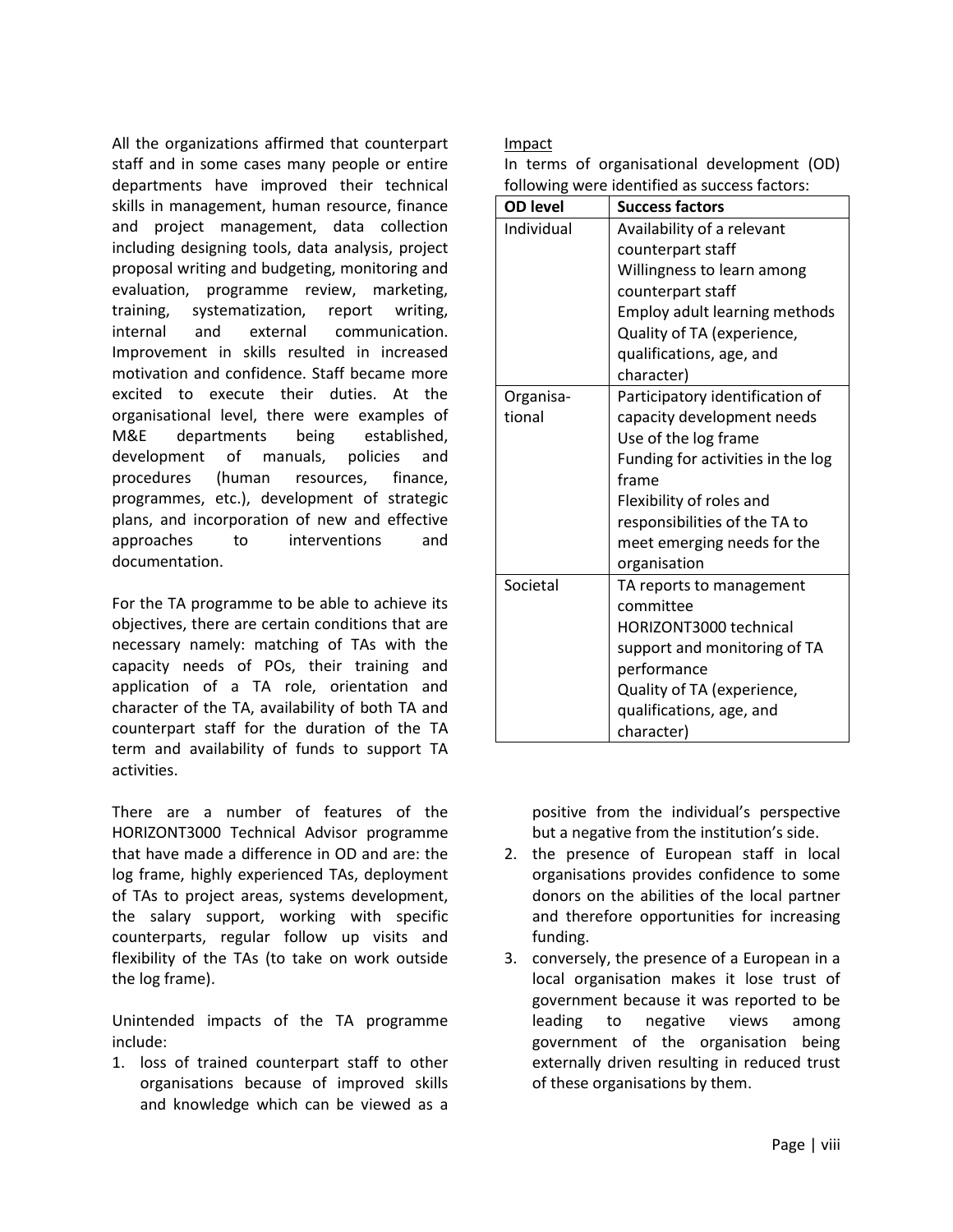All the organizations affirmed that counterpart staff and in some cases many people or entire departments have improved their technical skills in management, human resource, finance and project management, data collection including designing tools, data analysis, project proposal writing and budgeting, monitoring and evaluation, programme review, marketing, training, systematization, report writing, internal and external communication. Improvement in skills resulted in increased motivation and confidence. Staff became more excited to execute their duties. At the organisational level, there were examples of M&E departments being established, development of manuals, policies and procedures (human resources, finance, programmes, etc.), development of strategic plans, and incorporation of new and effective approaches to interventions and documentation.

For the TA programme to be able to achieve its objectives, there are certain conditions that are necessary namely: matching of TAs with the capacity needs of POs, their training and application of a TA role, orientation and character of the TA, availability of both TA and counterpart staff for the duration of the TA term and availability of funds to support TA activities.

There are a number of features of the HORIZONT3000 Technical Advisor programme that have made a difference in OD and are: the log frame, highly experienced TAs, deployment of TAs to project areas, systems development, the salary support, working with specific counterparts, regular follow up visits and flexibility of the TAs (to take on work outside the log frame).

Unintended impacts of the TA programme include:

1. loss of trained counterpart staff to other organisations because of improved skills and knowledge which can be viewed as a positive from the individual's perspective but a negative from the institution's side.
2. the presence of European staff in local organisations provides confidence to some donors on the abilities of the local partner and therefore opportunities for increasing funding.
3. conversely, the presence of a European in a local organisation makes it lose trust of government because it was reported to be leading to negative views among government of the organisation being externally driven resulting in reduced trust of these organisations by them.

Impact

In terms of organisational development (OD) following were identified as success factors:

| OD level | Success factors |
|---|---|
| Individual | Availability of a relevant counterpart staff<br>Willingness to learn among counterpart staff<br>Employ adult learning methods<br>Quality of TA (experience, qualifications, age, and character) |
| Organisational | Participatory identification of capacity development needs<br>Use of the log frame<br>Funding for activities in the log frame<br>Flexibility of roles and responsibilities of the TA to meet emerging needs for the organisation |
| Societal | TA reports to management committee<br>HORIZONT3000 technical support and monitoring of TA performance<br>Quality of TA (experience, qualifications, age, and character) |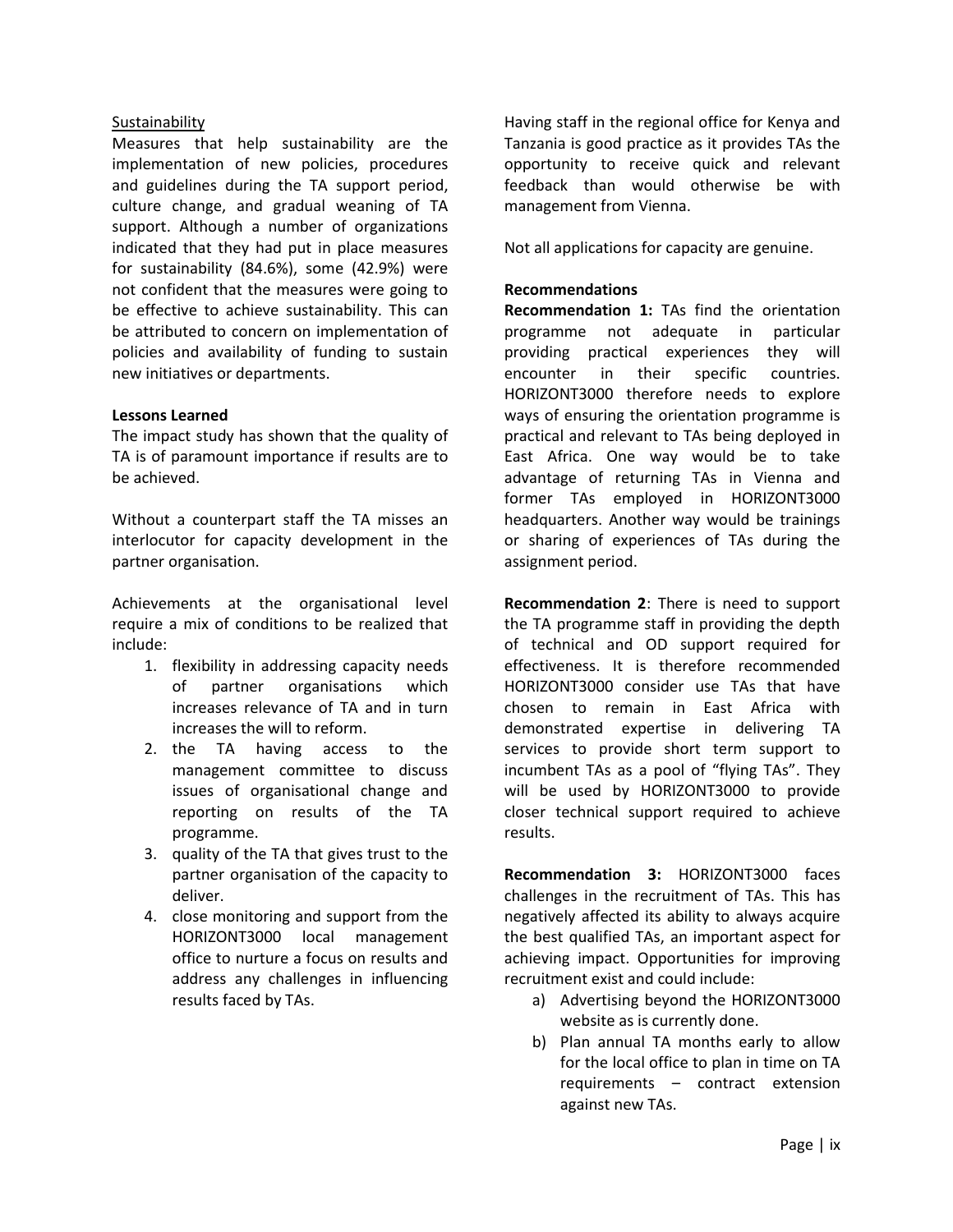Sustainability

Measures that help sustainability are the implementation of new policies, procedures and guidelines during the TA support period, culture change, and gradual weaning of TA support. Although a number of organizations indicated that they had put in place measures for sustainability (84.6%), some (42.9%) were not confident that the measures were going to be effective to achieve sustainability. This can be attributed to concern on implementation of policies and availability of funding to sustain new initiatives or departments.

**Lessons Learned**

The impact study has shown that the quality of TA is of paramount importance if results are to be achieved.

Without a counterpart staff the TA misses an interlocutor for capacity development in the partner organisation.

Achievements at the organisational level require a mix of conditions to be realized that include:

1. flexibility in addressing capacity needs of partner organisations which increases relevance of TA and in turn increases the will to reform.
2. the TA having access to the management committee to discuss issues of organisational change and reporting on results of the TA programme.
3. quality of the TA that gives trust to the partner organisation of the capacity to deliver.
4. close monitoring and support from the HORIZONT3000 local management office to nurture a focus on results and address any challenges in influencing results faced by TAs.

Having staff in the regional office for Kenya and Tanzania is good practice as it provides TAs the opportunity to receive quick and relevant feedback than would otherwise be with management from Vienna.

Not all applications for capacity are genuine.

**Recommendations**

**Recommendation 1:** TAs find the orientation programme not adequate in particular providing practical experiences they will encounter in their specific countries. HORIZONT3000 therefore needs to explore ways of ensuring the orientation programme is practical and relevant to TAs being deployed in East Africa. One way would be to take advantage of returning TAs in Vienna and former TAs employed in HORIZONT3000 headquarters. Another way would be trainings or sharing of experiences of TAs during the assignment period.

**Recommendation 2**: There is need to support the TA programme staff in providing the depth of technical and OD support required for effectiveness. It is therefore recommended HORIZONT3000 consider use TAs that have chosen to remain in East Africa with demonstrated expertise in delivering TA services to provide short term support to incumbent TAs as a pool of "flying TAs". They will be used by HORIZONT3000 to provide closer technical support required to achieve results.

**Recommendation 3:** HORIZONT3000 faces challenges in the recruitment of TAs. This has negatively affected its ability to always acquire the best qualified TAs, an important aspect for achieving impact. Opportunities for improving recruitment exist and could include:

a) Advertising beyond the HORIZONT3000 website as is currently done.
b) Plan annual TA months early to allow for the local office to plan in time on TA requirements – contract extension against new TAs.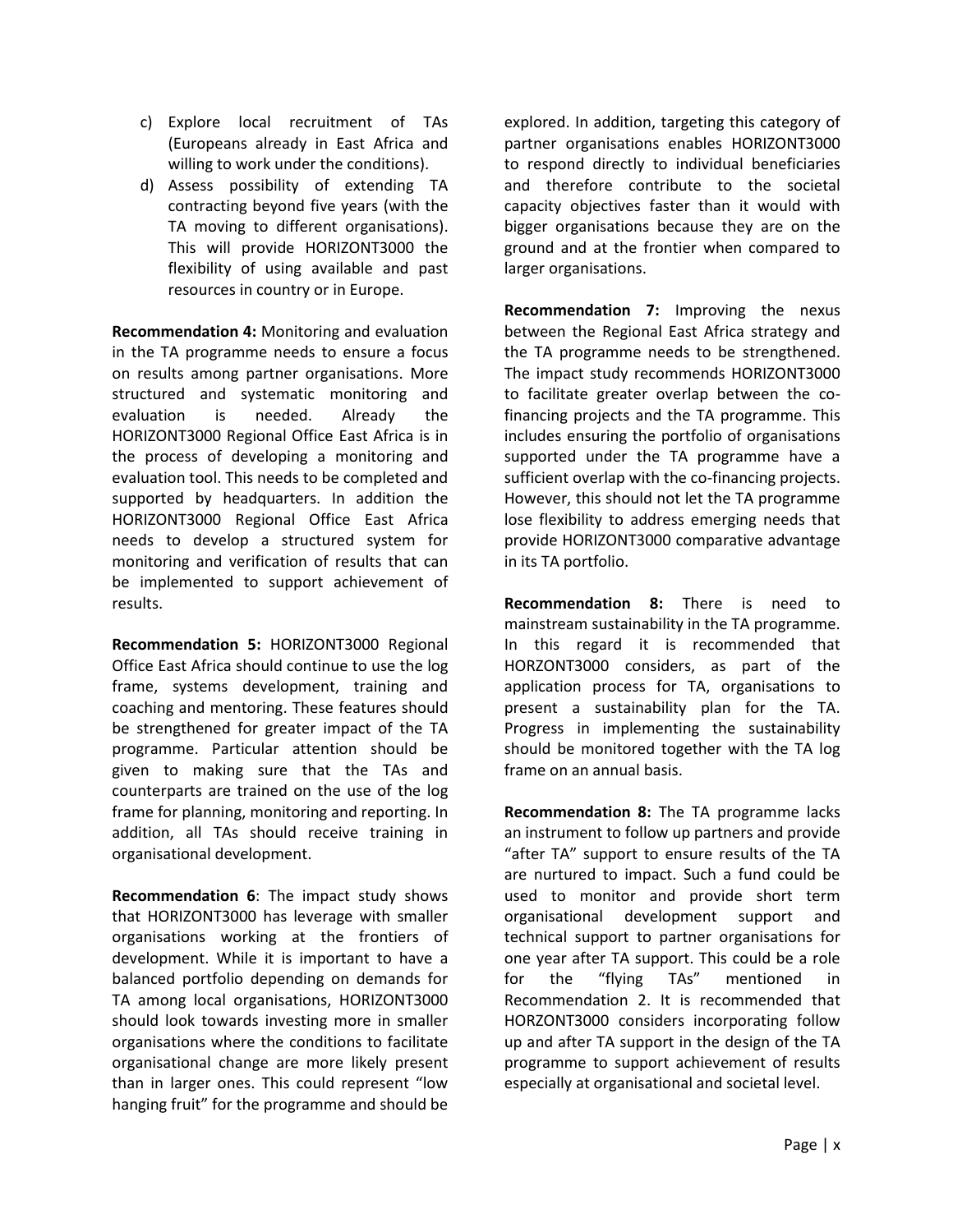c) Explore local recruitment of TAs (Europeans already in East Africa and willing to work under the conditions).
d) Assess possibility of extending TA contracting beyond five years (with the TA moving to different organisations). This will provide HORIZONT3000 the flexibility of using available and past resources in country or in Europe.

**Recommendation 4:** Monitoring and evaluation in the TA programme needs to ensure a focus on results among partner organisations. More structured and systematic monitoring and evaluation is needed. Already the HORIZONT3000 Regional Office East Africa is in the process of developing a monitoring and evaluation tool. This needs to be completed and supported by headquarters. In addition the HORIZONT3000 Regional Office East Africa needs to develop a structured system for monitoring and verification of results that can be implemented to support achievement of results.

**Recommendation 5:** HORIZONT3000 Regional Office East Africa should continue to use the log frame, systems development, training and coaching and mentoring. These features should be strengthened for greater impact of the TA programme. Particular attention should be given to making sure that the TAs and counterparts are trained on the use of the log frame for planning, monitoring and reporting. In addition, all TAs should receive training in organisational development.

**Recommendation 6**: The impact study shows that HORIZONT3000 has leverage with smaller organisations working at the frontiers of development. While it is important to have a balanced portfolio depending on demands for TA among local organisations, HORIZONT3000 should look towards investing more in smaller organisations where the conditions to facilitate organisational change are more likely present than in larger ones. This could represent "low hanging fruit" for the programme and should be explored. In addition, targeting this category of partner organisations enables HORIZONT3000 to respond directly to individual beneficiaries and therefore contribute to the societal capacity objectives faster than it would with bigger organisations because they are on the ground and at the frontier when compared to larger organisations.

**Recommendation 7:** Improving the nexus between the Regional East Africa strategy and the TA programme needs to be strengthened. The impact study recommends HORIZONT3000 to facilitate greater overlap between the co-financing projects and the TA programme. This includes ensuring the portfolio of organisations supported under the TA programme have a sufficient overlap with the co-financing projects. However, this should not let the TA programme lose flexibility to address emerging needs that provide HORIZONT3000 comparative advantage in its TA portfolio.

**Recommendation 8:** There is need to mainstream sustainability in the TA programme. In this regard it is recommended that HORZONT3000 considers, as part of the application process for TA, organisations to present a sustainability plan for the TA. Progress in implementing the sustainability should be monitored together with the TA log frame on an annual basis.

**Recommendation 8:** The TA programme lacks an instrument to follow up partners and provide "after TA" support to ensure results of the TA are nurtured to impact. Such a fund could be used to monitor and provide short term organisational development support and technical support to partner organisations for one year after TA support. This could be a role for the "flying TAs" mentioned in Recommendation 2. It is recommended that HORZONT3000 considers incorporating follow up and after TA support in the design of the TA programme to support achievement of results especially at organisational and societal level.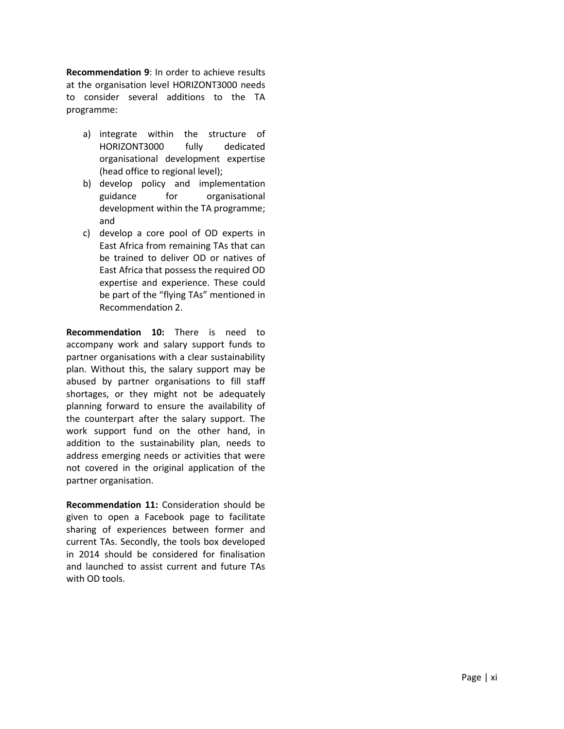**Recommendation 9**: In order to achieve results at the organisation level HORIZONT3000 needs to consider several additions to the TA programme:

a) integrate within the structure of HORIZONT3000 fully dedicated organisational development expertise (head office to regional level);
b) develop policy and implementation guidance for organisational development within the TA programme; and
c) develop a core pool of OD experts in East Africa from remaining TAs that can be trained to deliver OD or natives of East Africa that possess the required OD expertise and experience. These could be part of the "flying TAs" mentioned in Recommendation 2.

**Recommendation 10:** There is need to accompany work and salary support funds to partner organisations with a clear sustainability plan. Without this, the salary support may be abused by partner organisations to fill staff shortages, or they might not be adequately planning forward to ensure the availability of the counterpart after the salary support. The work support fund on the other hand, in addition to the sustainability plan, needs to address emerging needs or activities that were not covered in the original application of the partner organisation.

**Recommendation 11:** Consideration should be given to open a Facebook page to facilitate sharing of experiences between former and current TAs. Secondly, the tools box developed in 2014 should be considered for finalisation and launched to assist current and future TAs with OD tools.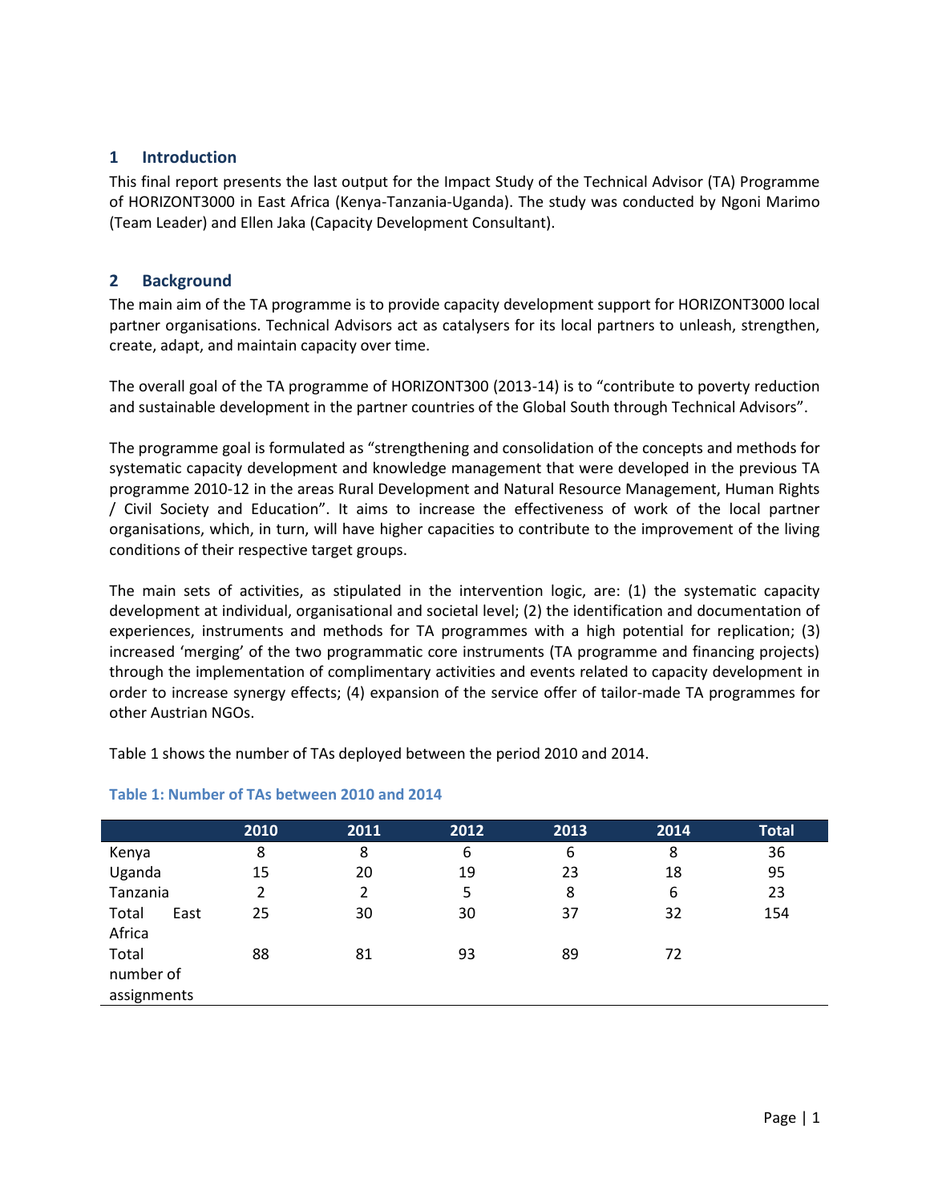## 1 Introduction

This final report presents the last output for the Impact Study of the Technical Advisor (TA) Programme of HORIZONT3000 in East Africa (Kenya-Tanzania-Uganda). The study was conducted by Ngoni Marimo (Team Leader) and Ellen Jaka (Capacity Development Consultant).

## 2 Background

The main aim of the TA programme is to provide capacity development support for HORIZONT3000 local partner organisations. Technical Advisors act as catalysers for its local partners to unleash, strengthen, create, adapt, and maintain capacity over time.

The overall goal of the TA programme of HORIZONT300 (2013-14) is to "contribute to poverty reduction and sustainable development in the partner countries of the Global South through Technical Advisors".

The programme goal is formulated as "strengthening and consolidation of the concepts and methods for systematic capacity development and knowledge management that were developed in the previous TA programme 2010-12 in the areas Rural Development and Natural Resource Management, Human Rights / Civil Society and Education". It aims to increase the effectiveness of work of the local partner organisations, which, in turn, will have higher capacities to contribute to the improvement of the living conditions of their respective target groups.

The main sets of activities, as stipulated in the intervention logic, are: (1) the systematic capacity development at individual, organisational and societal level; (2) the identification and documentation of experiences, instruments and methods for TA programmes with a high potential for replication; (3) increased 'merging' of the two programmatic core instruments (TA programme and financing projects) through the implementation of complimentary activities and events related to capacity development in order to increase synergy effects; (4) expansion of the service offer of tailor-made TA programmes for other Austrian NGOs.

Table 1 shows the number of TAs deployed between the period 2010 and 2014.

**Table 1: Number of TAs between 2010 and 2014**

| | 2010 | 2011 | 2012 | 2013 | 2014 | Total |
|---|---|---|---|---|---|---|
| Kenya | 8 | 8 | 6 | 6 | 8 | 36 |
| Uganda | 15 | 20 | 19 | 23 | 18 | 95 |
| Tanzania | 2 | 2 | 5 | 8 | 6 | 23 |
| Total East Africa | 25 | 30 | 30 | 37 | 32 | 154 |
| Total number of assignments | 88 | 81 | 93 | 89 | 72 | |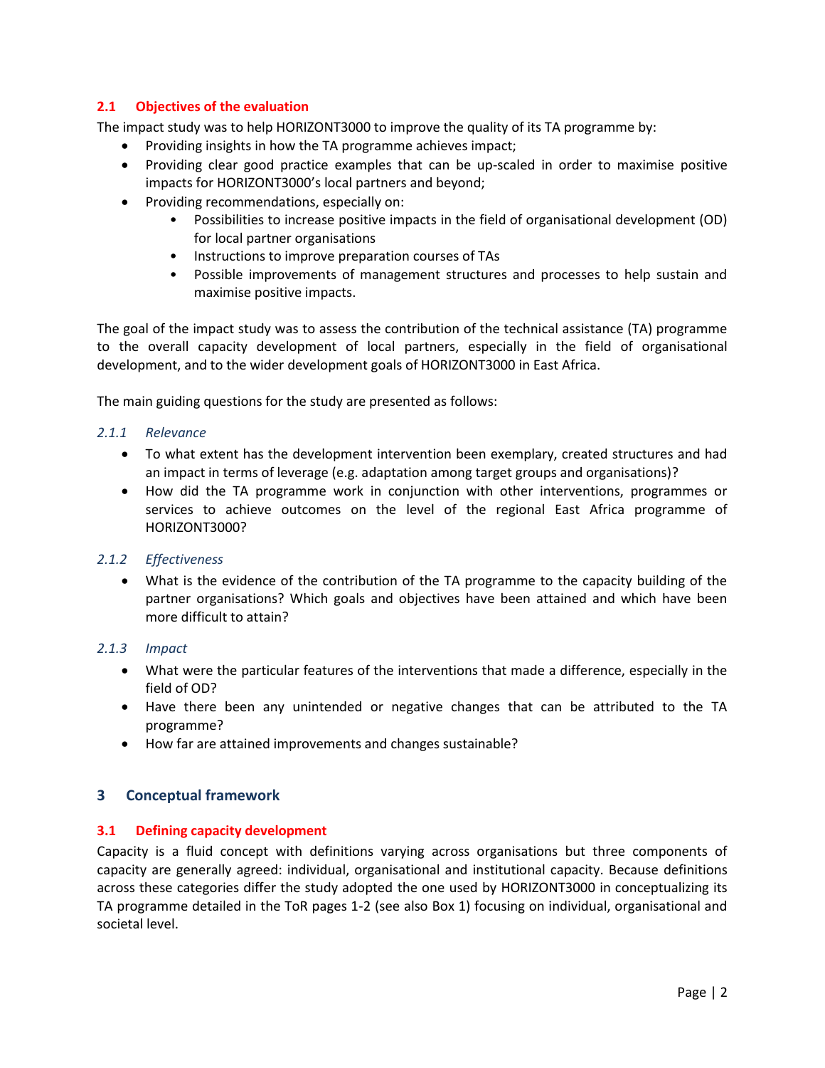### 2.1 Objectives of the evaluation

The impact study was to help HORIZONT3000 to improve the quality of its TA programme by:

- Providing insights in how the TA programme achieves impact;
- Providing clear good practice examples that can be up-scaled in order to maximise positive impacts for HORIZONT3000's local partners and beyond;
- Providing recommendations, especially on:
  - Possibilities to increase positive impacts in the field of organisational development (OD) for local partner organisations
  - Instructions to improve preparation courses of TAs
  - Possible improvements of management structures and processes to help sustain and maximise positive impacts.

The goal of the impact study was to assess the contribution of the technical assistance (TA) programme to the overall capacity development of local partners, especially in the field of organisational development, and to the wider development goals of HORIZONT3000 in East Africa.

The main guiding questions for the study are presented as follows:

#### 2.1.1 *Relevance*

- To what extent has the development intervention been exemplary, created structures and had an impact in terms of leverage (e.g. adaptation among target groups and organisations)?
- How did the TA programme work in conjunction with other interventions, programmes or services to achieve outcomes on the level of the regional East Africa programme of HORIZONT3000?

#### 2.1.2 *Effectiveness*

- What is the evidence of the contribution of the TA programme to the capacity building of the partner organisations? Which goals and objectives have been attained and which have been more difficult to attain?

#### 2.1.3 *Impact*

- What were the particular features of the interventions that made a difference, especially in the field of OD?
- Have there been any unintended or negative changes that can be attributed to the TA programme?
- How far are attained improvements and changes sustainable?

## 3 Conceptual framework

### 3.1 Defining capacity development

Capacity is a fluid concept with definitions varying across organisations but three components of capacity are generally agreed: individual, organisational and institutional capacity. Because definitions across these categories differ the study adopted the one used by HORIZONT3000 in conceptualizing its TA programme detailed in the ToR pages 1-2 (see also Box 1) focusing on individual, organisational and societal level.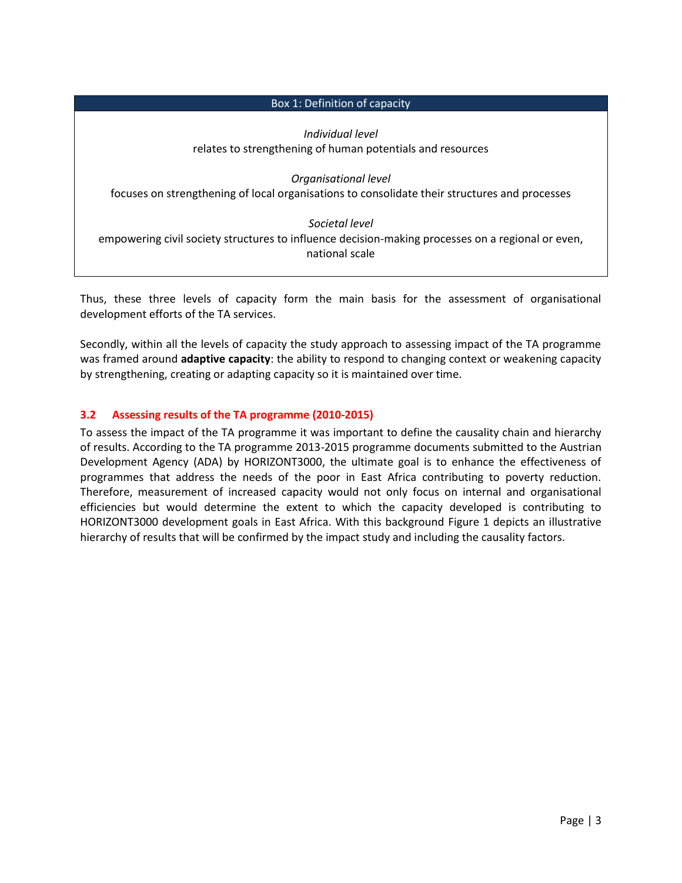**Box 1: Definition of capacity**

*Individual level*
relates to strengthening of human potentials and resources

*Organisational level*
focuses on strengthening of local organisations to consolidate their structures and processes

*Societal level*
empowering civil society structures to influence decision-making processes on a regional or even, national scale

Thus, these three levels of capacity form the main basis for the assessment of organisational development efforts of the TA services.

Secondly, within all the levels of capacity the study approach to assessing impact of the TA programme was framed around **adaptive capacity**: the ability to respond to changing context or weakening capacity by strengthening, creating or adapting capacity so it is maintained over time.

### 3.2 Assessing results of the TA programme (2010-2015)

To assess the impact of the TA programme it was important to define the causality chain and hierarchy of results. According to the TA programme 2013-2015 programme documents submitted to the Austrian Development Agency (ADA) by HORIZONT3000, the ultimate goal is to enhance the effectiveness of programmes that address the needs of the poor in East Africa contributing to poverty reduction. Therefore, measurement of increased capacity would not only focus on internal and organisational efficiencies but would determine the extent to which the capacity developed is contributing to HORIZONT3000 development goals in East Africa. With this background Figure 1 depicts an illustrative hierarchy of results that will be confirmed by the impact study and including the causality factors.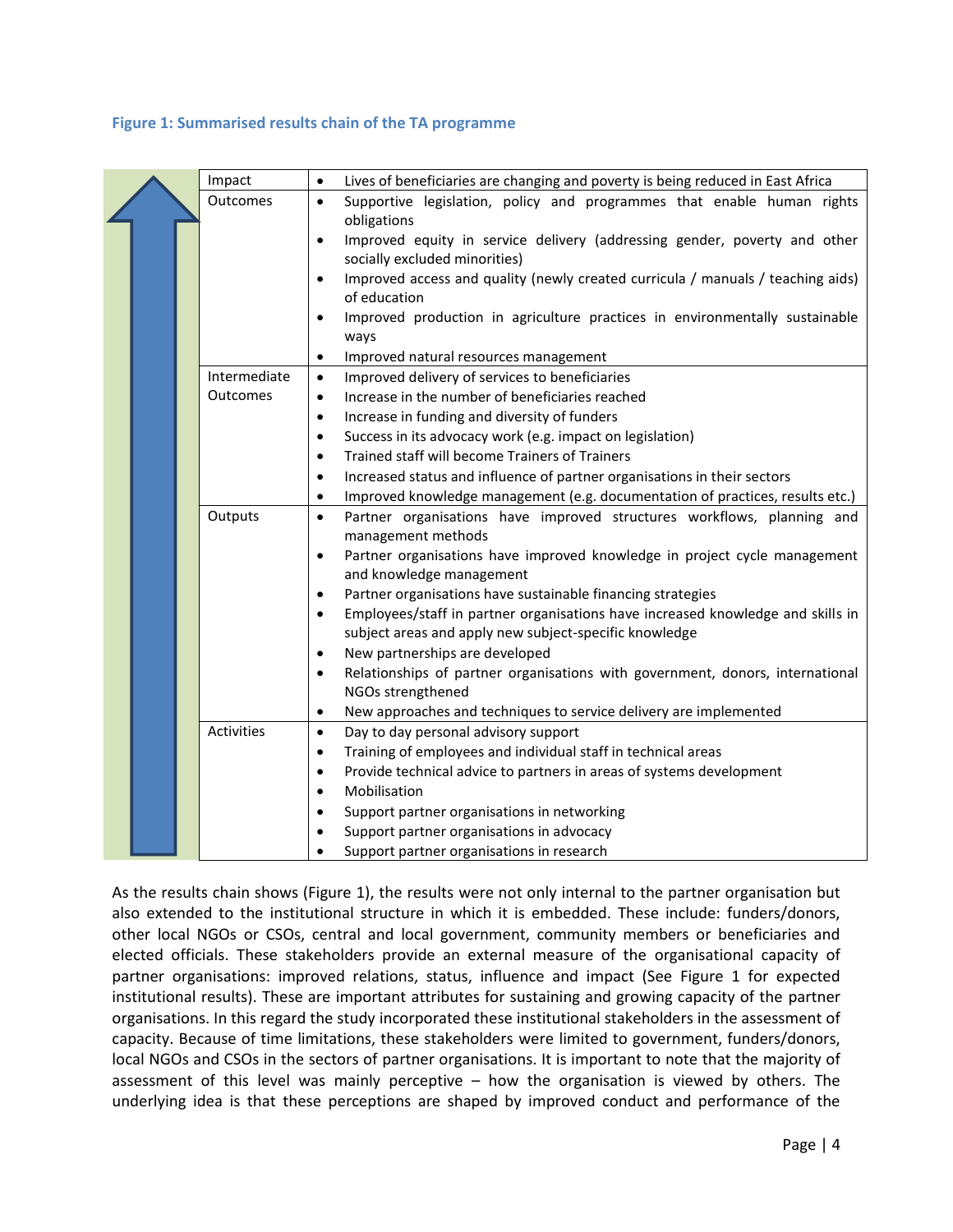**Figure 1: Summarised results chain of the TA programme**

| Level | Results |
|---|---|
| Impact | • Lives of beneficiaries are changing and poverty is being reduced in East Africa |
| Outcomes | • Supportive legislation, policy and programmes that enable human rights obligations<br>• Improved equity in service delivery (addressing gender, poverty and other socially excluded minorities)<br>• Improved access and quality (newly created curricula / manuals / teaching aids) of education<br>• Improved production in agriculture practices in environmentally sustainable ways<br>• Improved natural resources management |
| Intermediate Outcomes | • Improved delivery of services to beneficiaries<br>• Increase in the number of beneficiaries reached<br>• Increase in funding and diversity of funders<br>• Success in its advocacy work (e.g. impact on legislation)<br>• Trained staff will become Trainers of Trainers<br>• Increased status and influence of partner organisations in their sectors<br>• Improved knowledge management (e.g. documentation of practices, results etc.) |
| Outputs | • Partner organisations have improved structures workflows, planning and management methods<br>• Partner organisations have improved knowledge in project cycle management and knowledge management<br>• Partner organisations have sustainable financing strategies<br>• Employees/staff in partner organisations have increased knowledge and skills in subject areas and apply new subject-specific knowledge<br>• New partnerships are developed<br>• Relationships of partner organisations with government, donors, international NGOs strengthened<br>• New approaches and techniques to service delivery are implemented |
| Activities | • Day to day personal advisory support<br>• Training of employees and individual staff in technical areas<br>• Provide technical advice to partners in areas of systems development<br>• Mobilisation<br>• Support partner organisations in networking<br>• Support partner organisations in advocacy<br>• Support partner organisations in research |

As the results chain shows (Figure 1), the results were not only internal to the partner organisation but also extended to the institutional structure in which it is embedded. These include: funders/donors, other local NGOs or CSOs, central and local government, community members or beneficiaries and elected officials. These stakeholders provide an external measure of the organisational capacity of partner organisations: improved relations, status, influence and impact (See Figure 1 for expected institutional results). These are important attributes for sustaining and growing capacity of the partner organisations. In this regard the study incorporated these institutional stakeholders in the assessment of capacity. Because of time limitations, these stakeholders were limited to government, funders/donors, local NGOs and CSOs in the sectors of partner organisations. It is important to note that the majority of assessment of this level was mainly perceptive – how the organisation is viewed by others. The underlying idea is that these perceptions are shaped by improved conduct and performance of the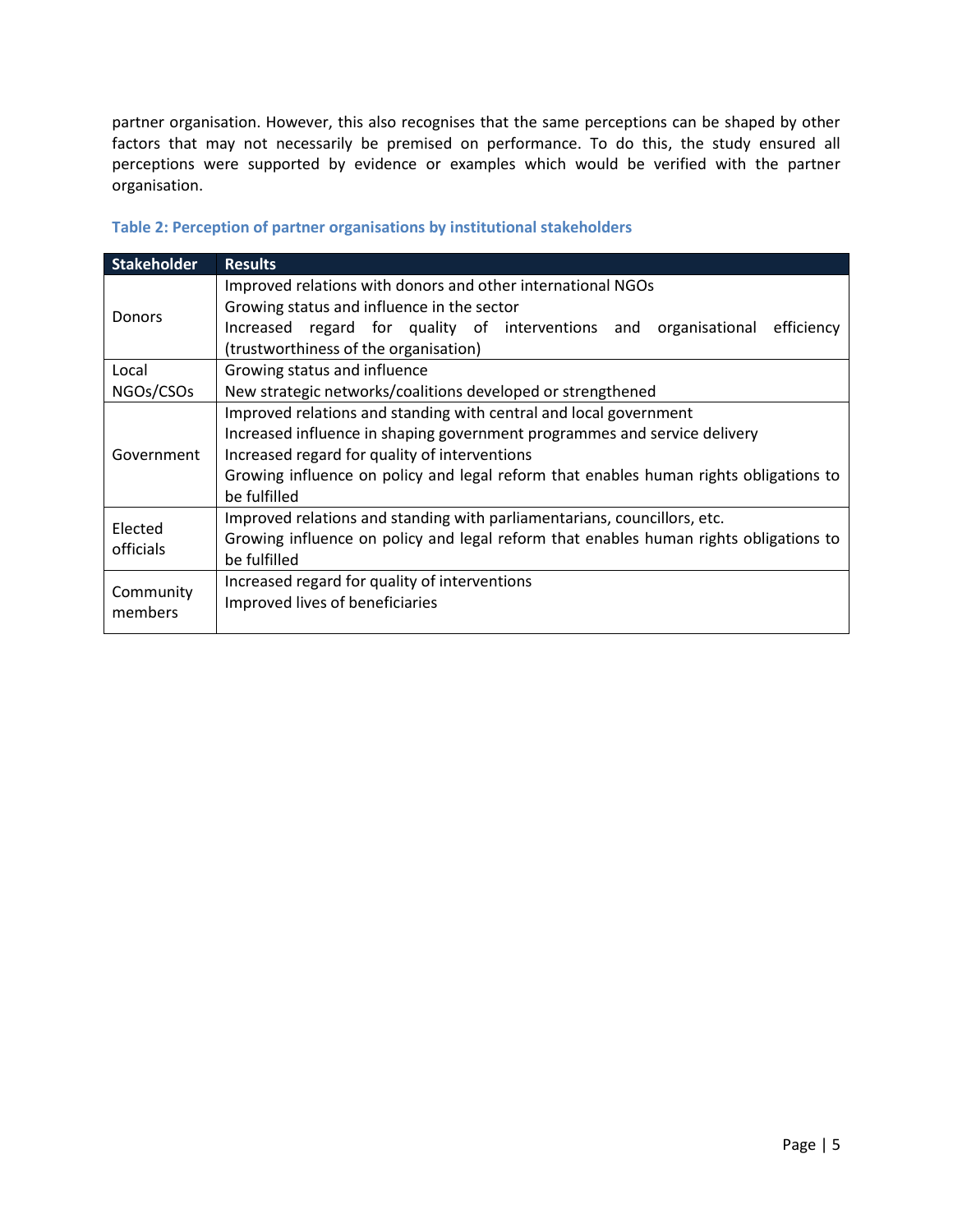partner organisation. However, this also recognises that the same perceptions can be shaped by other factors that may not necessarily be premised on performance. To do this, the study ensured all perceptions were supported by evidence or examples which would be verified with the partner organisation.

**Table 2: Perception of partner organisations by institutional stakeholders**

| Stakeholder | Results |
|---|---|
| Donors | Improved relations with donors and other international NGOs<br>Growing status and influence in the sector<br>Increased regard for quality of interventions and organisational efficiency (trustworthiness of the organisation) |
| Local NGOs/CSOs | Growing status and influence<br>New strategic networks/coalitions developed or strengthened |
| Government | Improved relations and standing with central and local government<br>Increased influence in shaping government programmes and service delivery<br>Increased regard for quality of interventions<br>Growing influence on policy and legal reform that enables human rights obligations to be fulfilled |
| Elected officials | Improved relations and standing with parliamentarians, councillors, etc.<br>Growing influence on policy and legal reform that enables human rights obligations to be fulfilled |
| Community members | Increased regard for quality of interventions<br>Improved lives of beneficiaries |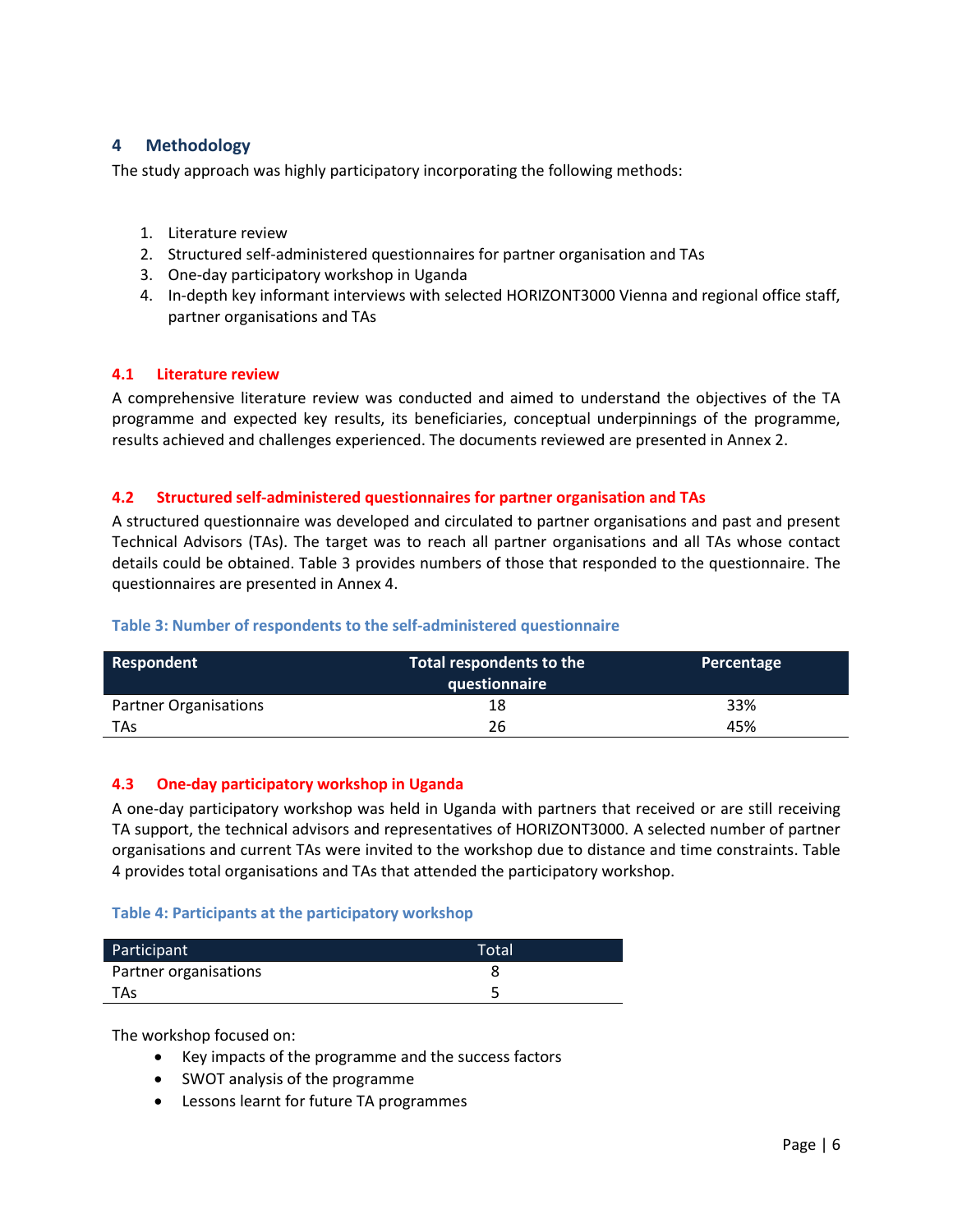## 4 Methodology

The study approach was highly participatory incorporating the following methods:

1. Literature review
2. Structured self-administered questionnaires for partner organisation and TAs
3. One-day participatory workshop in Uganda
4. In-depth key informant interviews with selected HORIZONT3000 Vienna and regional office staff, partner organisations and TAs

### 4.1 Literature review

A comprehensive literature review was conducted and aimed to understand the objectives of the TA programme and expected key results, its beneficiaries, conceptual underpinnings of the programme, results achieved and challenges experienced. The documents reviewed are presented in Annex 2.

### 4.2 Structured self-administered questionnaires for partner organisation and TAs

A structured questionnaire was developed and circulated to partner organisations and past and present Technical Advisors (TAs). The target was to reach all partner organisations and all TAs whose contact details could be obtained. Table 3 provides numbers of those that responded to the questionnaire. The questionnaires are presented in Annex 4.

**Table 3: Number of respondents to the self-administered questionnaire**

| Respondent | Total respondents to the questionnaire | Percentage |
|---|---|---|
| Partner Organisations | 18 | 33% |
| TAs | 26 | 45% |

### 4.3 One-day participatory workshop in Uganda

A one-day participatory workshop was held in Uganda with partners that received or are still receiving TA support, the technical advisors and representatives of HORIZONT3000. A selected number of partner organisations and current TAs were invited to the workshop due to distance and time constraints. Table 4 provides total organisations and TAs that attended the participatory workshop.

**Table 4: Participants at the participatory workshop**

| Participant | Total |
|---|---|
| Partner organisations | 8 |
| TAs | 5 |

The workshop focused on:

- Key impacts of the programme and the success factors
- SWOT analysis of the programme
- Lessons learnt for future TA programmes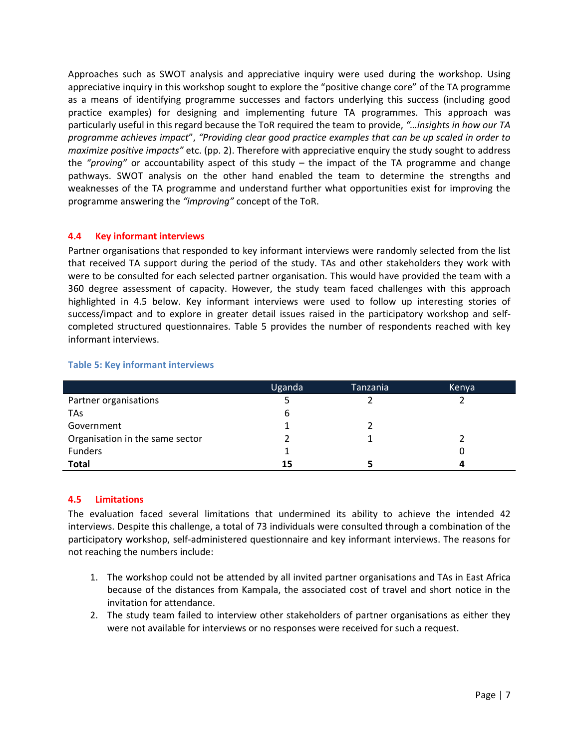Approaches such as SWOT analysis and appreciative inquiry were used during the workshop. Using appreciative inquiry in this workshop sought to explore the "positive change core" of the TA programme as a means of identifying programme successes and factors underlying this success (including good practice examples) for designing and implementing future TA programmes. This approach was particularly useful in this regard because the ToR required the team to provide, *"…insights in how our TA programme achieves impact*", *"Providing clear good practice examples that can be up scaled in order to maximize positive impacts"* etc. (pp. 2). Therefore with appreciative enquiry the study sought to address the *"proving"* or accountability aspect of this study – the impact of the TA programme and change pathways. SWOT analysis on the other hand enabled the team to determine the strengths and weaknesses of the TA programme and understand further what opportunities exist for improving the programme answering the *"improving"* concept of the ToR.

### 4.4 Key informant interviews

Partner organisations that responded to key informant interviews were randomly selected from the list that received TA support during the period of the study. TAs and other stakeholders they work with were to be consulted for each selected partner organisation. This would have provided the team with a 360 degree assessment of capacity. However, the study team faced challenges with this approach highlighted in 4.5 below. Key informant interviews were used to follow up interesting stories of success/impact and to explore in greater detail issues raised in the participatory workshop and self-completed structured questionnaires. Table 5 provides the number of respondents reached with key informant interviews.

**Table 5: Key informant interviews**

| | Uganda | Tanzania | Kenya |
|---|---|---|---|
| Partner organisations | 5 | 2 | 2 |
| TAs | 6 | | |
| Government | 1 | 2 | |
| Organisation in the same sector | 2 | 1 | 2 |
| Funders | 1 | | 0 |
| **Total** | **15** | **5** | **4** |

### 4.5 Limitations

The evaluation faced several limitations that undermined its ability to achieve the intended 42 interviews. Despite this challenge, a total of 73 individuals were consulted through a combination of the participatory workshop, self-administered questionnaire and key informant interviews. The reasons for not reaching the numbers include:

1. The workshop could not be attended by all invited partner organisations and TAs in East Africa because of the distances from Kampala, the associated cost of travel and short notice in the invitation for attendance.
2. The study team failed to interview other stakeholders of partner organisations as either they were not available for interviews or no responses were received for such a request.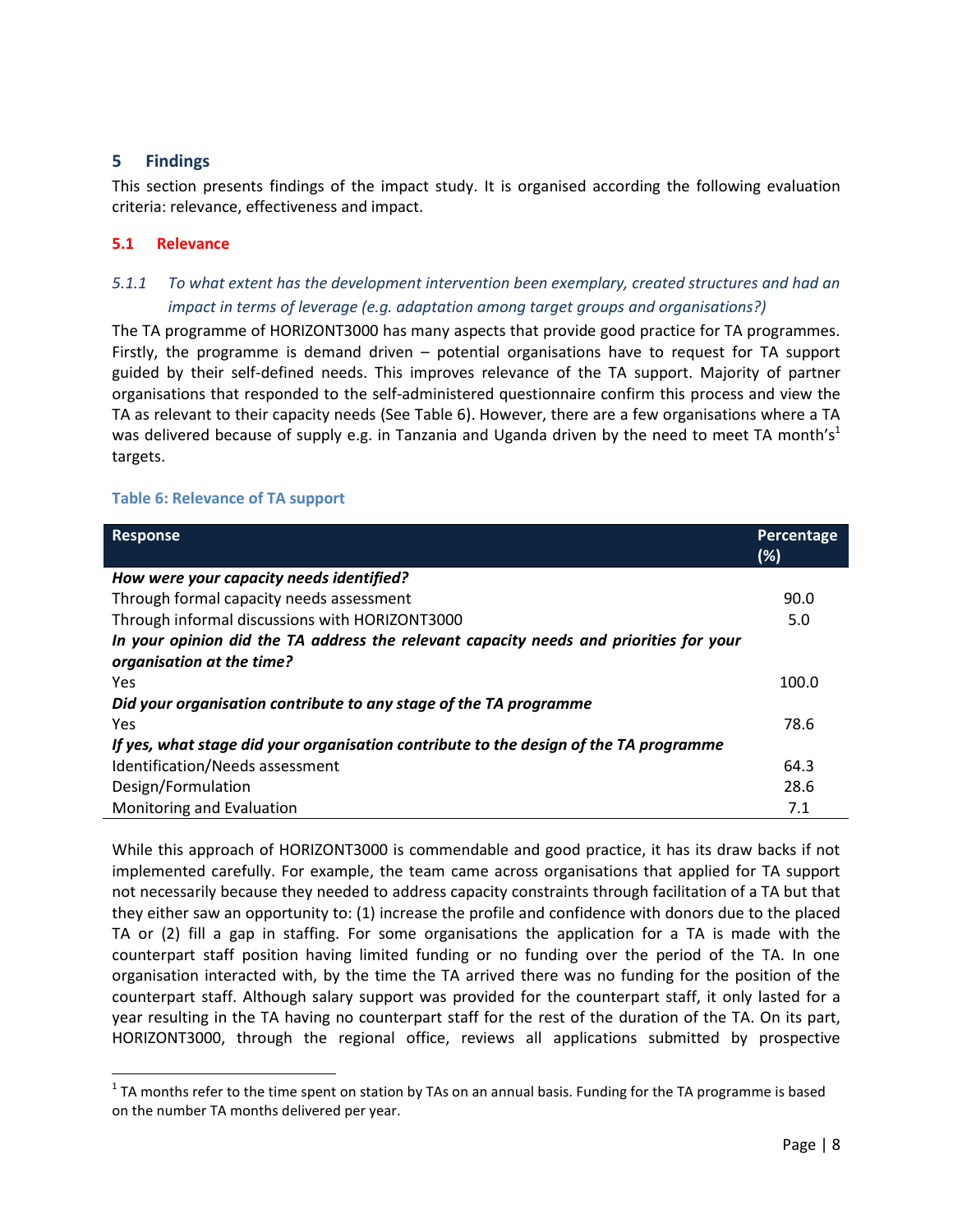## 5 Findings

This section presents findings of the impact study. It is organised according the following evaluation criteria: relevance, effectiveness and impact.

### 5.1 Relevance

#### *5.1.1 To what extent has the development intervention been exemplary, created structures and had an impact in terms of leverage (e.g. adaptation among target groups and organisations?)*

The TA programme of HORIZONT3000 has many aspects that provide good practice for TA programmes. Firstly, the programme is demand driven – potential organisations have to request for TA support guided by their self-defined needs. This improves relevance of the TA support. Majority of partner organisations that responded to the self-administered questionnaire confirm this process and view the TA as relevant to their capacity needs (See Table 6). However, there are a few organisations where a TA was delivered because of supply e.g. in Tanzania and Uganda driven by the need to meet TA month's[1] targets.

**Table 6: Relevance of TA support**

| Response | Percentage (%) |
|---|---|
| ***How were your capacity needs identified?*** | |
| Through formal capacity needs assessment | 90.0 |
| Through informal discussions with HORIZONT3000 | 5.0 |
| ***In your opinion did the TA address the relevant capacity needs and priorities for your organisation at the time?*** | |
| Yes | 100.0 |
| ***Did your organisation contribute to any stage of the TA programme*** | |
| Yes | 78.6 |
| ***If yes, what stage did your organisation contribute to the design of the TA programme*** | |
| Identification/Needs assessment | 64.3 |
| Design/Formulation | 28.6 |
| Monitoring and Evaluation | 7.1 |

While this approach of HORIZONT3000 is commendable and good practice, it has its draw backs if not implemented carefully. For example, the team came across organisations that applied for TA support not necessarily because they needed to address capacity constraints through facilitation of a TA but that they either saw an opportunity to: (1) increase the profile and confidence with donors due to the placed TA or (2) fill a gap in staffing. For some organisations the application for a TA is made with the counterpart staff position having limited funding or no funding over the period of the TA. In one organisation interacted with, by the time the TA arrived there was no funding for the position of the counterpart staff. Although salary support was provided for the counterpart staff, it only lasted for a year resulting in the TA having no counterpart staff for the rest of the duration of the TA. On its part, HORIZONT3000, through the regional office, reviews all applications submitted by prospective

[1] TA months refer to the time spent on station by TAs on an annual basis. Funding for the TA programme is based on the number TA months delivered per year.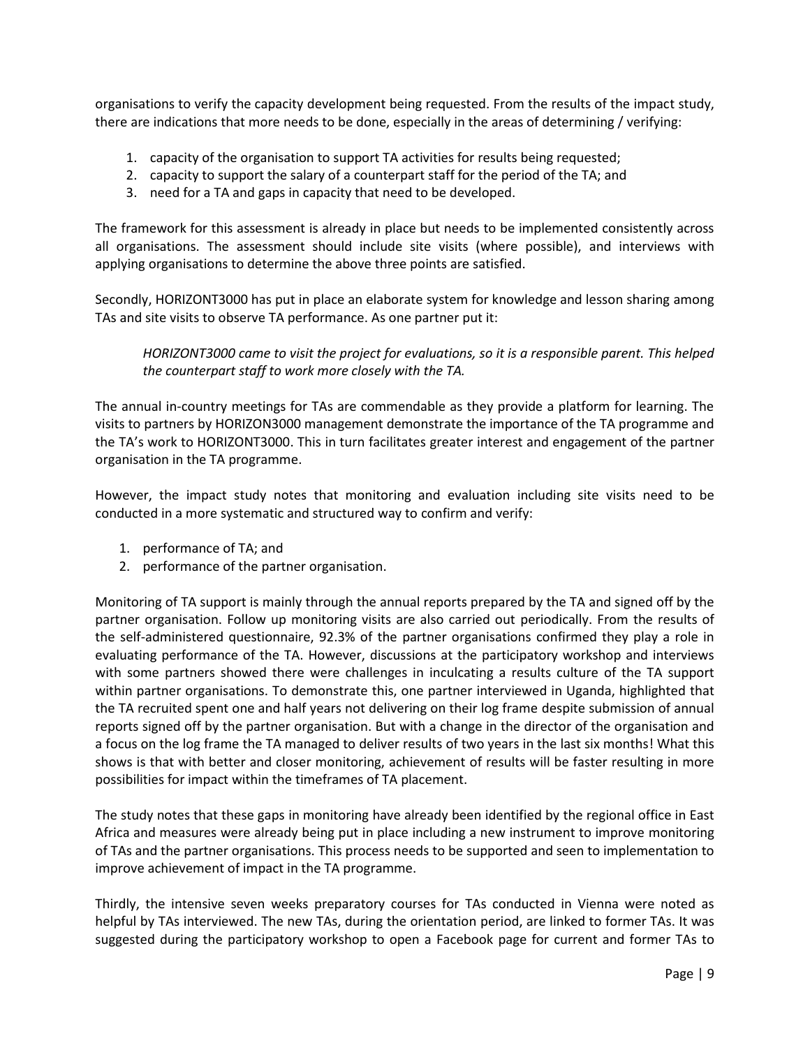organisations to verify the capacity development being requested. From the results of the impact study, there are indications that more needs to be done, especially in the areas of determining / verifying:

1. capacity of the organisation to support TA activities for results being requested;
2. capacity to support the salary of a counterpart staff for the period of the TA; and
3. need for a TA and gaps in capacity that need to be developed.

The framework for this assessment is already in place but needs to be implemented consistently across all organisations. The assessment should include site visits (where possible), and interviews with applying organisations to determine the above three points are satisfied.

Secondly, HORIZONT3000 has put in place an elaborate system for knowledge and lesson sharing among TAs and site visits to observe TA performance. As one partner put it:

> *HORIZONT3000 came to visit the project for evaluations, so it is a responsible parent. This helped the counterpart staff to work more closely with the TA.*

The annual in-country meetings for TAs are commendable as they provide a platform for learning. The visits to partners by HORIZON3000 management demonstrate the importance of the TA programme and the TA's work to HORIZONT3000. This in turn facilitates greater interest and engagement of the partner organisation in the TA programme.

However, the impact study notes that monitoring and evaluation including site visits need to be conducted in a more systematic and structured way to confirm and verify:

1. performance of TA; and
2. performance of the partner organisation.

Monitoring of TA support is mainly through the annual reports prepared by the TA and signed off by the partner organisation. Follow up monitoring visits are also carried out periodically. From the results of the self-administered questionnaire, 92.3% of the partner organisations confirmed they play a role in evaluating performance of the TA. However, discussions at the participatory workshop and interviews with some partners showed there were challenges in inculcating a results culture of the TA support within partner organisations. To demonstrate this, one partner interviewed in Uganda, highlighted that the TA recruited spent one and half years not delivering on their log frame despite submission of annual reports signed off by the partner organisation. But with a change in the director of the organisation and a focus on the log frame the TA managed to deliver results of two years in the last six months! What this shows is that with better and closer monitoring, achievement of results will be faster resulting in more possibilities for impact within the timeframes of TA placement.

The study notes that these gaps in monitoring have already been identified by the regional office in East Africa and measures were already being put in place including a new instrument to improve monitoring of TAs and the partner organisations. This process needs to be supported and seen to implementation to improve achievement of impact in the TA programme.

Thirdly, the intensive seven weeks preparatory courses for TAs conducted in Vienna were noted as helpful by TAs interviewed. The new TAs, during the orientation period, are linked to former TAs. It was suggested during the participatory workshop to open a Facebook page for current and former TAs to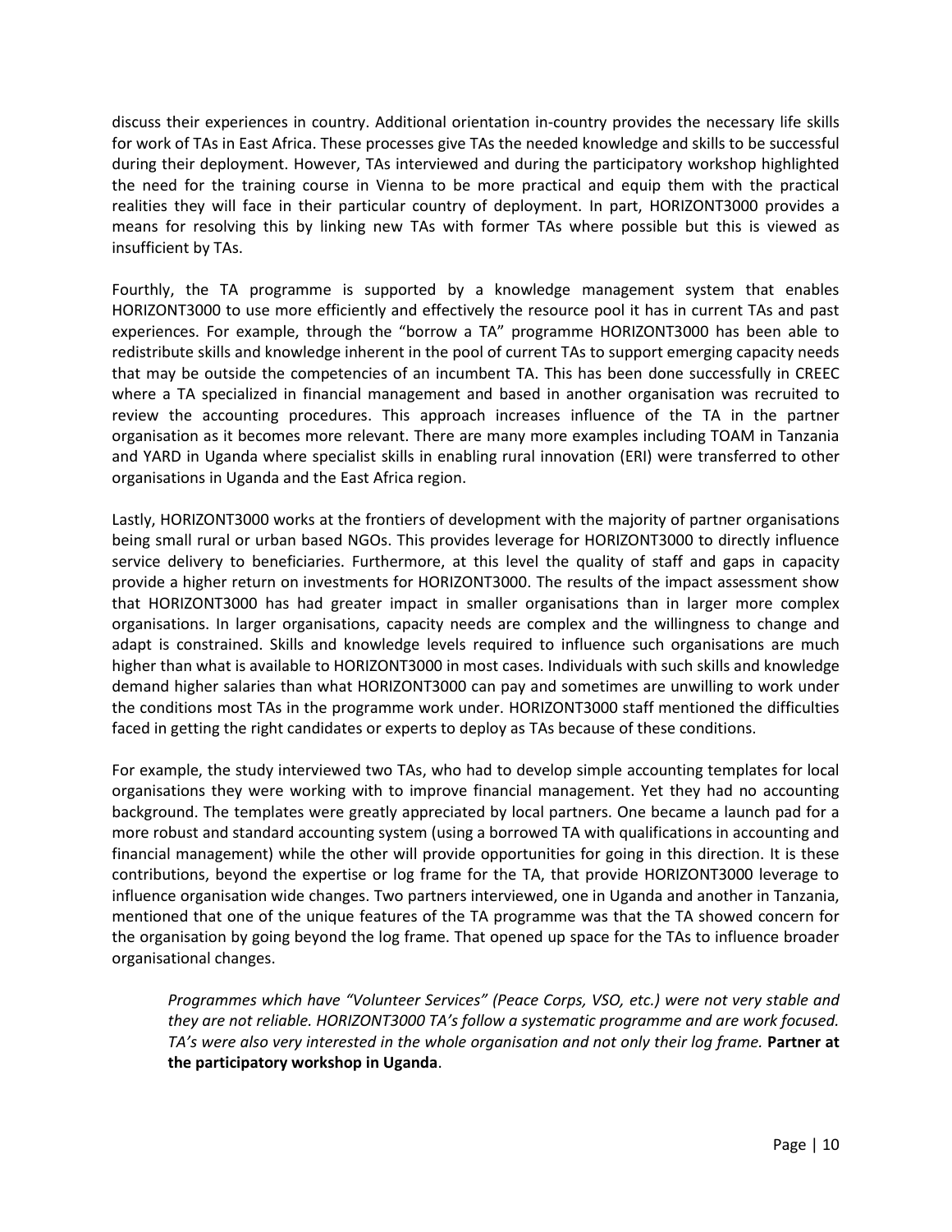discuss their experiences in country. Additional orientation in-country provides the necessary life skills for work of TAs in East Africa. These processes give TAs the needed knowledge and skills to be successful during their deployment. However, TAs interviewed and during the participatory workshop highlighted the need for the training course in Vienna to be more practical and equip them with the practical realities they will face in their particular country of deployment. In part, HORIZONT3000 provides a means for resolving this by linking new TAs with former TAs where possible but this is viewed as insufficient by TAs.

Fourthly, the TA programme is supported by a knowledge management system that enables HORIZONT3000 to use more efficiently and effectively the resource pool it has in current TAs and past experiences. For example, through the "borrow a TA" programme HORIZONT3000 has been able to redistribute skills and knowledge inherent in the pool of current TAs to support emerging capacity needs that may be outside the competencies of an incumbent TA. This has been done successfully in CREEC where a TA specialized in financial management and based in another organisation was recruited to review the accounting procedures. This approach increases influence of the TA in the partner organisation as it becomes more relevant. There are many more examples including TOAM in Tanzania and YARD in Uganda where specialist skills in enabling rural innovation (ERI) were transferred to other organisations in Uganda and the East Africa region.

Lastly, HORIZONT3000 works at the frontiers of development with the majority of partner organisations being small rural or urban based NGOs. This provides leverage for HORIZONT3000 to directly influence service delivery to beneficiaries. Furthermore, at this level the quality of staff and gaps in capacity provide a higher return on investments for HORIZONT3000. The results of the impact assessment show that HORIZONT3000 has had greater impact in smaller organisations than in larger more complex organisations. In larger organisations, capacity needs are complex and the willingness to change and adapt is constrained. Skills and knowledge levels required to influence such organisations are much higher than what is available to HORIZONT3000 in most cases. Individuals with such skills and knowledge demand higher salaries than what HORIZONT3000 can pay and sometimes are unwilling to work under the conditions most TAs in the programme work under. HORIZONT3000 staff mentioned the difficulties faced in getting the right candidates or experts to deploy as TAs because of these conditions.

For example, the study interviewed two TAs, who had to develop simple accounting templates for local organisations they were working with to improve financial management. Yet they had no accounting background. The templates were greatly appreciated by local partners. One became a launch pad for a more robust and standard accounting system (using a borrowed TA with qualifications in accounting and financial management) while the other will provide opportunities for going in this direction. It is these contributions, beyond the expertise or log frame for the TA, that provide HORIZONT3000 leverage to influence organisation wide changes. Two partners interviewed, one in Uganda and another in Tanzania, mentioned that one of the unique features of the TA programme was that the TA showed concern for the organisation by going beyond the log frame. That opened up space for the TAs to influence broader organisational changes.

> *Programmes which have "Volunteer Services" (Peace Corps, VSO, etc.) were not very stable and they are not reliable. HORIZONT3000 TA's follow a systematic programme and are work focused. TA's were also very interested in the whole organisation and not only their log frame.* **Partner at the participatory workshop in Uganda**.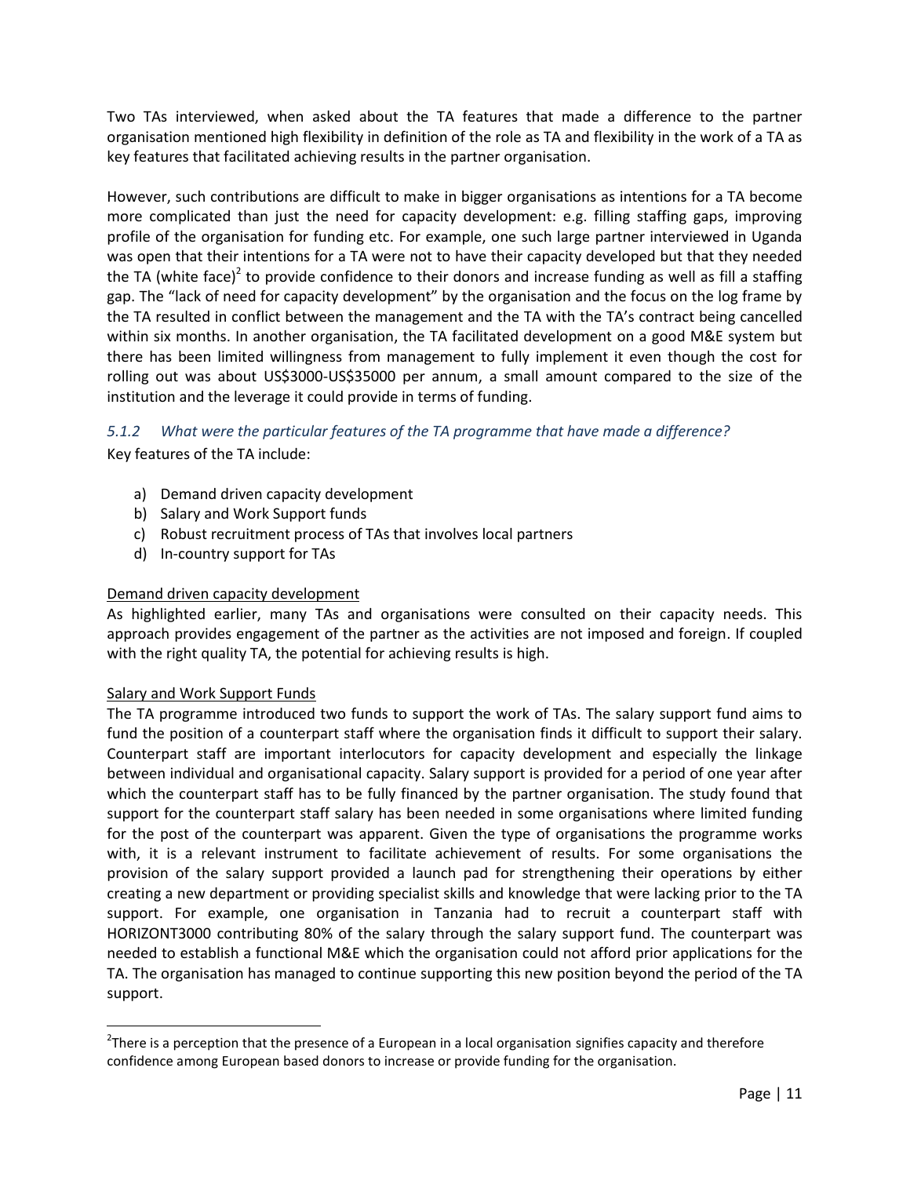Two TAs interviewed, when asked about the TA features that made a difference to the partner organisation mentioned high flexibility in definition of the role as TA and flexibility in the work of a TA as key features that facilitated achieving results in the partner organisation.

However, such contributions are difficult to make in bigger organisations as intentions for a TA become more complicated than just the need for capacity development: e.g. filling staffing gaps, improving profile of the organisation for funding etc. For example, one such large partner interviewed in Uganda was open that their intentions for a TA were not to have their capacity developed but that they needed the TA (white face)[2] to provide confidence to their donors and increase funding as well as fill a staffing gap. The "lack of need for capacity development" by the organisation and the focus on the log frame by the TA resulted in conflict between the management and the TA with the TA's contract being cancelled within six months. In another organisation, the TA facilitated development on a good M&E system but there has been limited willingness from management to fully implement it even though the cost for rolling out was about US$3000-US$35000 per annum, a small amount compared to the size of the institution and the leverage it could provide in terms of funding.

### *5.1.2 What were the particular features of the TA programme that have made a difference?*

Key features of the TA include:

a) Demand driven capacity development
b) Salary and Work Support funds
c) Robust recruitment process of TAs that involves local partners
d) In-country support for TAs

<u>Demand driven capacity development</u>

As highlighted earlier, many TAs and organisations were consulted on their capacity needs. This approach provides engagement of the partner as the activities are not imposed and foreign. If coupled with the right quality TA, the potential for achieving results is high.

<u>Salary and Work Support Funds</u>

The TA programme introduced two funds to support the work of TAs. The salary support fund aims to fund the position of a counterpart staff where the organisation finds it difficult to support their salary. Counterpart staff are important interlocutors for capacity development and especially the linkage between individual and organisational capacity. Salary support is provided for a period of one year after which the counterpart staff has to be fully financed by the partner organisation. The study found that support for the counterpart staff salary has been needed in some organisations where limited funding for the post of the counterpart was apparent. Given the type of organisations the programme works with, it is a relevant instrument to facilitate achievement of results. For some organisations the provision of the salary support provided a launch pad for strengthening their operations by either creating a new department or providing specialist skills and knowledge that were lacking prior to the TA support. For example, one organisation in Tanzania had to recruit a counterpart staff with HORIZONT3000 contributing 80% of the salary through the salary support fund. The counterpart was needed to establish a functional M&E which the organisation could not afford prior applications for the TA. The organisation has managed to continue supporting this new position beyond the period of the TA support.

---

[2] There is a perception that the presence of a European in a local organisation signifies capacity and therefore confidence among European based donors to increase or provide funding for the organisation.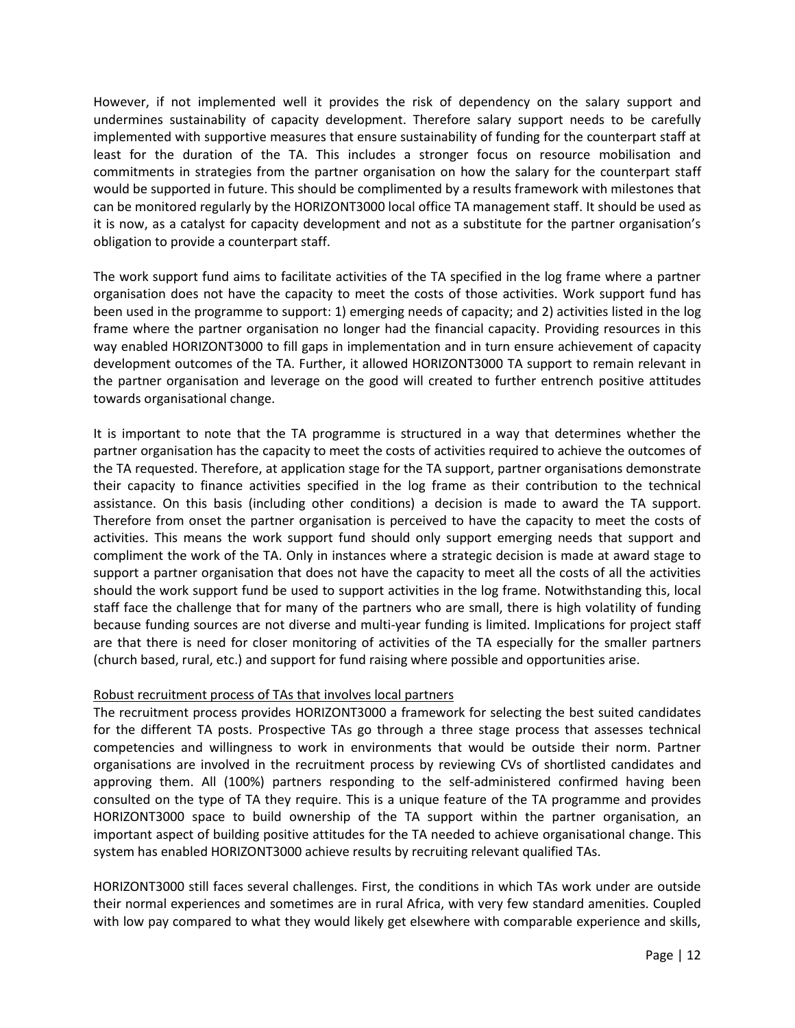However, if not implemented well it provides the risk of dependency on the salary support and undermines sustainability of capacity development. Therefore salary support needs to be carefully implemented with supportive measures that ensure sustainability of funding for the counterpart staff at least for the duration of the TA. This includes a stronger focus on resource mobilisation and commitments in strategies from the partner organisation on how the salary for the counterpart staff would be supported in future. This should be complimented by a results framework with milestones that can be monitored regularly by the HORIZONT3000 local office TA management staff. It should be used as it is now, as a catalyst for capacity development and not as a substitute for the partner organisation's obligation to provide a counterpart staff.

The work support fund aims to facilitate activities of the TA specified in the log frame where a partner organisation does not have the capacity to meet the costs of those activities. Work support fund has been used in the programme to support: 1) emerging needs of capacity; and 2) activities listed in the log frame where the partner organisation no longer had the financial capacity. Providing resources in this way enabled HORIZONT3000 to fill gaps in implementation and in turn ensure achievement of capacity development outcomes of the TA. Further, it allowed HORIZONT3000 TA support to remain relevant in the partner organisation and leverage on the good will created to further entrench positive attitudes towards organisational change.

It is important to note that the TA programme is structured in a way that determines whether the partner organisation has the capacity to meet the costs of activities required to achieve the outcomes of the TA requested. Therefore, at application stage for the TA support, partner organisations demonstrate their capacity to finance activities specified in the log frame as their contribution to the technical assistance. On this basis (including other conditions) a decision is made to award the TA support. Therefore from onset the partner organisation is perceived to have the capacity to meet the costs of activities. This means the work support fund should only support emerging needs that support and compliment the work of the TA. Only in instances where a strategic decision is made at award stage to support a partner organisation that does not have the capacity to meet all the costs of all the activities should the work support fund be used to support activities in the log frame. Notwithstanding this, local staff face the challenge that for many of the partners who are small, there is high volatility of funding because funding sources are not diverse and multi-year funding is limited. Implications for project staff are that there is need for closer monitoring of activities of the TA especially for the smaller partners (church based, rural, etc.) and support for fund raising where possible and opportunities arise.

Robust recruitment process of TAs that involves local partners

The recruitment process provides HORIZONT3000 a framework for selecting the best suited candidates for the different TA posts. Prospective TAs go through a three stage process that assesses technical competencies and willingness to work in environments that would be outside their norm. Partner organisations are involved in the recruitment process by reviewing CVs of shortlisted candidates and approving them. All (100%) partners responding to the self-administered confirmed having been consulted on the type of TA they require. This is a unique feature of the TA programme and provides HORIZONT3000 space to build ownership of the TA support within the partner organisation, an important aspect of building positive attitudes for the TA needed to achieve organisational change. This system has enabled HORIZONT3000 achieve results by recruiting relevant qualified TAs.

HORIZONT3000 still faces several challenges. First, the conditions in which TAs work under are outside their normal experiences and sometimes are in rural Africa, with very few standard amenities. Coupled with low pay compared to what they would likely get elsewhere with comparable experience and skills,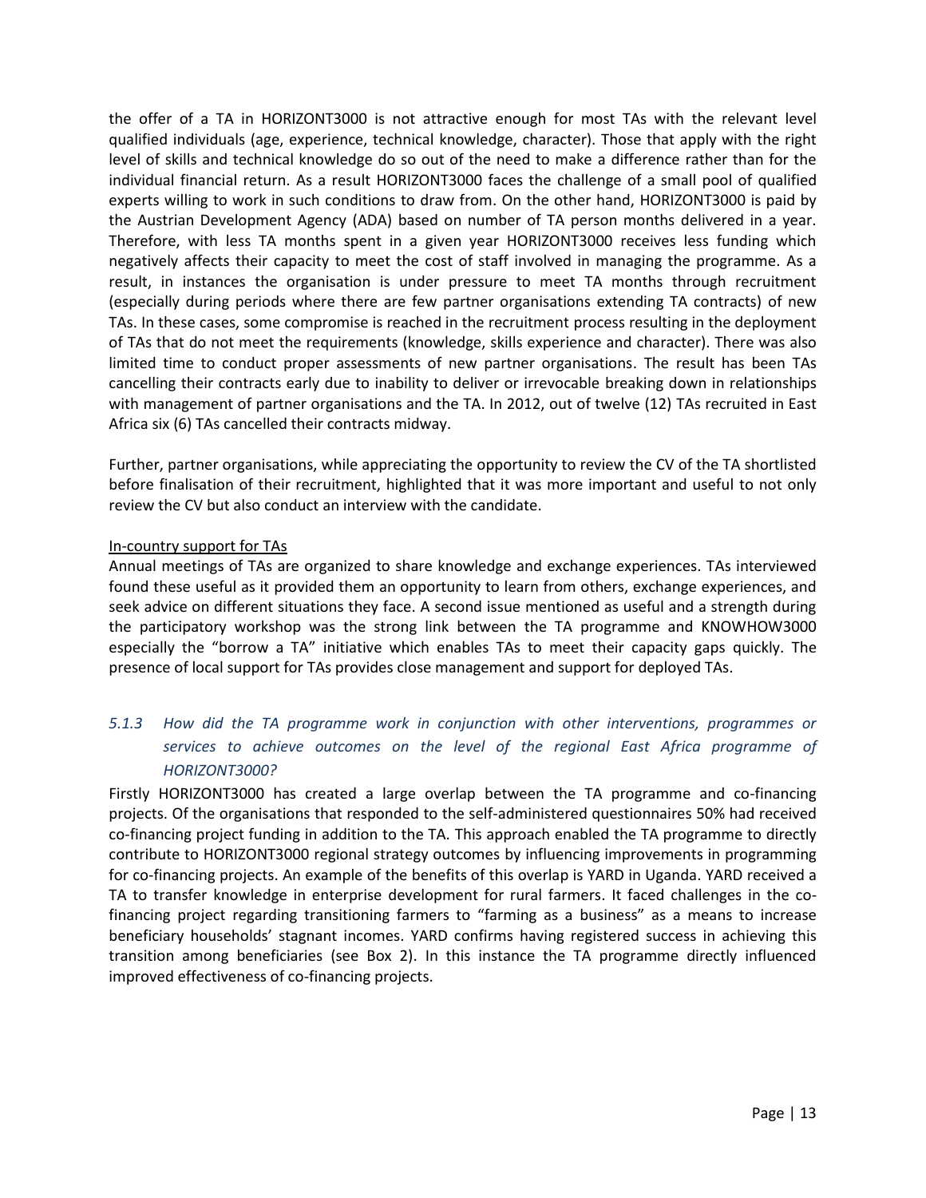the offer of a TA in HORIZONT3000 is not attractive enough for most TAs with the relevant level qualified individuals (age, experience, technical knowledge, character). Those that apply with the right level of skills and technical knowledge do so out of the need to make a difference rather than for the individual financial return. As a result HORIZONT3000 faces the challenge of a small pool of qualified experts willing to work in such conditions to draw from. On the other hand, HORIZONT3000 is paid by the Austrian Development Agency (ADA) based on number of TA person months delivered in a year. Therefore, with less TA months spent in a given year HORIZONT3000 receives less funding which negatively affects their capacity to meet the cost of staff involved in managing the programme. As a result, in instances the organisation is under pressure to meet TA months through recruitment (especially during periods where there are few partner organisations extending TA contracts) of new TAs. In these cases, some compromise is reached in the recruitment process resulting in the deployment of TAs that do not meet the requirements (knowledge, skills experience and character). There was also limited time to conduct proper assessments of new partner organisations. The result has been TAs cancelling their contracts early due to inability to deliver or irrevocable breaking down in relationships with management of partner organisations and the TA. In 2012, out of twelve (12) TAs recruited in East Africa six (6) TAs cancelled their contracts midway.

Further, partner organisations, while appreciating the opportunity to review the CV of the TA shortlisted before finalisation of their recruitment, highlighted that it was more important and useful to not only review the CV but also conduct an interview with the candidate.

In-country support for TAs

Annual meetings of TAs are organized to share knowledge and exchange experiences. TAs interviewed found these useful as it provided them an opportunity to learn from others, exchange experiences, and seek advice on different situations they face. A second issue mentioned as useful and a strength during the participatory workshop was the strong link between the TA programme and KNOWHOW3000 especially the "borrow a TA" initiative which enables TAs to meet their capacity gaps quickly. The presence of local support for TAs provides close management and support for deployed TAs.

### *5.1.3 How did the TA programme work in conjunction with other interventions, programmes or services to achieve outcomes on the level of the regional East Africa programme of HORIZONT3000?*

Firstly HORIZONT3000 has created a large overlap between the TA programme and co-financing projects. Of the organisations that responded to the self-administered questionnaires 50% had received co-financing project funding in addition to the TA. This approach enabled the TA programme to directly contribute to HORIZONT3000 regional strategy outcomes by influencing improvements in programming for co-financing projects. An example of the benefits of this overlap is YARD in Uganda. YARD received a TA to transfer knowledge in enterprise development for rural farmers. It faced challenges in the co-financing project regarding transitioning farmers to "farming as a business" as a means to increase beneficiary households' stagnant incomes. YARD confirms having registered success in achieving this transition among beneficiaries (see Box 2). In this instance the TA programme directly influenced improved effectiveness of co-financing projects.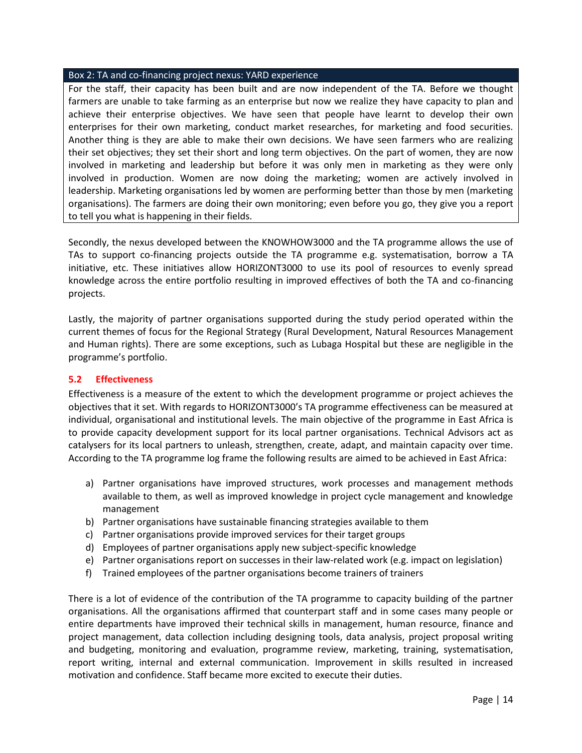**Box 2: TA and co-financing project nexus: YARD experience**

For the staff, their capacity has been built and are now independent of the TA. Before we thought farmers are unable to take farming as an enterprise but now we realize they have capacity to plan and achieve their enterprise objectives. We have seen that people have learnt to develop their own enterprises for their own marketing, conduct market researches, for marketing and food securities. Another thing is they are able to make their own decisions. We have seen farmers who are realizing their set objectives; they set their short and long term objectives. On the part of women, they are now involved in marketing and leadership but before it was only men in marketing as they were only involved in production. Women are now doing the marketing; women are actively involved in leadership. Marketing organisations led by women are performing better than those by men (marketing organisations). The farmers are doing their own monitoring; even before you go, they give you a report to tell you what is happening in their fields.

Secondly, the nexus developed between the KNOWHOW3000 and the TA programme allows the use of TAs to support co-financing projects outside the TA programme e.g. systematisation, borrow a TA initiative, etc. These initiatives allow HORIZONT3000 to use its pool of resources to evenly spread knowledge across the entire portfolio resulting in improved effectives of both the TA and co-financing projects.

Lastly, the majority of partner organisations supported during the study period operated within the current themes of focus for the Regional Strategy (Rural Development, Natural Resources Management and Human rights). There are some exceptions, such as Lubaga Hospital but these are negligible in the programme's portfolio.

### 5.2 Effectiveness

Effectiveness is a measure of the extent to which the development programme or project achieves the objectives that it set. With regards to HORIZONT3000's TA programme effectiveness can be measured at individual, organisational and institutional levels. The main objective of the programme in East Africa is to provide capacity development support for its local partner organisations. Technical Advisors act as catalysers for its local partners to unleash, strengthen, create, adapt, and maintain capacity over time. According to the TA programme log frame the following results are aimed to be achieved in East Africa:

a) Partner organisations have improved structures, work processes and management methods available to them, as well as improved knowledge in project cycle management and knowledge management
b) Partner organisations have sustainable financing strategies available to them
c) Partner organisations provide improved services for their target groups
d) Employees of partner organisations apply new subject-specific knowledge
e) Partner organisations report on successes in their law-related work (e.g. impact on legislation)
f) Trained employees of the partner organisations become trainers of trainers

There is a lot of evidence of the contribution of the TA programme to capacity building of the partner organisations. All the organisations affirmed that counterpart staff and in some cases many people or entire departments have improved their technical skills in management, human resource, finance and project management, data collection including designing tools, data analysis, project proposal writing and budgeting, monitoring and evaluation, programme review, marketing, training, systematisation, report writing, internal and external communication. Improvement in skills resulted in increased motivation and confidence. Staff became more excited to execute their duties.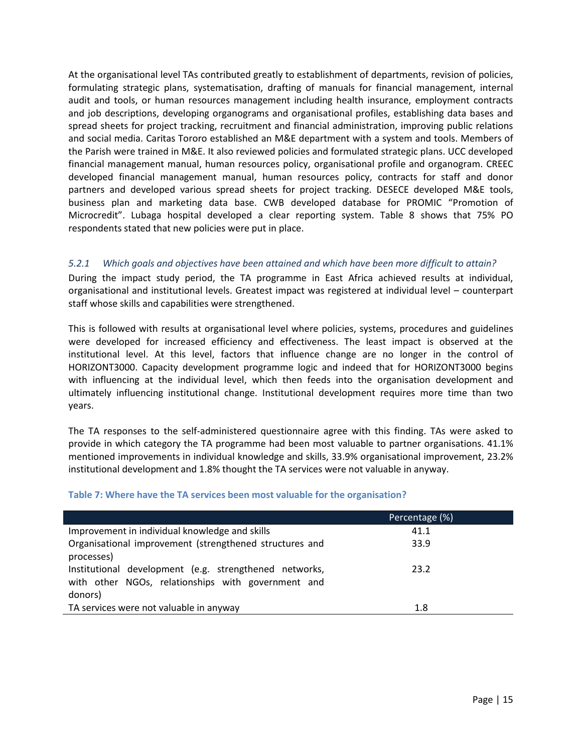At the organisational level TAs contributed greatly to establishment of departments, revision of policies, formulating strategic plans, systematisation, drafting of manuals for financial management, internal audit and tools, or human resources management including health insurance, employment contracts and job descriptions, developing organograms and organisational profiles, establishing data bases and spread sheets for project tracking, recruitment and financial administration, improving public relations and social media. Caritas Tororo established an M&E department with a system and tools. Members of the Parish were trained in M&E. It also reviewed policies and formulated strategic plans. UCC developed financial management manual, human resources policy, organisational profile and organogram. CREEC developed financial management manual, human resources policy, contracts for staff and donor partners and developed various spread sheets for project tracking. DESECE developed M&E tools, business plan and marketing data base. CWB developed database for PROMIC "Promotion of Microcredit". Lubaga hospital developed a clear reporting system. Table 8 shows that 75% PO respondents stated that new policies were put in place.

### *5.2.1 Which goals and objectives have been attained and which have been more difficult to attain?*

During the impact study period, the TA programme in East Africa achieved results at individual, organisational and institutional levels. Greatest impact was registered at individual level – counterpart staff whose skills and capabilities were strengthened.

This is followed with results at organisational level where policies, systems, procedures and guidelines were developed for increased efficiency and effectiveness. The least impact is observed at the institutional level. At this level, factors that influence change are no longer in the control of HORIZONT3000. Capacity development programme logic and indeed that for HORIZONT3000 begins with influencing at the individual level, which then feeds into the organisation development and ultimately influencing institutional change. Institutional development requires more time than two years.

The TA responses to the self-administered questionnaire agree with this finding. TAs were asked to provide in which category the TA programme had been most valuable to partner organisations. 41.1% mentioned improvements in individual knowledge and skills, 33.9% organisational improvement, 23.2% institutional development and 1.8% thought the TA services were not valuable in anyway.

**Table 7: Where have the TA services been most valuable for the organisation?**

| | Percentage (%) |
|---|---|
| Improvement in individual knowledge and skills | 41.1 |
| Organisational improvement (strengthened structures and processes) | 33.9 |
| Institutional development (e.g. strengthened networks, with other NGOs, relationships with government and donors) | 23.2 |
| TA services were not valuable in anyway | 1.8 |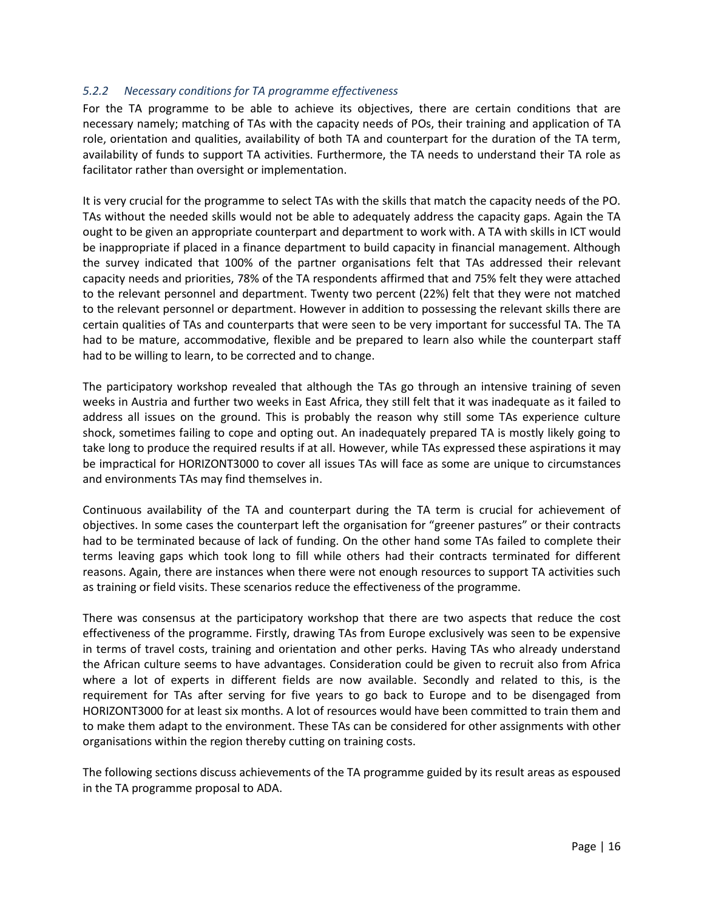### *5.2.2 Necessary conditions for TA programme effectiveness*

For the TA programme to be able to achieve its objectives, there are certain conditions that are necessary namely; matching of TAs with the capacity needs of POs, their training and application of TA role, orientation and qualities, availability of both TA and counterpart for the duration of the TA term, availability of funds to support TA activities. Furthermore, the TA needs to understand their TA role as facilitator rather than oversight or implementation.

It is very crucial for the programme to select TAs with the skills that match the capacity needs of the PO. TAs without the needed skills would not be able to adequately address the capacity gaps. Again the TA ought to be given an appropriate counterpart and department to work with. A TA with skills in ICT would be inappropriate if placed in a finance department to build capacity in financial management. Although the survey indicated that 100% of the partner organisations felt that TAs addressed their relevant capacity needs and priorities, 78% of the TA respondents affirmed that and 75% felt they were attached to the relevant personnel and department. Twenty two percent (22%) felt that they were not matched to the relevant personnel or department. However in addition to possessing the relevant skills there are certain qualities of TAs and counterparts that were seen to be very important for successful TA. The TA had to be mature, accommodative, flexible and be prepared to learn also while the counterpart staff had to be willing to learn, to be corrected and to change.

The participatory workshop revealed that although the TAs go through an intensive training of seven weeks in Austria and further two weeks in East Africa, they still felt that it was inadequate as it failed to address all issues on the ground. This is probably the reason why still some TAs experience culture shock, sometimes failing to cope and opting out. An inadequately prepared TA is mostly likely going to take long to produce the required results if at all. However, while TAs expressed these aspirations it may be impractical for HORIZONT3000 to cover all issues TAs will face as some are unique to circumstances and environments TAs may find themselves in.

Continuous availability of the TA and counterpart during the TA term is crucial for achievement of objectives. In some cases the counterpart left the organisation for "greener pastures" or their contracts had to be terminated because of lack of funding. On the other hand some TAs failed to complete their terms leaving gaps which took long to fill while others had their contracts terminated for different reasons. Again, there are instances when there were not enough resources to support TA activities such as training or field visits. These scenarios reduce the effectiveness of the programme.

There was consensus at the participatory workshop that there are two aspects that reduce the cost effectiveness of the programme. Firstly, drawing TAs from Europe exclusively was seen to be expensive in terms of travel costs, training and orientation and other perks. Having TAs who already understand the African culture seems to have advantages. Consideration could be given to recruit also from Africa where a lot of experts in different fields are now available. Secondly and related to this, is the requirement for TAs after serving for five years to go back to Europe and to be disengaged from HORIZONT3000 for at least six months. A lot of resources would have been committed to train them and to make them adapt to the environment. These TAs can be considered for other assignments with other organisations within the region thereby cutting on training costs.

The following sections discuss achievements of the TA programme guided by its result areas as espoused in the TA programme proposal to ADA.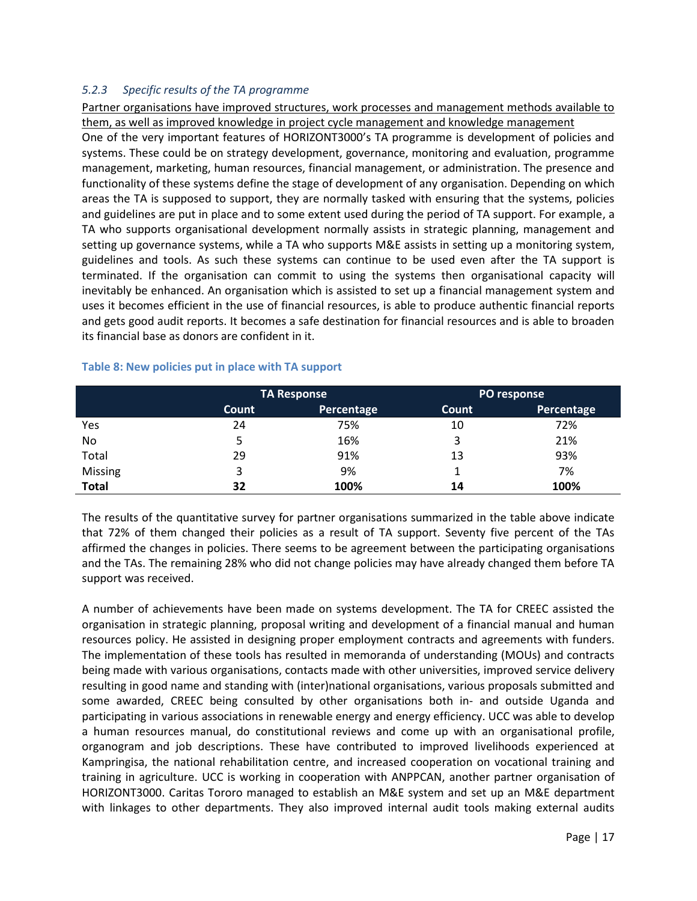### *5.2.3 Specific results of the TA programme*

Partner organisations have improved structures, work processes and management methods available to them, as well as improved knowledge in project cycle management and knowledge management

One of the very important features of HORIZONT3000's TA programme is development of policies and systems. These could be on strategy development, governance, monitoring and evaluation, programme management, marketing, human resources, financial management, or administration. The presence and functionality of these systems define the stage of development of any organisation. Depending on which areas the TA is supposed to support, they are normally tasked with ensuring that the systems, policies and guidelines are put in place and to some extent used during the period of TA support. For example, a TA who supports organisational development normally assists in strategic planning, management and setting up governance systems, while a TA who supports M&E assists in setting up a monitoring system, guidelines and tools. As such these systems can continue to be used even after the TA support is terminated. If the organisation can commit to using the systems then organisational capacity will inevitably be enhanced. An organisation which is assisted to set up a financial management system and uses it becomes efficient in the use of financial resources, is able to produce authentic financial reports and gets good audit reports. It becomes a safe destination for financial resources and is able to broaden its financial base as donors are confident in it.

**Table 8: New policies put in place with TA support**

| | TA Response | | PO response | |
|---|---|---|---|---|
| | Count | Percentage | Count | Percentage |
| Yes | 24 | 75% | 10 | 72% |
| No | 5 | 16% | 3 | 21% |
| Total | 29 | 91% | 13 | 93% |
| Missing | 3 | 9% | 1 | 7% |
| **Total** | **32** | **100%** | **14** | **100%** |

The results of the quantitative survey for partner organisations summarized in the table above indicate that 72% of them changed their policies as a result of TA support. Seventy five percent of the TAs affirmed the changes in policies. There seems to be agreement between the participating organisations and the TAs. The remaining 28% who did not change policies may have already changed them before TA support was received.

A number of achievements have been made on systems development. The TA for CREEC assisted the organisation in strategic planning, proposal writing and development of a financial manual and human resources policy. He assisted in designing proper employment contracts and agreements with funders. The implementation of these tools has resulted in memoranda of understanding (MOUs) and contracts being made with various organisations, contacts made with other universities, improved service delivery resulting in good name and standing with (inter)national organisations, various proposals submitted and some awarded, CREEC being consulted by other organisations both in- and outside Uganda and participating in various associations in renewable energy and energy efficiency. UCC was able to develop a human resources manual, do constitutional reviews and come up with an organisational profile, organogram and job descriptions. These have contributed to improved livelihoods experienced at Kampringisa, the national rehabilitation centre, and increased cooperation on vocational training and training in agriculture. UCC is working in cooperation with ANPPCAN, another partner organisation of HORIZONT3000. Caritas Tororo managed to establish an M&E system and set up an M&E department with linkages to other departments. They also improved internal audit tools making external audits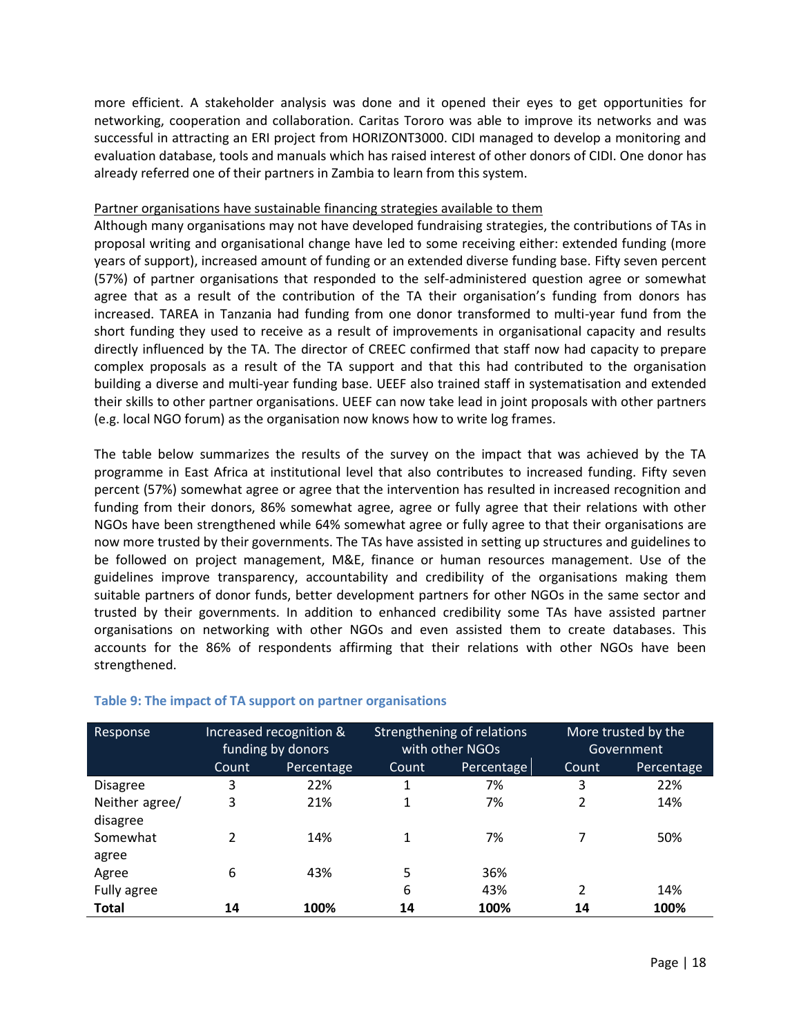more efficient. A stakeholder analysis was done and it opened their eyes to get opportunities for networking, cooperation and collaboration. Caritas Tororo was able to improve its networks and was successful in attracting an ERI project from HORIZONT3000. CIDI managed to develop a monitoring and evaluation database, tools and manuals which has raised interest of other donors of CIDI. One donor has already referred one of their partners in Zambia to learn from this system.

Partner organisations have sustainable financing strategies available to them

Although many organisations may not have developed fundraising strategies, the contributions of TAs in proposal writing and organisational change have led to some receiving either: extended funding (more years of support), increased amount of funding or an extended diverse funding base. Fifty seven percent (57%) of partner organisations that responded to the self-administered question agree or somewhat agree that as a result of the contribution of the TA their organisation's funding from donors has increased. TAREA in Tanzania had funding from one donor transformed to multi-year fund from the short funding they used to receive as a result of improvements in organisational capacity and results directly influenced by the TA. The director of CREEC confirmed that staff now had capacity to prepare complex proposals as a result of the TA support and that this had contributed to the organisation building a diverse and multi-year funding base. UEEF also trained staff in systematisation and extended their skills to other partner organisations. UEEF can now take lead in joint proposals with other partners (e.g. local NGO forum) as the organisation now knows how to write log frames.

The table below summarizes the results of the survey on the impact that was achieved by the TA programme in East Africa at institutional level that also contributes to increased funding. Fifty seven percent (57%) somewhat agree or agree that the intervention has resulted in increased recognition and funding from their donors, 86% somewhat agree, agree or fully agree that their relations with other NGOs have been strengthened while 64% somewhat agree or fully agree to that their organisations are now more trusted by their governments. The TAs have assisted in setting up structures and guidelines to be followed on project management, M&E, finance or human resources management. Use of the guidelines improve transparency, accountability and credibility of the organisations making them suitable partners of donor funds, better development partners for other NGOs in the same sector and trusted by their governments. In addition to enhanced credibility some TAs have assisted partner organisations on networking with other NGOs and even assisted them to create databases. This accounts for the 86% of respondents affirming that their relations with other NGOs have been strengthened.

**Table 9: The impact of TA support on partner organisations**

| Response | Increased recognition & funding by donors | | Strengthening of relations with other NGOs | | More trusted by the Government | |
|---|---|---|---|---|---|---|
| | Count | Percentage | Count | Percentage | Count | Percentage |
| Disagree | 3 | 22% | 1 | 7% | 3 | 22% |
| Neither agree/ disagree | 3 | 21% | 1 | 7% | 2 | 14% |
| Somewhat agree | 2 | 14% | 1 | 7% | 7 | 50% |
| Agree | 6 | 43% | 5 | 36% | | |
| Fully agree | | | 6 | 43% | 2 | 14% |
| **Total** | **14** | **100%** | **14** | **100%** | **14** | **100%** |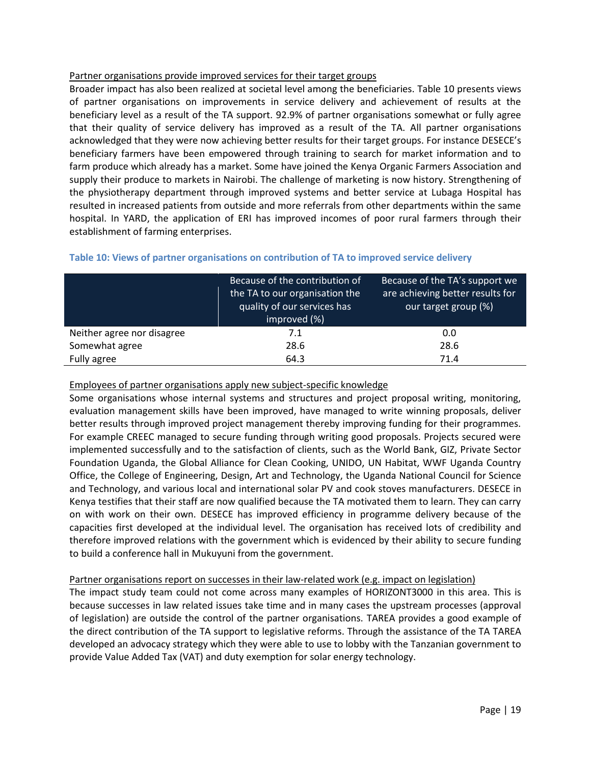Partner organisations provide improved services for their target groups

Broader impact has also been realized at societal level among the beneficiaries. Table 10 presents views of partner organisations on improvements in service delivery and achievement of results at the beneficiary level as a result of the TA support. 92.9% of partner organisations somewhat or fully agree that their quality of service delivery has improved as a result of the TA. All partner organisations acknowledged that they were now achieving better results for their target groups. For instance DESECE's beneficiary farmers have been empowered through training to search for market information and to farm produce which already has a market. Some have joined the Kenya Organic Farmers Association and supply their produce to markets in Nairobi. The challenge of marketing is now history. Strengthening of the physiotherapy department through improved systems and better service at Lubaga Hospital has resulted in increased patients from outside and more referrals from other departments within the same hospital. In YARD, the application of ERI has improved incomes of poor rural farmers through their establishment of farming enterprises.

**Table 10: Views of partner organisations on contribution of TA to improved service delivery**

| | Because of the contribution of the TA to our organisation the quality of our services has improved (%) | Because of the TA's support we are achieving better results for our target group (%) |
|---|---|---|
| Neither agree nor disagree | 7.1 | 0.0 |
| Somewhat agree | 28.6 | 28.6 |
| Fully agree | 64.3 | 71.4 |

Employees of partner organisations apply new subject-specific knowledge

Some organisations whose internal systems and structures and project proposal writing, monitoring, evaluation management skills have been improved, have managed to write winning proposals, deliver better results through improved project management thereby improving funding for their programmes. For example CREEC managed to secure funding through writing good proposals. Projects secured were implemented successfully and to the satisfaction of clients, such as the World Bank, GIZ, Private Sector Foundation Uganda, the Global Alliance for Clean Cooking, UNIDO, UN Habitat, WWF Uganda Country Office, the College of Engineering, Design, Art and Technology, the Uganda National Council for Science and Technology, and various local and international solar PV and cook stoves manufacturers. DESECE in Kenya testifies that their staff are now qualified because the TA motivated them to learn. They can carry on with work on their own. DESECE has improved efficiency in programme delivery because of the capacities first developed at the individual level. The organisation has received lots of credibility and therefore improved relations with the government which is evidenced by their ability to secure funding to build a conference hall in Mukuyuni from the government.

Partner organisations report on successes in their law-related work (e.g. impact on legislation)

The impact study team could not come across many examples of HORIZONT3000 in this area. This is because successes in law related issues take time and in many cases the upstream processes (approval of legislation) are outside the control of the partner organisations. TAREA provides a good example of the direct contribution of the TA support to legislative reforms. Through the assistance of the TA TAREA developed an advocacy strategy which they were able to use to lobby with the Tanzanian government to provide Value Added Tax (VAT) and duty exemption for solar energy technology.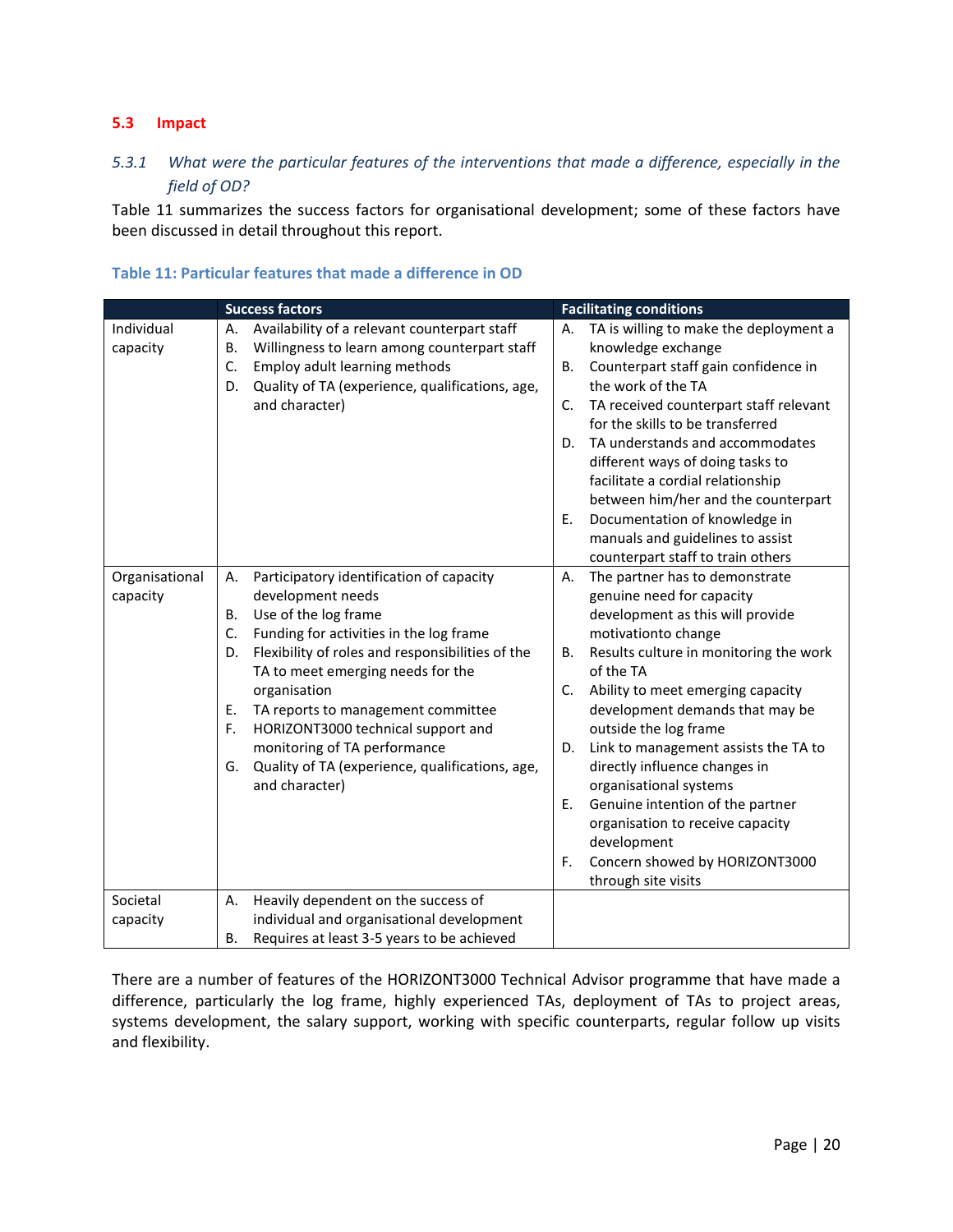## 5.3 Impact

### *5.3.1 What were the particular features of the interventions that made a difference, especially in the field of OD?*

Table 11 summarizes the success factors for organisational development; some of these factors have been discussed in detail throughout this report.

**Table 11: Particular features that made a difference in OD**

| | Success factors | Facilitating conditions |
|---|---|---|
| Individual capacity | A. Availability of a relevant counterpart staff<br>B. Willingness to learn among counterpart staff<br>C. Employ adult learning methods<br>D. Quality of TA (experience, qualifications, age, and character) | A. TA is willing to make the deployment a knowledge exchange<br>B. Counterpart staff gain confidence in the work of the TA<br>C. TA received counterpart staff relevant for the skills to be transferred<br>D. TA understands and accommodates different ways of doing tasks to facilitate a cordial relationship between him/her and the counterpart<br>E. Documentation of knowledge in manuals and guidelines to assist counterpart staff to train others |
| Organisational capacity | A. Participatory identification of capacity development needs<br>B. Use of the log frame<br>C. Funding for activities in the log frame<br>D. Flexibility of roles and responsibilities of the TA to meet emerging needs for the organisation<br>E. TA reports to management committee<br>F. HORIZONT3000 technical support and monitoring of TA performance<br>G. Quality of TA (experience, qualifications, age, and character) | A. The partner has to demonstrate genuine need for capacity development as this will provide motivationto change<br>B. Results culture in monitoring the work of the TA<br>C. Ability to meet emerging capacity development demands that may be outside the log frame<br>D. Link to management assists the TA to directly influence changes in organisational systems<br>E. Genuine intention of the partner organisation to receive capacity development<br>F. Concern showed by HORIZONT3000 through site visits |
| Societal capacity | A. Heavily dependent on the success of individual and organisational development<br>B. Requires at least 3-5 years to be achieved | |

There are a number of features of the HORIZONT3000 Technical Advisor programme that have made a difference, particularly the log frame, highly experienced TAs, deployment of TAs to project areas, systems development, the salary support, working with specific counterparts, regular follow up visits and flexibility.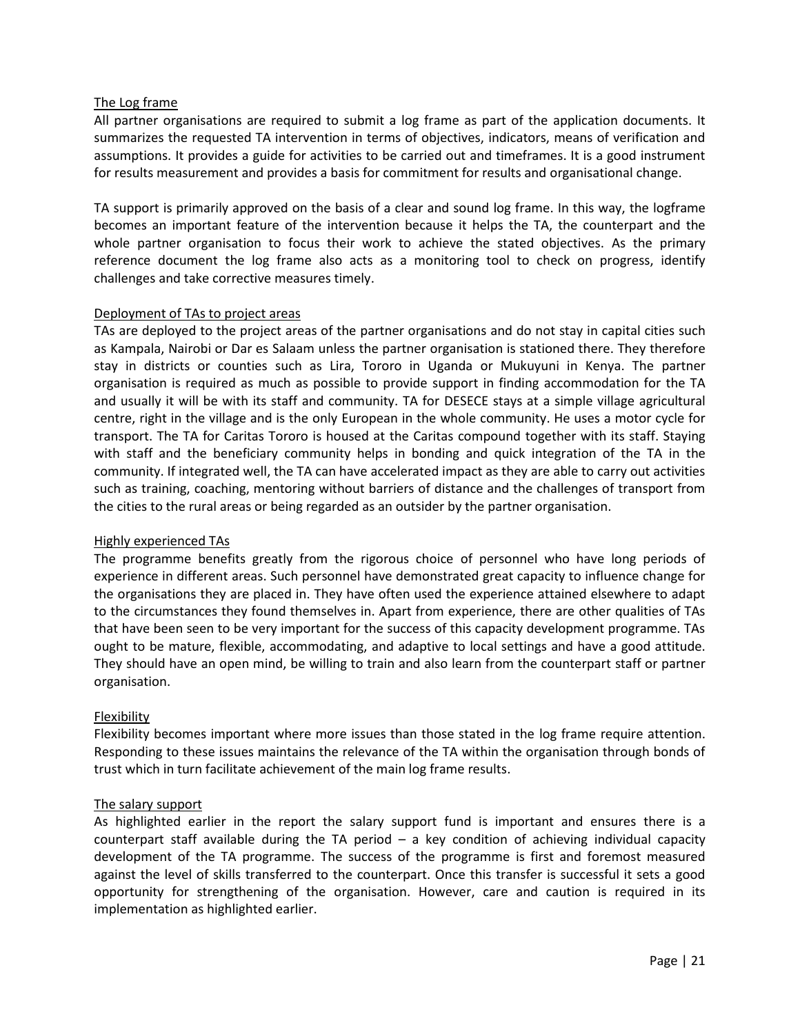<u>The Log frame</u>

All partner organisations are required to submit a log frame as part of the application documents. It summarizes the requested TA intervention in terms of objectives, indicators, means of verification and assumptions. It provides a guide for activities to be carried out and timeframes. It is a good instrument for results measurement and provides a basis for commitment for results and organisational change.

TA support is primarily approved on the basis of a clear and sound log frame. In this way, the logframe becomes an important feature of the intervention because it helps the TA, the counterpart and the whole partner organisation to focus their work to achieve the stated objectives. As the primary reference document the log frame also acts as a monitoring tool to check on progress, identify challenges and take corrective measures timely.

<u>Deployment of TAs to project areas</u>

TAs are deployed to the project areas of the partner organisations and do not stay in capital cities such as Kampala, Nairobi or Dar es Salaam unless the partner organisation is stationed there. They therefore stay in districts or counties such as Lira, Tororo in Uganda or Mukuyuni in Kenya. The partner organisation is required as much as possible to provide support in finding accommodation for the TA and usually it will be with its staff and community. TA for DESECE stays at a simple village agricultural centre, right in the village and is the only European in the whole community. He uses a motor cycle for transport. The TA for Caritas Tororo is housed at the Caritas compound together with its staff. Staying with staff and the beneficiary community helps in bonding and quick integration of the TA in the community. If integrated well, the TA can have accelerated impact as they are able to carry out activities such as training, coaching, mentoring without barriers of distance and the challenges of transport from the cities to the rural areas or being regarded as an outsider by the partner organisation.

<u>Highly experienced TAs</u>

The programme benefits greatly from the rigorous choice of personnel who have long periods of experience in different areas. Such personnel have demonstrated great capacity to influence change for the organisations they are placed in. They have often used the experience attained elsewhere to adapt to the circumstances they found themselves in. Apart from experience, there are other qualities of TAs that have been seen to be very important for the success of this capacity development programme. TAs ought to be mature, flexible, accommodating, and adaptive to local settings and have a good attitude. They should have an open mind, be willing to train and also learn from the counterpart staff or partner organisation.

<u>Flexibility</u>

Flexibility becomes important where more issues than those stated in the log frame require attention. Responding to these issues maintains the relevance of the TA within the organisation through bonds of trust which in turn facilitate achievement of the main log frame results.

<u>The salary support</u>

As highlighted earlier in the report the salary support fund is important and ensures there is a counterpart staff available during the TA period – a key condition of achieving individual capacity development of the TA programme. The success of the programme is first and foremost measured against the level of skills transferred to the counterpart. Once this transfer is successful it sets a good opportunity for strengthening of the organisation. However, care and caution is required in its implementation as highlighted earlier.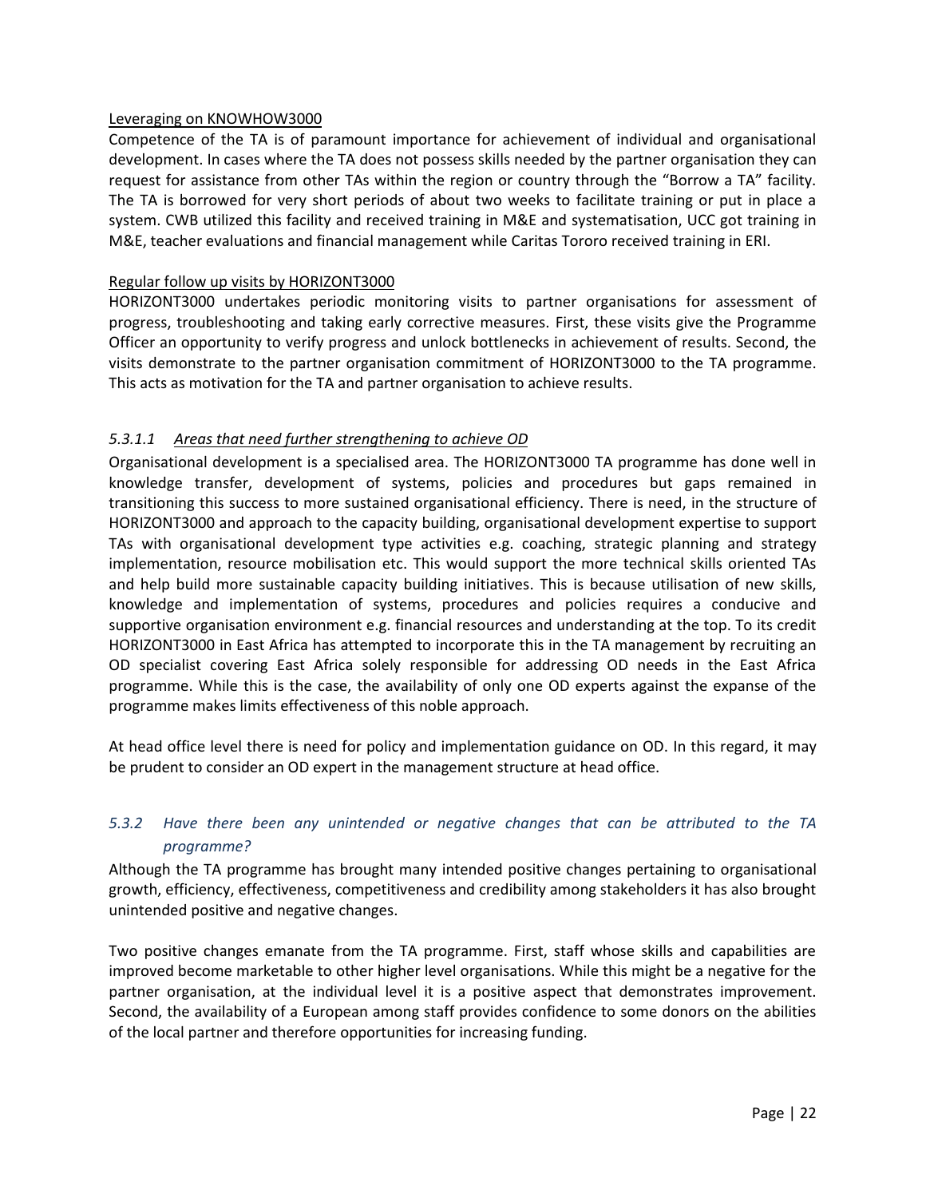Leveraging on KNOWHOW3000

Competence of the TA is of paramount importance for achievement of individual and organisational development. In cases where the TA does not possess skills needed by the partner organisation they can request for assistance from other TAs within the region or country through the “Borrow a TA” facility. The TA is borrowed for very short periods of about two weeks to facilitate training or put in place a system. CWB utilized this facility and received training in M&E and systematisation, UCC got training in M&E, teacher evaluations and financial management while Caritas Tororo received training in ERI.

Regular follow up visits by HORIZONT3000

HORIZONT3000 undertakes periodic monitoring visits to partner organisations for assessment of progress, troubleshooting and taking early corrective measures. First, these visits give the Programme Officer an opportunity to verify progress and unlock bottlenecks in achievement of results. Second, the visits demonstrate to the partner organisation commitment of HORIZONT3000 to the TA programme. This acts as motivation for the TA and partner organisation to achieve results.

#### 5.3.1.1 *Areas that need further strengthening to achieve OD*

Organisational development is a specialised area. The HORIZONT3000 TA programme has done well in knowledge transfer, development of systems, policies and procedures but gaps remained in transitioning this success to more sustained organisational efficiency. There is need, in the structure of HORIZONT3000 and approach to the capacity building, organisational development expertise to support TAs with organisational development type activities e.g. coaching, strategic planning and strategy implementation, resource mobilisation etc. This would support the more technical skills oriented TAs and help build more sustainable capacity building initiatives. This is because utilisation of new skills, knowledge and implementation of systems, procedures and policies requires a conducive and supportive organisation environment e.g. financial resources and understanding at the top. To its credit HORIZONT3000 in East Africa has attempted to incorporate this in the TA management by recruiting an OD specialist covering East Africa solely responsible for addressing OD needs in the East Africa programme. While this is the case, the availability of only one OD experts against the expanse of the programme makes limits effectiveness of this noble approach.

At head office level there is need for policy and implementation guidance on OD. In this regard, it may be prudent to consider an OD expert in the management structure at head office.

### 5.3.2 *Have there been any unintended or negative changes that can be attributed to the TA programme?*

Although the TA programme has brought many intended positive changes pertaining to organisational growth, efficiency, effectiveness, competitiveness and credibility among stakeholders it has also brought unintended positive and negative changes.

Two positive changes emanate from the TA programme. First, staff whose skills and capabilities are improved become marketable to other higher level organisations. While this might be a negative for the partner organisation, at the individual level it is a positive aspect that demonstrates improvement. Second, the availability of a European among staff provides confidence to some donors on the abilities of the local partner and therefore opportunities for increasing funding.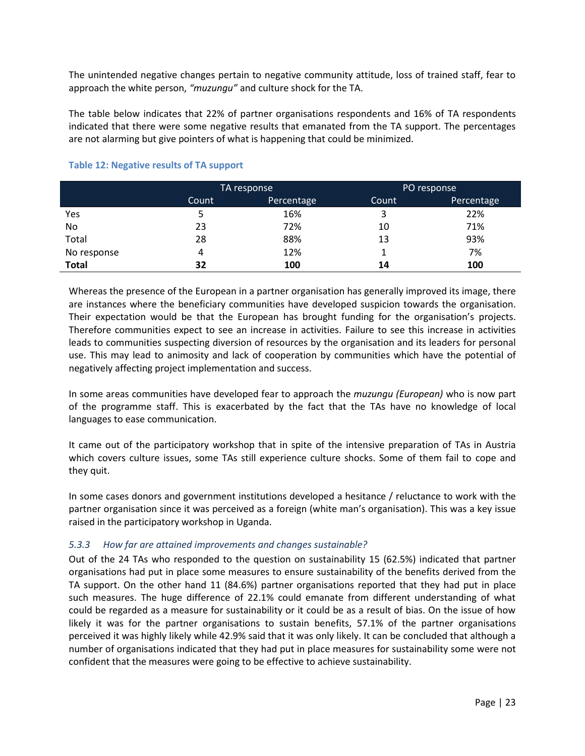The unintended negative changes pertain to negative community attitude, loss of trained staff, fear to approach the white person, *"muzungu"* and culture shock for the TA.

The table below indicates that 22% of partner organisations respondents and 16% of TA respondents indicated that there were some negative results that emanated from the TA support. The percentages are not alarming but give pointers of what is happening that could be minimized.

**Table 12: Negative results of TA support**

| | TA response | | PO response | |
|---|---|---|---|---|
| | Count | Percentage | Count | Percentage |
| Yes | 5 | 16% | 3 | 22% |
| No | 23 | 72% | 10 | 71% |
| Total | 28 | 88% | 13 | 93% |
| No response | 4 | 12% | 1 | 7% |
| **Total** | **32** | **100** | **14** | **100** |

Whereas the presence of the European in a partner organisation has generally improved its image, there are instances where the beneficiary communities have developed suspicion towards the organisation. Their expectation would be that the European has brought funding for the organisation's projects. Therefore communities expect to see an increase in activities. Failure to see this increase in activities leads to communities suspecting diversion of resources by the organisation and its leaders for personal use. This may lead to animosity and lack of cooperation by communities which have the potential of negatively affecting project implementation and success.

In some areas communities have developed fear to approach the *muzungu (European)* who is now part of the programme staff. This is exacerbated by the fact that the TAs have no knowledge of local languages to ease communication.

It came out of the participatory workshop that in spite of the intensive preparation of TAs in Austria which covers culture issues, some TAs still experience culture shocks. Some of them fail to cope and they quit.

In some cases donors and government institutions developed a hesitance / reluctance to work with the partner organisation since it was perceived as a foreign (white man's organisation). This was a key issue raised in the participatory workshop in Uganda.

### *5.3.3 How far are attained improvements and changes sustainable?*

Out of the 24 TAs who responded to the question on sustainability 15 (62.5%) indicated that partner organisations had put in place some measures to ensure sustainability of the benefits derived from the TA support. On the other hand 11 (84.6%) partner organisations reported that they had put in place such measures. The huge difference of 22.1% could emanate from different understanding of what could be regarded as a measure for sustainability or it could be as a result of bias. On the issue of how likely it was for the partner organisations to sustain benefits, 57.1% of the partner organisations perceived it was highly likely while 42.9% said that it was only likely. It can be concluded that although a number of organisations indicated that they had put in place measures for sustainability some were not confident that the measures were going to be effective to achieve sustainability.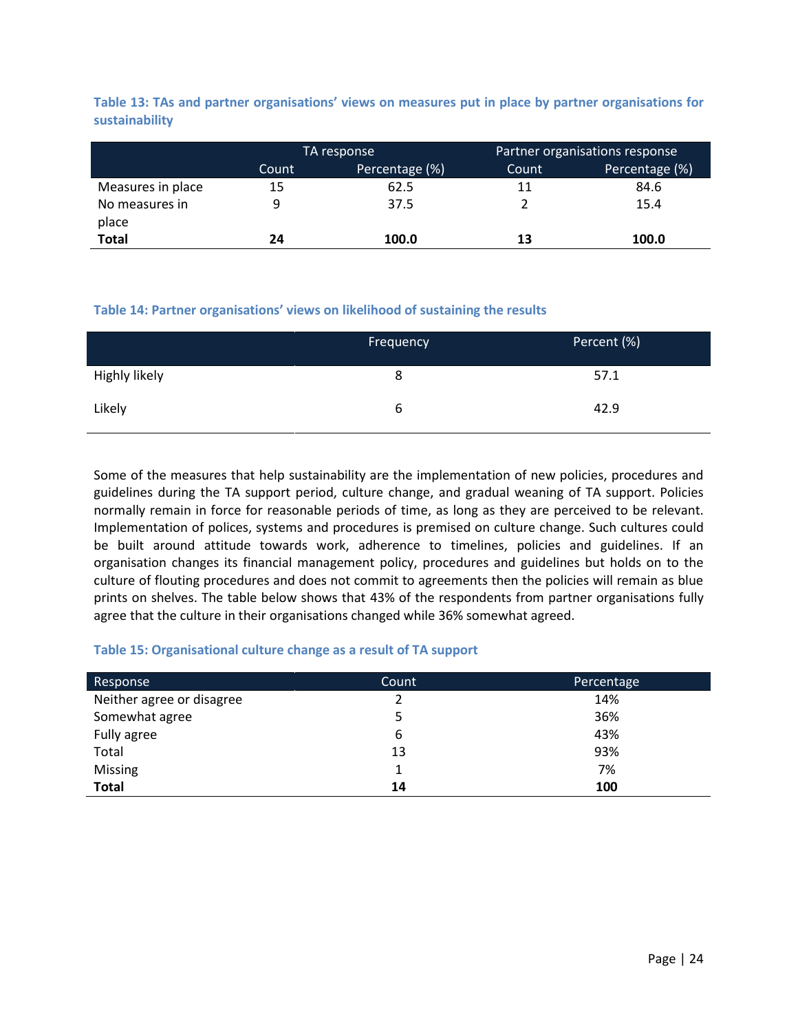**Table 13: TAs and partner organisations' views on measures put in place by partner organisations for sustainability**

| | TA response | | Partner organisations response | |
|---|---|---|---|---|
| | Count | Percentage (%) | Count | Percentage (%) |
| Measures in place | 15 | 62.5 | 11 | 84.6 |
| No measures in place | 9 | 37.5 | 2 | 15.4 |
| **Total** | **24** | **100.0** | **13** | **100.0** |

**Table 14: Partner organisations' views on likelihood of sustaining the results**

| | Frequency | Percent (%) |
|---|---|---|
| Highly likely | 8 | 57.1 |
| Likely | 6 | 42.9 |

Some of the measures that help sustainability are the implementation of new policies, procedures and guidelines during the TA support period, culture change, and gradual weaning of TA support. Policies normally remain in force for reasonable periods of time, as long as they are perceived to be relevant. Implementation of polices, systems and procedures is premised on culture change. Such cultures could be built around attitude towards work, adherence to timelines, policies and guidelines. If an organisation changes its financial management policy, procedures and guidelines but holds on to the culture of flouting procedures and does not commit to agreements then the policies will remain as blue prints on shelves. The table below shows that 43% of the respondents from partner organisations fully agree that the culture in their organisations changed while 36% somewhat agreed.

**Table 15: Organisational culture change as a result of TA support**

| Response | Count | Percentage |
|---|---|---|
| Neither agree or disagree | 2 | 14% |
| Somewhat agree | 5 | 36% |
| Fully agree | 6 | 43% |
| Total | 13 | 93% |
| Missing | 1 | 7% |
| **Total** | **14** | **100** |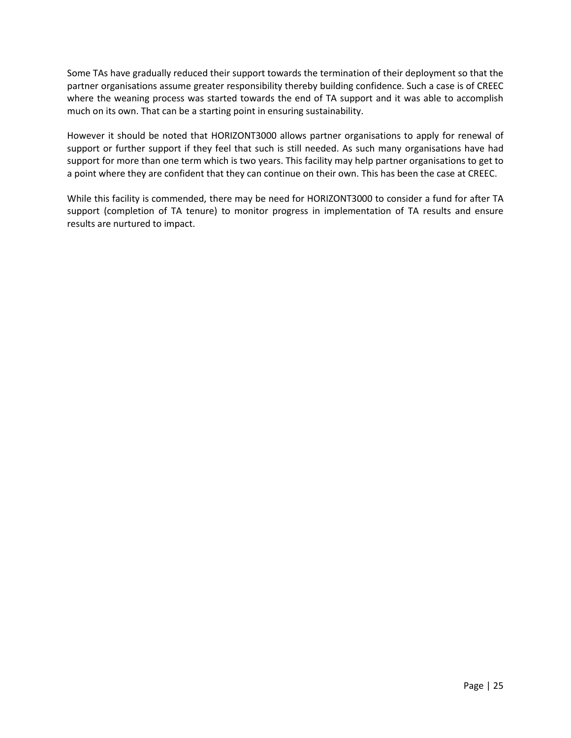Some TAs have gradually reduced their support towards the termination of their deployment so that the partner organisations assume greater responsibility thereby building confidence. Such a case is of CREEC where the weaning process was started towards the end of TA support and it was able to accomplish much on its own. That can be a starting point in ensuring sustainability.

However it should be noted that HORIZONT3000 allows partner organisations to apply for renewal of support or further support if they feel that such is still needed. As such many organisations have had support for more than one term which is two years. This facility may help partner organisations to get to a point where they are confident that they can continue on their own. This has been the case at CREEC.

While this facility is commended, there may be need for HORIZONT3000 to consider a fund for after TA support (completion of TA tenure) to monitor progress in implementation of TA results and ensure results are nurtured to impact.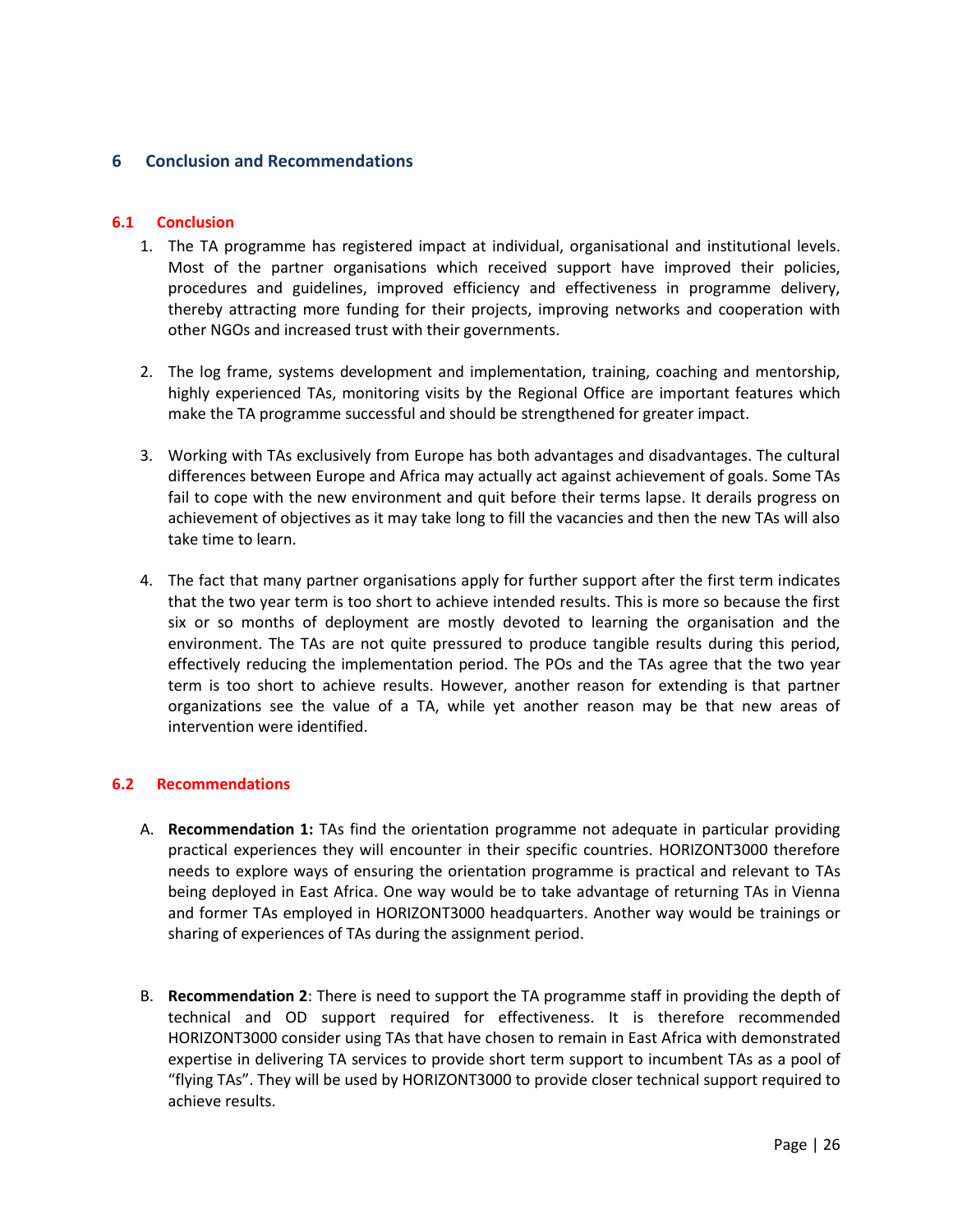# 6 Conclusion and Recommendations

## 6.1 Conclusion

1. The TA programme has registered impact at individual, organisational and institutional levels. Most of the partner organisations which received support have improved their policies, procedures and guidelines, improved efficiency and effectiveness in programme delivery, thereby attracting more funding for their projects, improving networks and cooperation with other NGOs and increased trust with their governments.

2. The log frame, systems development and implementation, training, coaching and mentorship, highly experienced TAs, monitoring visits by the Regional Office are important features which make the TA programme successful and should be strengthened for greater impact.

3. Working with TAs exclusively from Europe has both advantages and disadvantages. The cultural differences between Europe and Africa may actually act against achievement of goals. Some TAs fail to cope with the new environment and quit before their terms lapse. It derails progress on achievement of objectives as it may take long to fill the vacancies and then the new TAs will also take time to learn.

4. The fact that many partner organisations apply for further support after the first term indicates that the two year term is too short to achieve intended results. This is more so because the first six or so months of deployment are mostly devoted to learning the organisation and the environment. The TAs are not quite pressured to produce tangible results during this period, effectively reducing the implementation period. The POs and the TAs agree that the two year term is too short to achieve results. However, another reason for extending is that partner organizations see the value of a TA, while yet another reason may be that new areas of intervention were identified.

## 6.2 Recommendations

A. **Recommendation 1:** TAs find the orientation programme not adequate in particular providing practical experiences they will encounter in their specific countries. HORIZONT3000 therefore needs to explore ways of ensuring the orientation programme is practical and relevant to TAs being deployed in East Africa. One way would be to take advantage of returning TAs in Vienna and former TAs employed in HORIZONT3000 headquarters. Another way would be trainings or sharing of experiences of TAs during the assignment period.

B. **Recommendation 2**: There is need to support the TA programme staff in providing the depth of technical and OD support required for effectiveness. It is therefore recommended HORIZONT3000 consider using TAs that have chosen to remain in East Africa with demonstrated expertise in delivering TA services to provide short term support to incumbent TAs as a pool of "flying TAs". They will be used by HORIZONT3000 to provide closer technical support required to achieve results.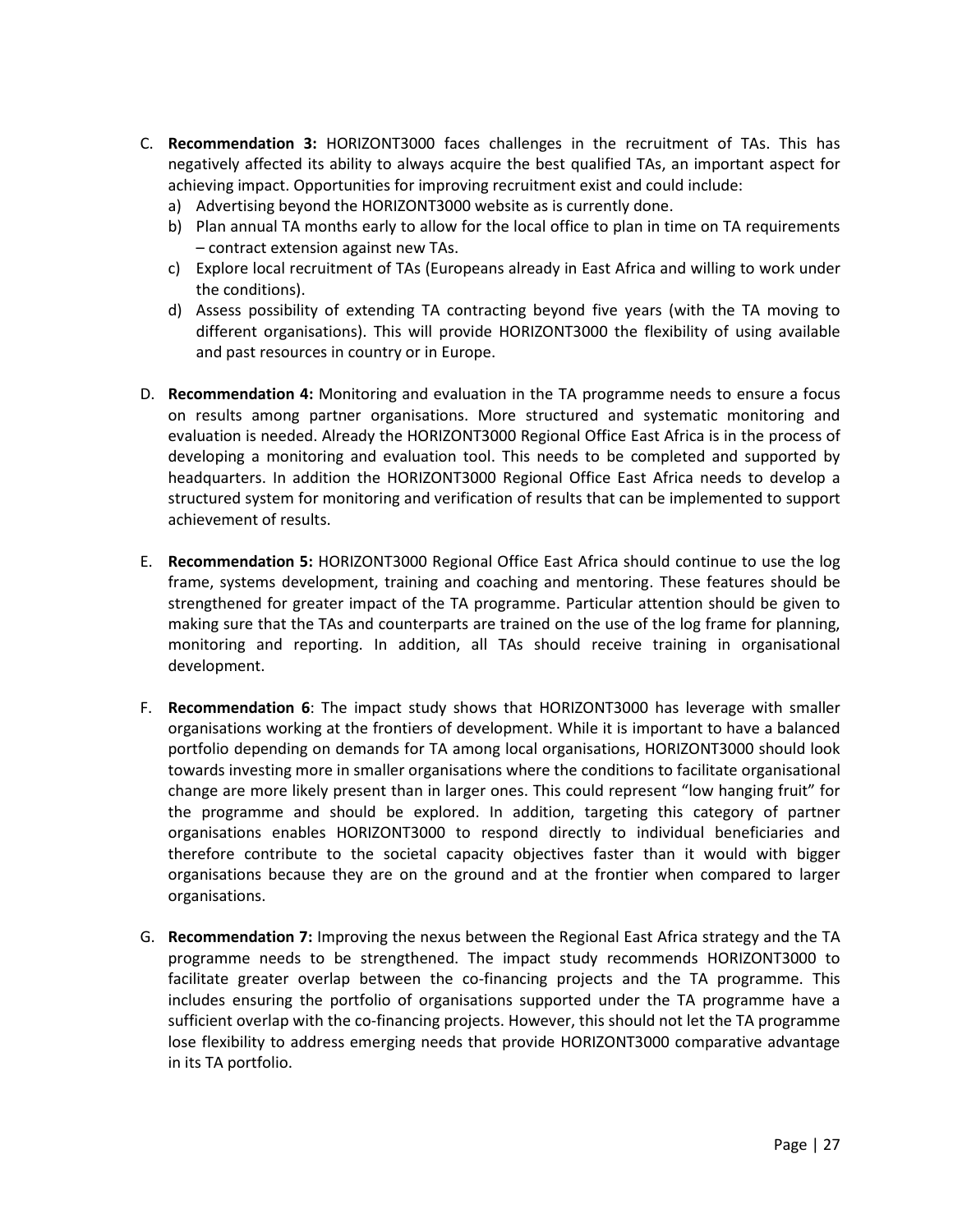C. **Recommendation 3:** HORIZONT3000 faces challenges in the recruitment of TAs. This has negatively affected its ability to always acquire the best qualified TAs, an important aspect for achieving impact. Opportunities for improving recruitment exist and could include:
   a) Advertising beyond the HORIZONT3000 website as is currently done.
   b) Plan annual TA months early to allow for the local office to plan in time on TA requirements – contract extension against new TAs.
   c) Explore local recruitment of TAs (Europeans already in East Africa and willing to work under the conditions).
   d) Assess possibility of extending TA contracting beyond five years (with the TA moving to different organisations). This will provide HORIZONT3000 the flexibility of using available and past resources in country or in Europe.

D. **Recommendation 4:** Monitoring and evaluation in the TA programme needs to ensure a focus on results among partner organisations. More structured and systematic monitoring and evaluation is needed. Already the HORIZONT3000 Regional Office East Africa is in the process of developing a monitoring and evaluation tool. This needs to be completed and supported by headquarters. In addition the HORIZONT3000 Regional Office East Africa needs to develop a structured system for monitoring and verification of results that can be implemented to support achievement of results.

E. **Recommendation 5:** HORIZONT3000 Regional Office East Africa should continue to use the log frame, systems development, training and coaching and mentoring. These features should be strengthened for greater impact of the TA programme. Particular attention should be given to making sure that the TAs and counterparts are trained on the use of the log frame for planning, monitoring and reporting. In addition, all TAs should receive training in organisational development.

F. **Recommendation 6**: The impact study shows that HORIZONT3000 has leverage with smaller organisations working at the frontiers of development. While it is important to have a balanced portfolio depending on demands for TA among local organisations, HORIZONT3000 should look towards investing more in smaller organisations where the conditions to facilitate organisational change are more likely present than in larger ones. This could represent "low hanging fruit" for the programme and should be explored. In addition, targeting this category of partner organisations enables HORIZONT3000 to respond directly to individual beneficiaries and therefore contribute to the societal capacity objectives faster than it would with bigger organisations because they are on the ground and at the frontier when compared to larger organisations.

G. **Recommendation 7:** Improving the nexus between the Regional East Africa strategy and the TA programme needs to be strengthened. The impact study recommends HORIZONT3000 to facilitate greater overlap between the co-financing projects and the TA programme. This includes ensuring the portfolio of organisations supported under the TA programme have a sufficient overlap with the co-financing projects. However, this should not let the TA programme lose flexibility to address emerging needs that provide HORIZONT3000 comparative advantage in its TA portfolio.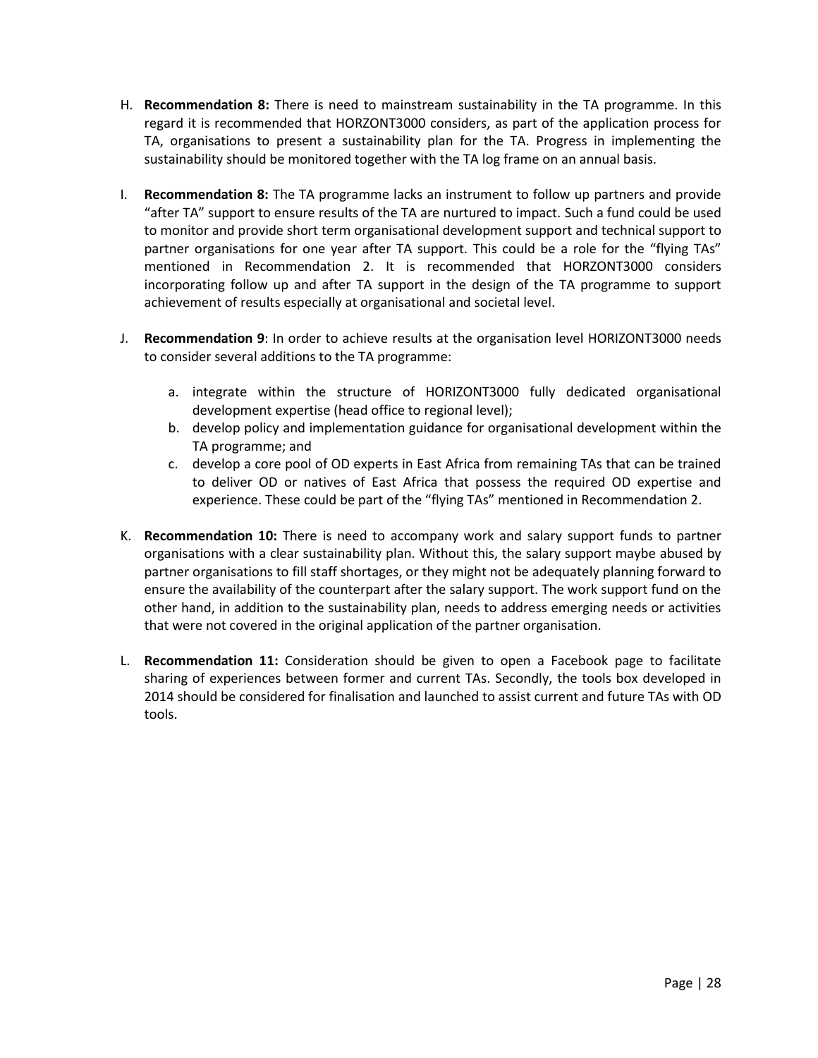H. **Recommendation 8:** There is need to mainstream sustainability in the TA programme. In this regard it is recommended that HORZONT3000 considers, as part of the application process for TA, organisations to present a sustainability plan for the TA. Progress in implementing the sustainability should be monitored together with the TA log frame on an annual basis.

I. **Recommendation 8:** The TA programme lacks an instrument to follow up partners and provide "after TA" support to ensure results of the TA are nurtured to impact. Such a fund could be used to monitor and provide short term organisational development support and technical support to partner organisations for one year after TA support. This could be a role for the "flying TAs" mentioned in Recommendation 2. It is recommended that HORZONT3000 considers incorporating follow up and after TA support in the design of the TA programme to support achievement of results especially at organisational and societal level.

J. **Recommendation 9**: In order to achieve results at the organisation level HORIZONT3000 needs to consider several additions to the TA programme:

   a. integrate within the structure of HORIZONT3000 fully dedicated organisational development expertise (head office to regional level);
   b. develop policy and implementation guidance for organisational development within the TA programme; and
   c. develop a core pool of OD experts in East Africa from remaining TAs that can be trained to deliver OD or natives of East Africa that possess the required OD expertise and experience. These could be part of the "flying TAs" mentioned in Recommendation 2.

K. **Recommendation 10:** There is need to accompany work and salary support funds to partner organisations with a clear sustainability plan. Without this, the salary support maybe abused by partner organisations to fill staff shortages, or they might not be adequately planning forward to ensure the availability of the counterpart after the salary support. The work support fund on the other hand, in addition to the sustainability plan, needs to address emerging needs or activities that were not covered in the original application of the partner organisation.

L. **Recommendation 11:** Consideration should be given to open a Facebook page to facilitate sharing of experiences between former and current TAs. Secondly, the tools box developed in 2014 should be considered for finalisation and launched to assist current and future TAs with OD tools.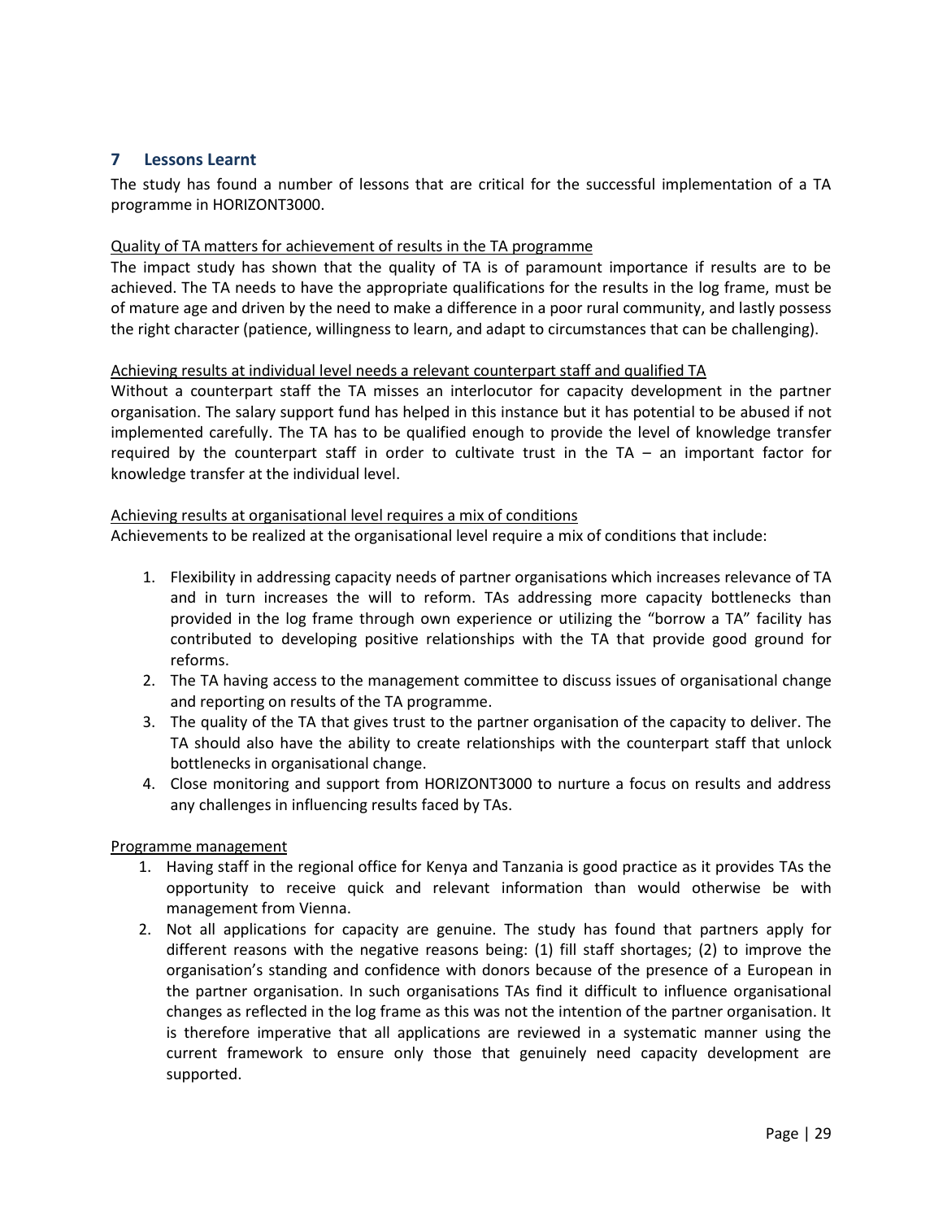## 7 Lessons Learnt

The study has found a number of lessons that are critical for the successful implementation of a TA programme in HORIZONT3000.

<u>Quality of TA matters for achievement of results in the TA programme</u>

The impact study has shown that the quality of TA is of paramount importance if results are to be achieved. The TA needs to have the appropriate qualifications for the results in the log frame, must be of mature age and driven by the need to make a difference in a poor rural community, and lastly possess the right character (patience, willingness to learn, and adapt to circumstances that can be challenging).

<u>Achieving results at individual level needs a relevant counterpart staff and qualified TA</u>

Without a counterpart staff the TA misses an interlocutor for capacity development in the partner organisation. The salary support fund has helped in this instance but it has potential to be abused if not implemented carefully. The TA has to be qualified enough to provide the level of knowledge transfer required by the counterpart staff in order to cultivate trust in the TA – an important factor for knowledge transfer at the individual level.

<u>Achieving results at organisational level requires a mix of conditions</u>

Achievements to be realized at the organisational level require a mix of conditions that include:

1. Flexibility in addressing capacity needs of partner organisations which increases relevance of TA and in turn increases the will to reform. TAs addressing more capacity bottlenecks than provided in the log frame through own experience or utilizing the "borrow a TA" facility has contributed to developing positive relationships with the TA that provide good ground for reforms.
2. The TA having access to the management committee to discuss issues of organisational change and reporting on results of the TA programme.
3. The quality of the TA that gives trust to the partner organisation of the capacity to deliver. The TA should also have the ability to create relationships with the counterpart staff that unlock bottlenecks in organisational change.
4. Close monitoring and support from HORIZONT3000 to nurture a focus on results and address any challenges in influencing results faced by TAs.

<u>Programme management</u>

1. Having staff in the regional office for Kenya and Tanzania is good practice as it provides TAs the opportunity to receive quick and relevant information than would otherwise be with management from Vienna.
2. Not all applications for capacity are genuine. The study has found that partners apply for different reasons with the negative reasons being: (1) fill staff shortages; (2) to improve the organisation's standing and confidence with donors because of the presence of a European in the partner organisation. In such organisations TAs find it difficult to influence organisational changes as reflected in the log frame as this was not the intention of the partner organisation. It is therefore imperative that all applications are reviewed in a systematic manner using the current framework to ensure only those that genuinely need capacity development are supported.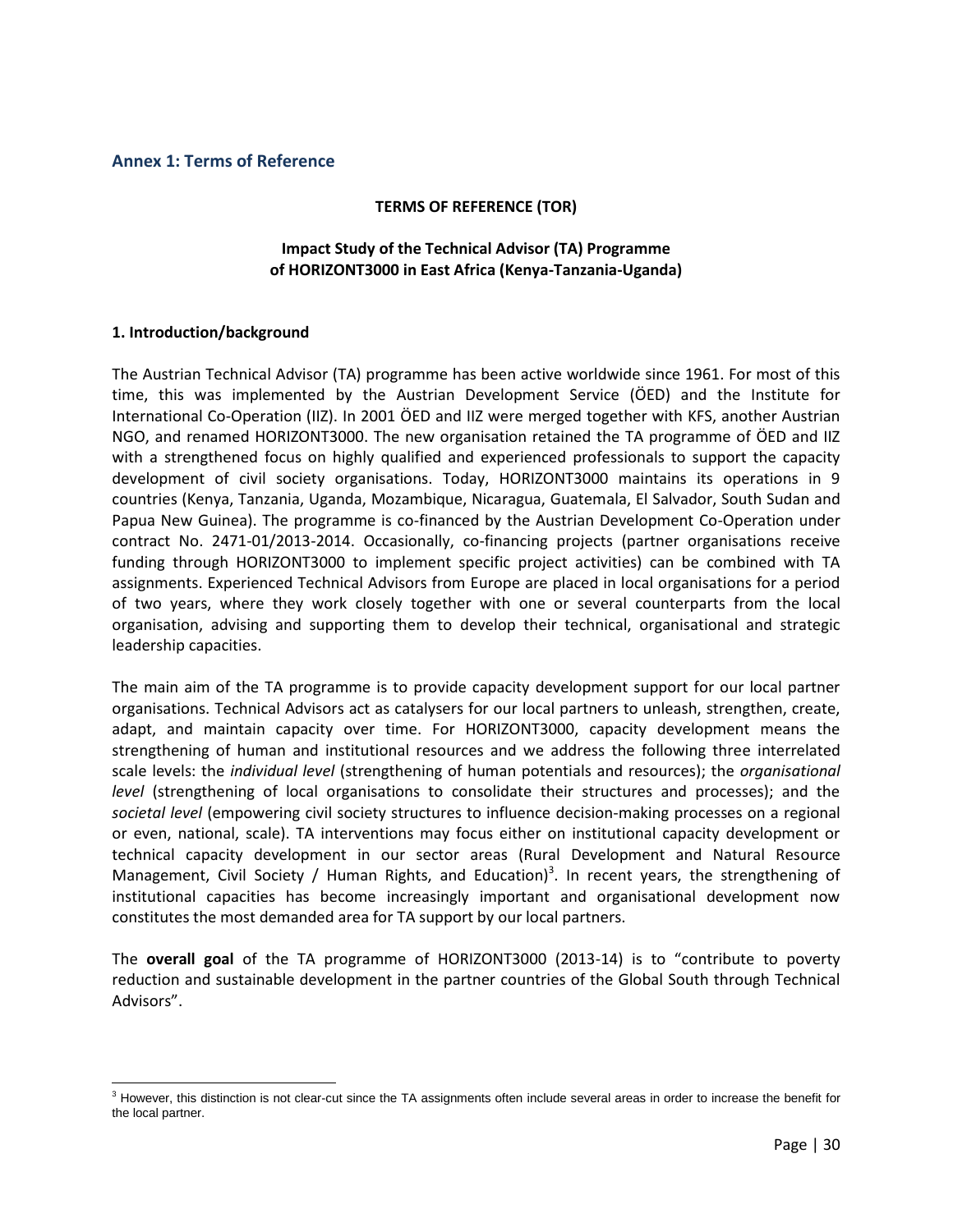## Annex 1: Terms of Reference

**TERMS OF REFERENCE (TOR)**

**Impact Study of the Technical Advisor (TA) Programme of HORIZONT3000 in East Africa (Kenya-Tanzania-Uganda)**

**1. Introduction/background**

The Austrian Technical Advisor (TA) programme has been active worldwide since 1961. For most of this time, this was implemented by the Austrian Development Service (ÖED) and the Institute for International Co-Operation (IIZ). In 2001 ÖED and IIZ were merged together with KFS, another Austrian NGO, and renamed HORIZONT3000. The new organisation retained the TA programme of ÖED and IIZ with a strengthened focus on highly qualified and experienced professionals to support the capacity development of civil society organisations. Today, HORIZONT3000 maintains its operations in 9 countries (Kenya, Tanzania, Uganda, Mozambique, Nicaragua, Guatemala, El Salvador, South Sudan and Papua New Guinea). The programme is co-financed by the Austrian Development Co-Operation under contract No. 2471-01/2013-2014. Occasionally, co-financing projects (partner organisations receive funding through HORIZONT3000 to implement specific project activities) can be combined with TA assignments. Experienced Technical Advisors from Europe are placed in local organisations for a period of two years, where they work closely together with one or several counterparts from the local organisation, advising and supporting them to develop their technical, organisational and strategic leadership capacities.

The main aim of the TA programme is to provide capacity development support for our local partner organisations. Technical Advisors act as catalysers for our local partners to unleash, strengthen, create, adapt, and maintain capacity over time. For HORIZONT3000, capacity development means the strengthening of human and institutional resources and we address the following three interrelated scale levels: the *individual level* (strengthening of human potentials and resources); the *organisational level* (strengthening of local organisations to consolidate their structures and processes); and the *societal level* (empowering civil society structures to influence decision-making processes on a regional or even, national, scale). TA interventions may focus either on institutional capacity development or technical capacity development in our sector areas (Rural Development and Natural Resource Management, Civil Society / Human Rights, and Education)[3]. In recent years, the strengthening of institutional capacities has become increasingly important and organisational development now constitutes the most demanded area for TA support by our local partners.

The **overall goal** of the TA programme of HORIZONT3000 (2013-14) is to "contribute to poverty reduction and sustainable development in the partner countries of the Global South through Technical Advisors".

[3] However, this distinction is not clear-cut since the TA assignments often include several areas in order to increase the benefit for the local partner.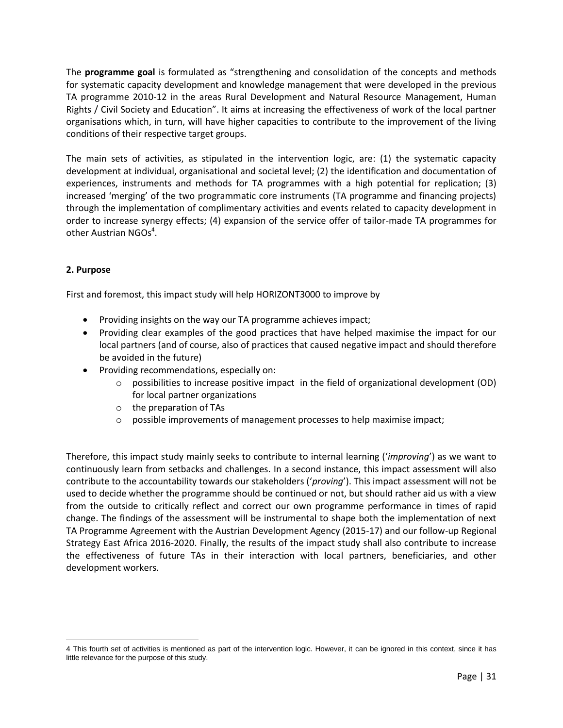The **programme goal** is formulated as "strengthening and consolidation of the concepts and methods for systematic capacity development and knowledge management that were developed in the previous TA programme 2010-12 in the areas Rural Development and Natural Resource Management, Human Rights / Civil Society and Education". It aims at increasing the effectiveness of work of the local partner organisations which, in turn, will have higher capacities to contribute to the improvement of the living conditions of their respective target groups.

The main sets of activities, as stipulated in the intervention logic, are: (1) the systematic capacity development at individual, organisational and societal level; (2) the identification and documentation of experiences, instruments and methods for TA programmes with a high potential for replication; (3) increased 'merging' of the two programmatic core instruments (TA programme and financing projects) through the implementation of complimentary activities and events related to capacity development in order to increase synergy effects; (4) expansion of the service offer of tailor-made TA programmes for other Austrian NGOs[4].

**2. Purpose**

First and foremost, this impact study will help HORIZONT3000 to improve by

- Providing insights on the way our TA programme achieves impact;
- Providing clear examples of the good practices that have helped maximise the impact for our local partners (and of course, also of practices that caused negative impact and should therefore be avoided in the future)
- Providing recommendations, especially on:
  - possibilities to increase positive impact in the field of organizational development (OD) for local partner organizations
  - the preparation of TAs
  - possible improvements of management processes to help maximise impact;

Therefore, this impact study mainly seeks to contribute to internal learning ('*improving*') as we want to continuously learn from setbacks and challenges. In a second instance, this impact assessment will also contribute to the accountability towards our stakeholders ('*proving*'). This impact assessment will not be used to decide whether the programme should be continued or not, but should rather aid us with a view from the outside to critically reflect and correct our own programme performance in times of rapid change. The findings of the assessment will be instrumental to shape both the implementation of next TA Programme Agreement with the Austrian Development Agency (2015-17) and our follow-up Regional Strategy East Africa 2016-2020. Finally, the results of the impact study shall also contribute to increase the effectiveness of future TAs in their interaction with local partners, beneficiaries, and other development workers.

4 This fourth set of activities is mentioned as part of the intervention logic. However, it can be ignored in this context, since it has little relevance for the purpose of this study.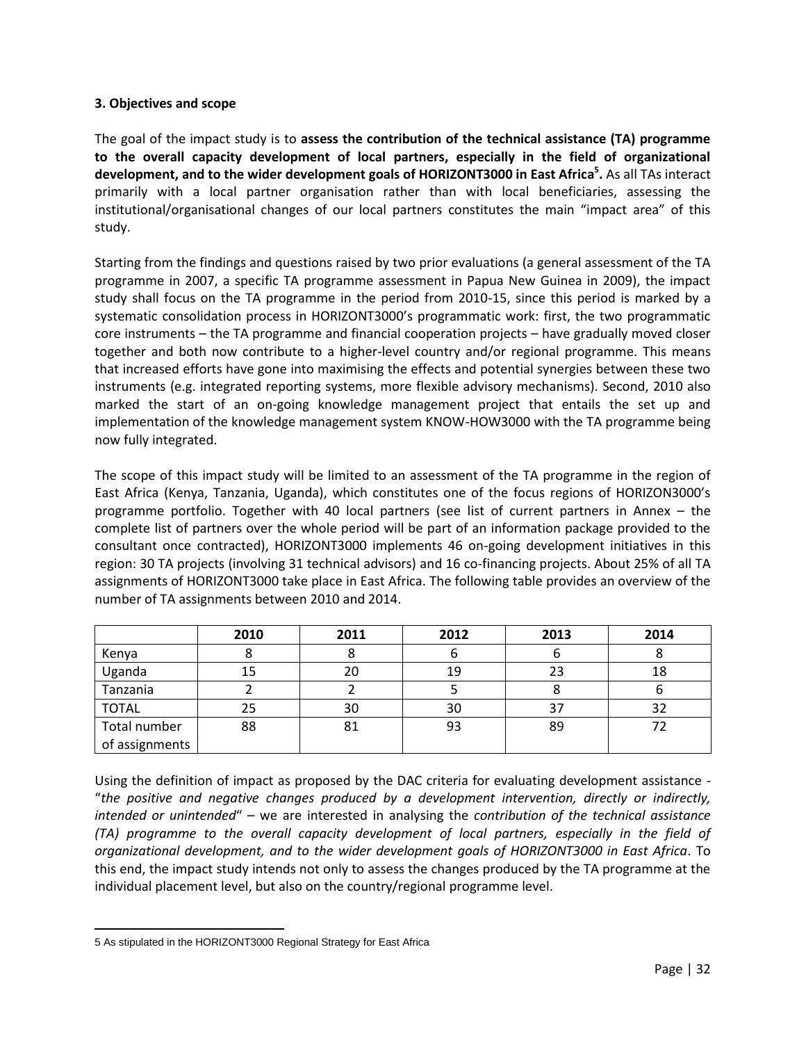### 3. Objectives and scope

The goal of the impact study is to **assess the contribution of the technical assistance (TA) programme to the overall capacity development of local partners, especially in the field of organizational development, and to the wider development goals of HORIZONT3000 in East Africa[5].** As all TAs interact primarily with a local partner organisation rather than with local beneficiaries, assessing the institutional/organisational changes of our local partners constitutes the main "impact area" of this study.

Starting from the findings and questions raised by two prior evaluations (a general assessment of the TA programme in 2007, a specific TA programme assessment in Papua New Guinea in 2009), the impact study shall focus on the TA programme in the period from 2010-15, since this period is marked by a systematic consolidation process in HORIZONT3000's programmatic work: first, the two programmatic core instruments – the TA programme and financial cooperation projects – have gradually moved closer together and both now contribute to a higher-level country and/or regional programme. This means that increased efforts have gone into maximising the effects and potential synergies between these two instruments (e.g. integrated reporting systems, more flexible advisory mechanisms). Second, 2010 also marked the start of an on-going knowledge management project that entails the set up and implementation of the knowledge management system KNOW-HOW3000 with the TA programme being now fully integrated.

The scope of this impact study will be limited to an assessment of the TA programme in the region of East Africa (Kenya, Tanzania, Uganda), which constitutes one of the focus regions of HORIZON3000's programme portfolio. Together with 40 local partners (see list of current partners in Annex – the complete list of partners over the whole period will be part of an information package provided to the consultant once contracted), HORIZONT3000 implements 46 on-going development initiatives in this region: 30 TA projects (involving 31 technical advisors) and 16 co-financing projects. About 25% of all TA assignments of HORIZONT3000 take place in East Africa. The following table provides an overview of the number of TA assignments between 2010 and 2014.

| | 2010 | 2011 | 2012 | 2013 | 2014 |
|---|---|---|---|---|---|
| Kenya | 8 | 8 | 6 | 6 | 8 |
| Uganda | 15 | 20 | 19 | 23 | 18 |
| Tanzania | 2 | 2 | 5 | 8 | 6 |
| TOTAL | 25 | 30 | 30 | 37 | 32 |
| Total number of assignments | 88 | 81 | 93 | 89 | 72 |

Using the definition of impact as proposed by the DAC criteria for evaluating development assistance - "*the positive and negative changes produced by a development intervention, directly or indirectly, intended or unintended*" – we are interested in analysing the *contribution of the technical assistance (TA) programme to the overall capacity development of local partners, especially in the field of organizational development, and to the wider development goals of HORIZONT3000 in East Africa*. To this end, the impact study intends not only to assess the changes produced by the TA programme at the individual placement level, but also on the country/regional programme level.

5 As stipulated in the HORIZONT3000 Regional Strategy for East Africa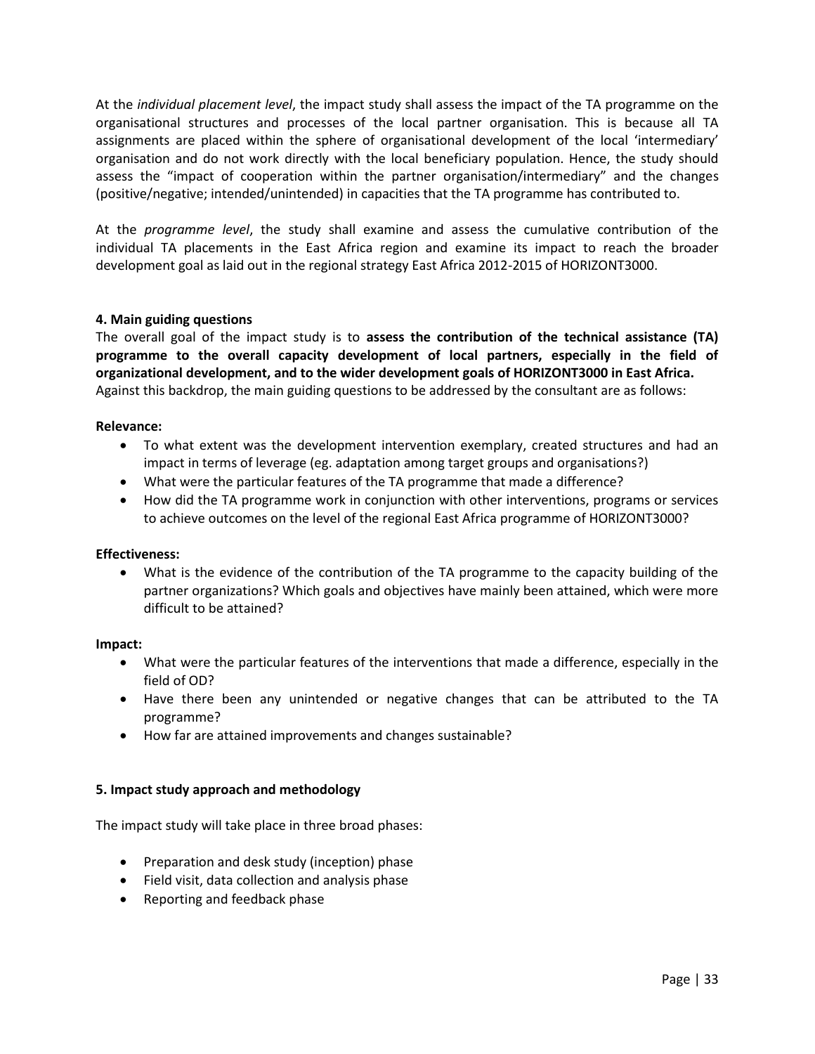At the *individual placement level*, the impact study shall assess the impact of the TA programme on the organisational structures and processes of the local partner organisation. This is because all TA assignments are placed within the sphere of organisational development of the local 'intermediary' organisation and do not work directly with the local beneficiary population. Hence, the study should assess the "impact of cooperation within the partner organisation/intermediary" and the changes (positive/negative; intended/unintended) in capacities that the TA programme has contributed to.

At the *programme level*, the study shall examine and assess the cumulative contribution of the individual TA placements in the East Africa region and examine its impact to reach the broader development goal as laid out in the regional strategy East Africa 2012-2015 of HORIZONT3000.

**4. Main guiding questions**

The overall goal of the impact study is to **assess the contribution of the technical assistance (TA) programme to the overall capacity development of local partners, especially in the field of organizational development, and to the wider development goals of HORIZONT3000 in East Africa.** Against this backdrop, the main guiding questions to be addressed by the consultant are as follows:

**Relevance:**

- To what extent was the development intervention exemplary, created structures and had an impact in terms of leverage (eg. adaptation among target groups and organisations?)
- What were the particular features of the TA programme that made a difference?
- How did the TA programme work in conjunction with other interventions, programs or services to achieve outcomes on the level of the regional East Africa programme of HORIZONT3000?

**Effectiveness:**

- What is the evidence of the contribution of the TA programme to the capacity building of the partner organizations? Which goals and objectives have mainly been attained, which were more difficult to be attained?

**Impact:**

- What were the particular features of the interventions that made a difference, especially in the field of OD?
- Have there been any unintended or negative changes that can be attributed to the TA programme?
- How far are attained improvements and changes sustainable?

**5. Impact study approach and methodology**

The impact study will take place in three broad phases:

- Preparation and desk study (inception) phase
- Field visit, data collection and analysis phase
- Reporting and feedback phase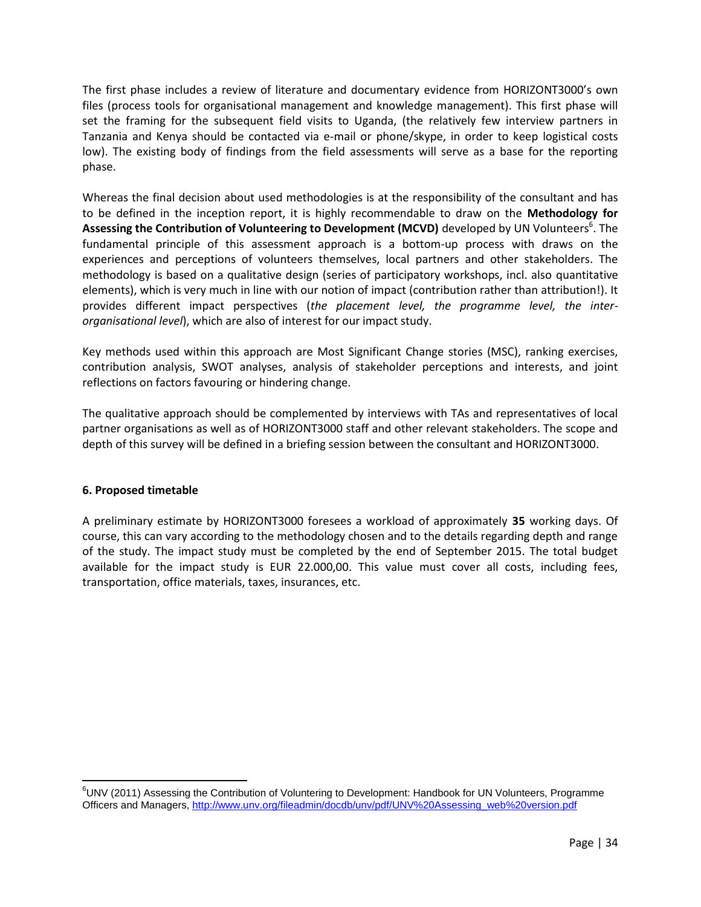The first phase includes a review of literature and documentary evidence from HORIZONT3000's own files (process tools for organisational management and knowledge management). This first phase will set the framing for the subsequent field visits to Uganda, (the relatively few interview partners in Tanzania and Kenya should be contacted via e-mail or phone/skype, in order to keep logistical costs low). The existing body of findings from the field assessments will serve as a base for the reporting phase.

Whereas the final decision about used methodologies is at the responsibility of the consultant and has to be defined in the inception report, it is highly recommendable to draw on the **Methodology for Assessing the Contribution of Volunteering to Development (MCVD)** developed by UN Volunteers[6]. The fundamental principle of this assessment approach is a bottom-up process with draws on the experiences and perceptions of volunteers themselves, local partners and other stakeholders. The methodology is based on a qualitative design (series of participatory workshops, incl. also quantitative elements), which is very much in line with our notion of impact (contribution rather than attribution!). It provides different impact perspectives (*the placement level, the programme level, the inter-organisational level*), which are also of interest for our impact study.

Key methods used within this approach are Most Significant Change stories (MSC), ranking exercises, contribution analysis, SWOT analyses, analysis of stakeholder perceptions and interests, and joint reflections on factors favouring or hindering change.

The qualitative approach should be complemented by interviews with TAs and representatives of local partner organisations as well as of HORIZONT3000 staff and other relevant stakeholders. The scope and depth of this survey will be defined in a briefing session between the consultant and HORIZONT3000.

**6. Proposed timetable**

A preliminary estimate by HORIZONT3000 foresees a workload of approximately **35** working days. Of course, this can vary according to the methodology chosen and to the details regarding depth and range of the study. The impact study must be completed by the end of September 2015. The total budget available for the impact study is EUR 22.000,00. This value must cover all costs, including fees, transportation, office materials, taxes, insurances, etc.

---

[6] UNV (2011) Assessing the Contribution of Voluntering to Development: Handbook for UN Volunteers, Programme Officers and Managers, http://www.unv.org/fileadmin/docdb/unv/pdf/UNV%20Assessing_web%20version.pdf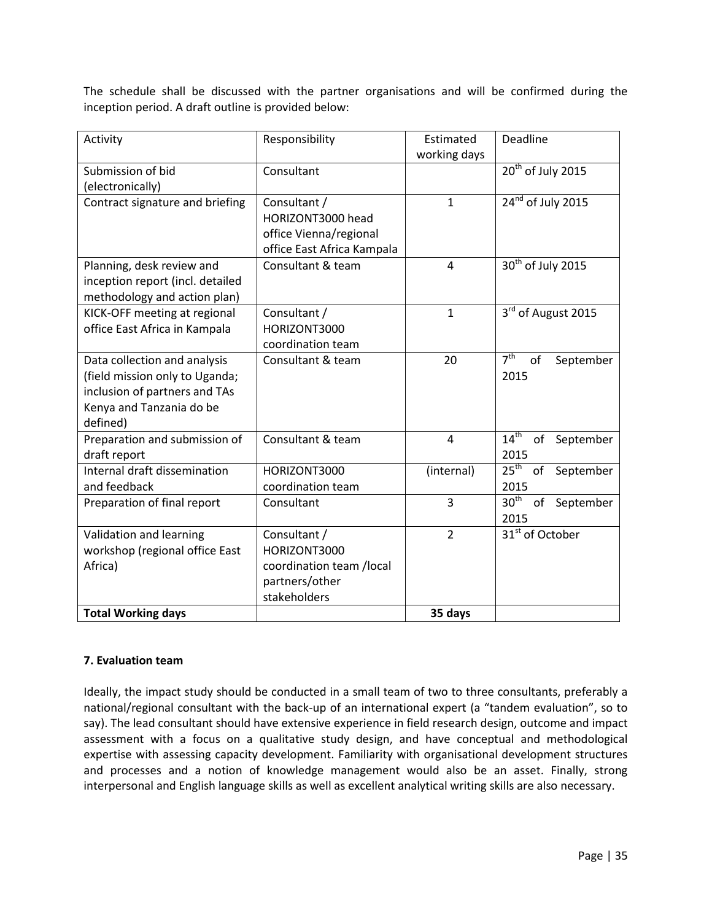The schedule shall be discussed with the partner organisations and will be confirmed during the inception period. A draft outline is provided below:

| Activity | Responsibility | Estimated working days | Deadline |
|---|---|---|---|
| Submission of bid (electronically) | Consultant | | 20th of July 2015 |
| Contract signature and briefing | Consultant / HORIZONT3000 head office Vienna/regional office East Africa Kampala | 1 | 24nd of July 2015 |
| Planning, desk review and inception report (incl. detailed methodology and action plan) | Consultant & team | 4 | 30th of July 2015 |
| KICK-OFF meeting at regional office East Africa in Kampala | Consultant / HORIZONT3000 coordination team | 1 | 3rd of August 2015 |
| Data collection and analysis (field mission only to Uganda; inclusion of partners and TAs Kenya and Tanzania do be defined) | Consultant & team | 20 | 7th of September 2015 |
| Preparation and submission of draft report | Consultant & team | 4 | 14th of September 2015 |
| Internal draft dissemination and feedback | HORIZONT3000 coordination team | (internal) | 25th of September 2015 |
| Preparation of final report | Consultant | 3 | 30th of September 2015 |
| Validation and learning workshop (regional office East Africa) | Consultant / HORIZONT3000 coordination team /local partners/other stakeholders | 2 | 31st of October |
| **Total Working days** | | **35 days** | |

### 7. Evaluation team

Ideally, the impact study should be conducted in a small team of two to three consultants, preferably a national/regional consultant with the back-up of an international expert (a "tandem evaluation", so to say). The lead consultant should have extensive experience in field research design, outcome and impact assessment with a focus on a qualitative study design, and have conceptual and methodological expertise with assessing capacity development. Familiarity with organisational development structures and processes and a notion of knowledge management would also be an asset. Finally, strong interpersonal and English language skills as well as excellent analytical writing skills are also necessary.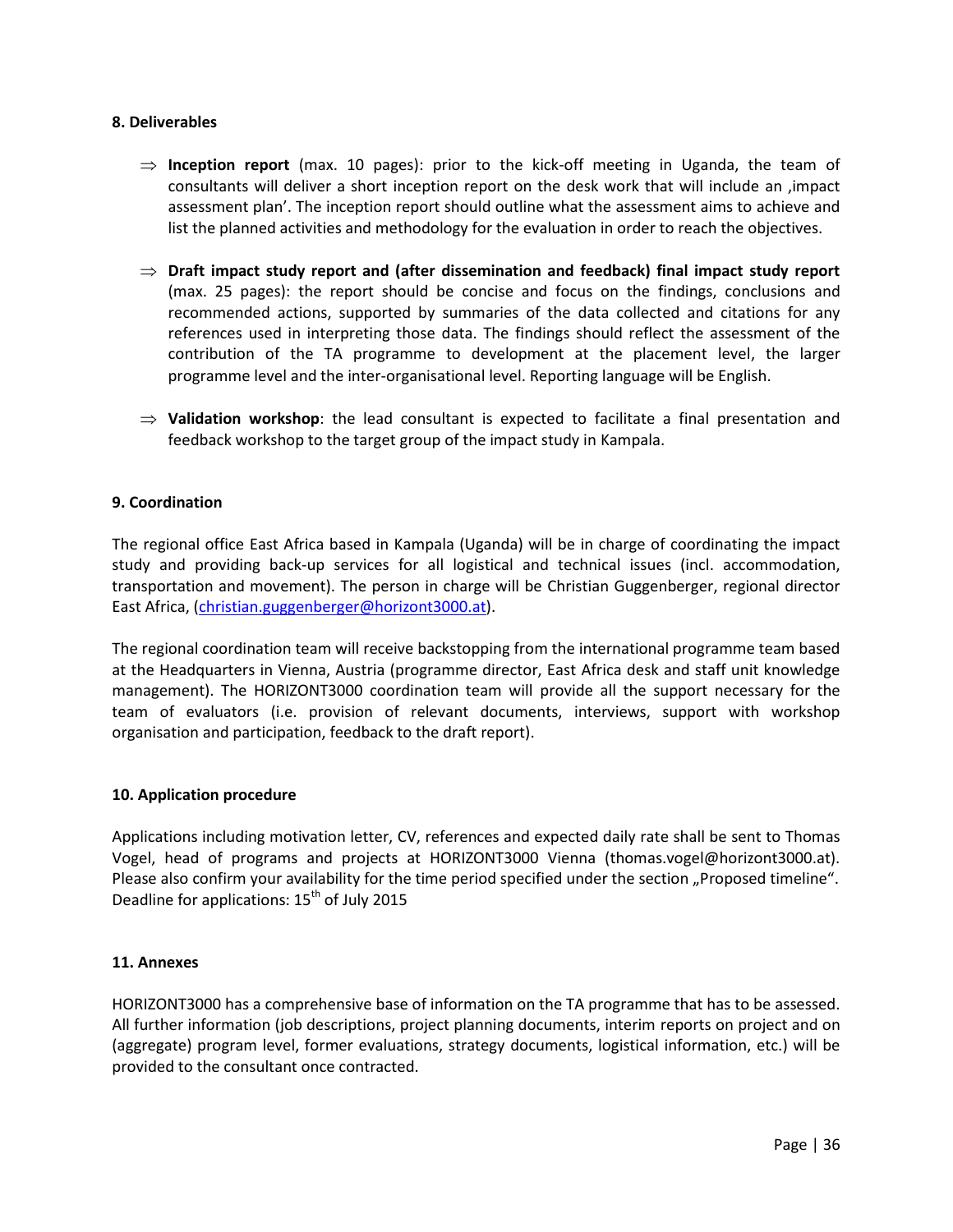## 8. Deliverables

⇒ **Inception report** (max. 10 pages): prior to the kick-off meeting in Uganda, the team of consultants will deliver a short inception report on the desk work that will include an ‚impact assessment plan'. The inception report should outline what the assessment aims to achieve and list the planned activities and methodology for the evaluation in order to reach the objectives.

⇒ **Draft impact study report and (after dissemination and feedback) final impact study report** (max. 25 pages): the report should be concise and focus on the findings, conclusions and recommended actions, supported by summaries of the data collected and citations for any references used in interpreting those data. The findings should reflect the assessment of the contribution of the TA programme to development at the placement level, the larger programme level and the inter-organisational level. Reporting language will be English.

⇒ **Validation workshop**: the lead consultant is expected to facilitate a final presentation and feedback workshop to the target group of the impact study in Kampala.

## 9. Coordination

The regional office East Africa based in Kampala (Uganda) will be in charge of coordinating the impact study and providing back-up services for all logistical and technical issues (incl. accommodation, transportation and movement). The person in charge will be Christian Guggenberger, regional director East Africa, (christian.guggenberger@horizont3000.at).

The regional coordination team will receive backstopping from the international programme team based at the Headquarters in Vienna, Austria (programme director, East Africa desk and staff unit knowledge management). The HORIZONT3000 coordination team will provide all the support necessary for the team of evaluators (i.e. provision of relevant documents, interviews, support with workshop organisation and participation, feedback to the draft report).

## 10. Application procedure

Applications including motivation letter, CV, references and expected daily rate shall be sent to Thomas Vogel, head of programs and projects at HORIZONT3000 Vienna (thomas.vogel@horizont3000.at). Please also confirm your availability for the time period specified under the section „Proposed timeline". Deadline for applications: 15th of July 2015

## 11. Annexes

HORIZONT3000 has a comprehensive base of information on the TA programme that has to be assessed. All further information (job descriptions, project planning documents, interim reports on project and on (aggregate) program level, former evaluations, strategy documents, logistical information, etc.) will be provided to the consultant once contracted.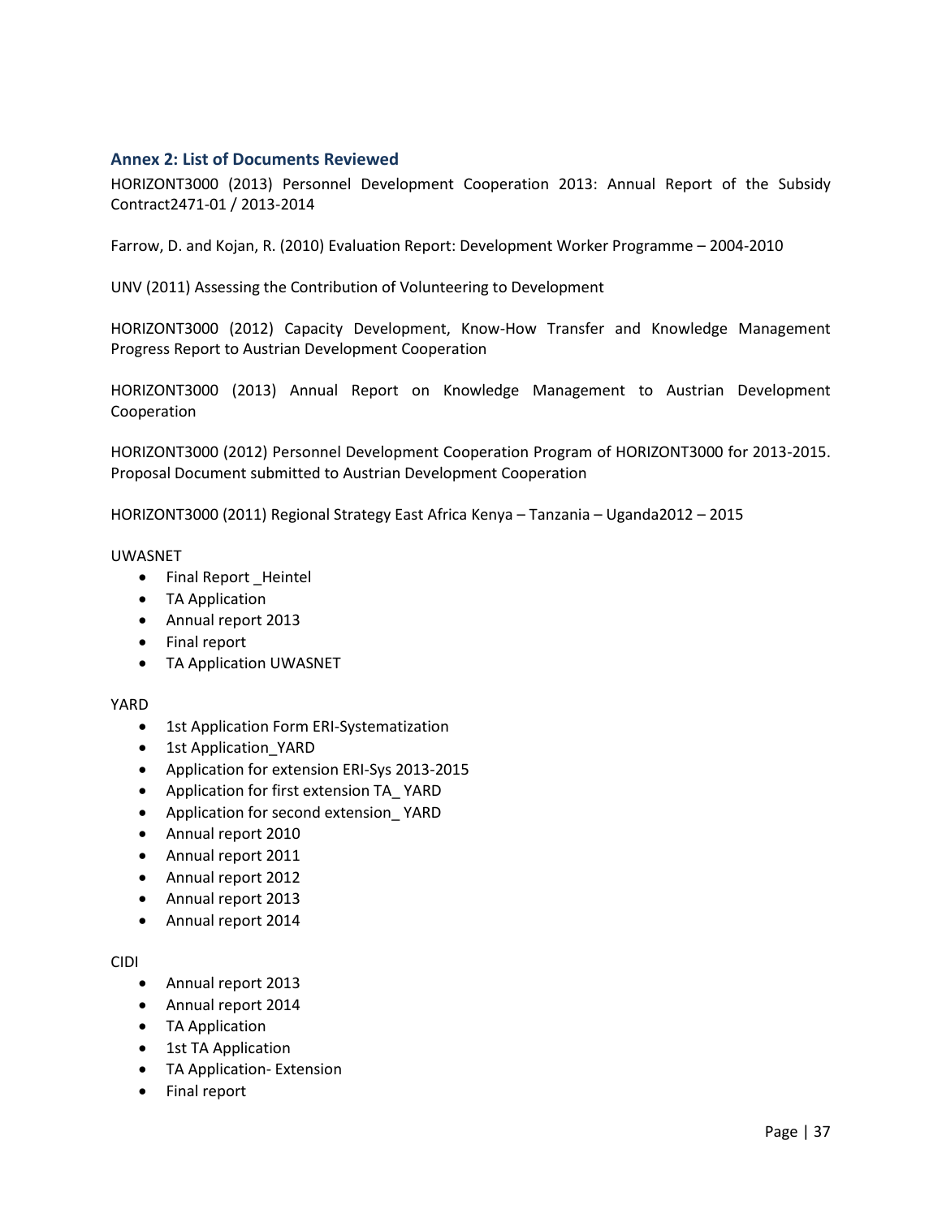## Annex 2: List of Documents Reviewed

HORIZONT3000 (2013) Personnel Development Cooperation 2013: Annual Report of the Subsidy Contract2471-01 / 2013-2014

Farrow, D. and Kojan, R. (2010) Evaluation Report: Development Worker Programme – 2004-2010

UNV (2011) Assessing the Contribution of Volunteering to Development

HORIZONT3000 (2012) Capacity Development, Know-How Transfer and Knowledge Management Progress Report to Austrian Development Cooperation

HORIZONT3000 (2013) Annual Report on Knowledge Management to Austrian Development Cooperation

HORIZONT3000 (2012) Personnel Development Cooperation Program of HORIZONT3000 for 2013-2015. Proposal Document submitted to Austrian Development Cooperation

HORIZONT3000 (2011) Regional Strategy East Africa Kenya – Tanzania – Uganda2012 – 2015

UWASNET

- Final Report _Heintel
- TA Application
- Annual report 2013
- Final report
- TA Application UWASNET

YARD

- 1st Application Form ERI-Systematization
- 1st Application_YARD
- Application for extension ERI-Sys 2013-2015
- Application for first extension TA_ YARD
- Application for second extension_ YARD
- Annual report 2010
- Annual report 2011
- Annual report 2012
- Annual report 2013
- Annual report 2014

CIDI

- Annual report 2013
- Annual report 2014
- TA Application
- 1st TA Application
- TA Application- Extension
- Final report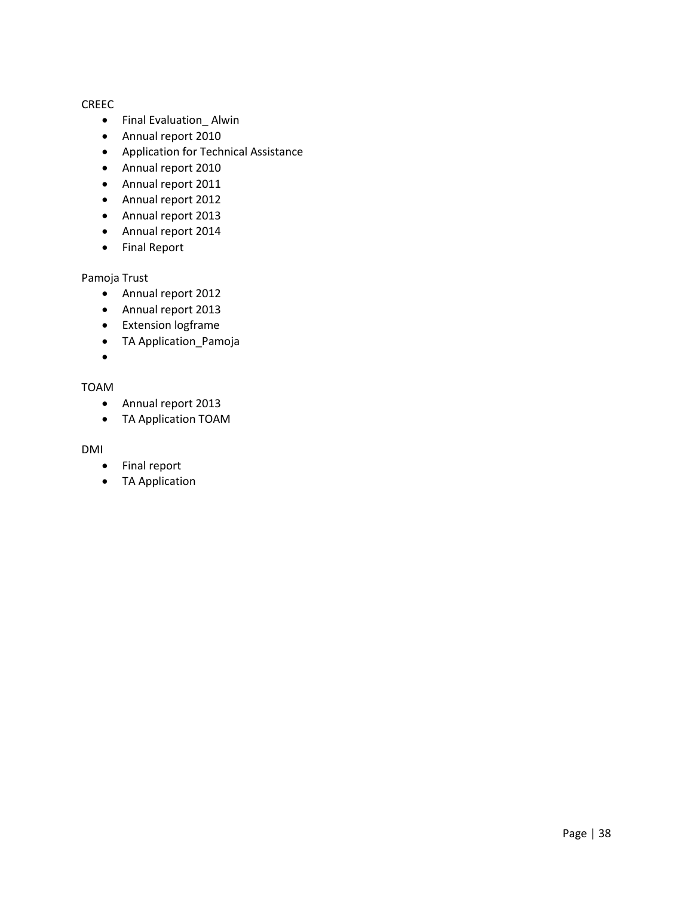CREEC

- Final Evaluation_ Alwin
- Annual report 2010
- Application for Technical Assistance
- Annual report 2010
- Annual report 2011
- Annual report 2012
- Annual report 2013
- Annual report 2014
- Final Report

Pamoja Trust

- Annual report 2012
- Annual report 2013
- Extension logframe
- TA Application_Pamoja
- 

TOAM

- Annual report 2013
- TA Application TOAM

DMI

- Final report
- TA Application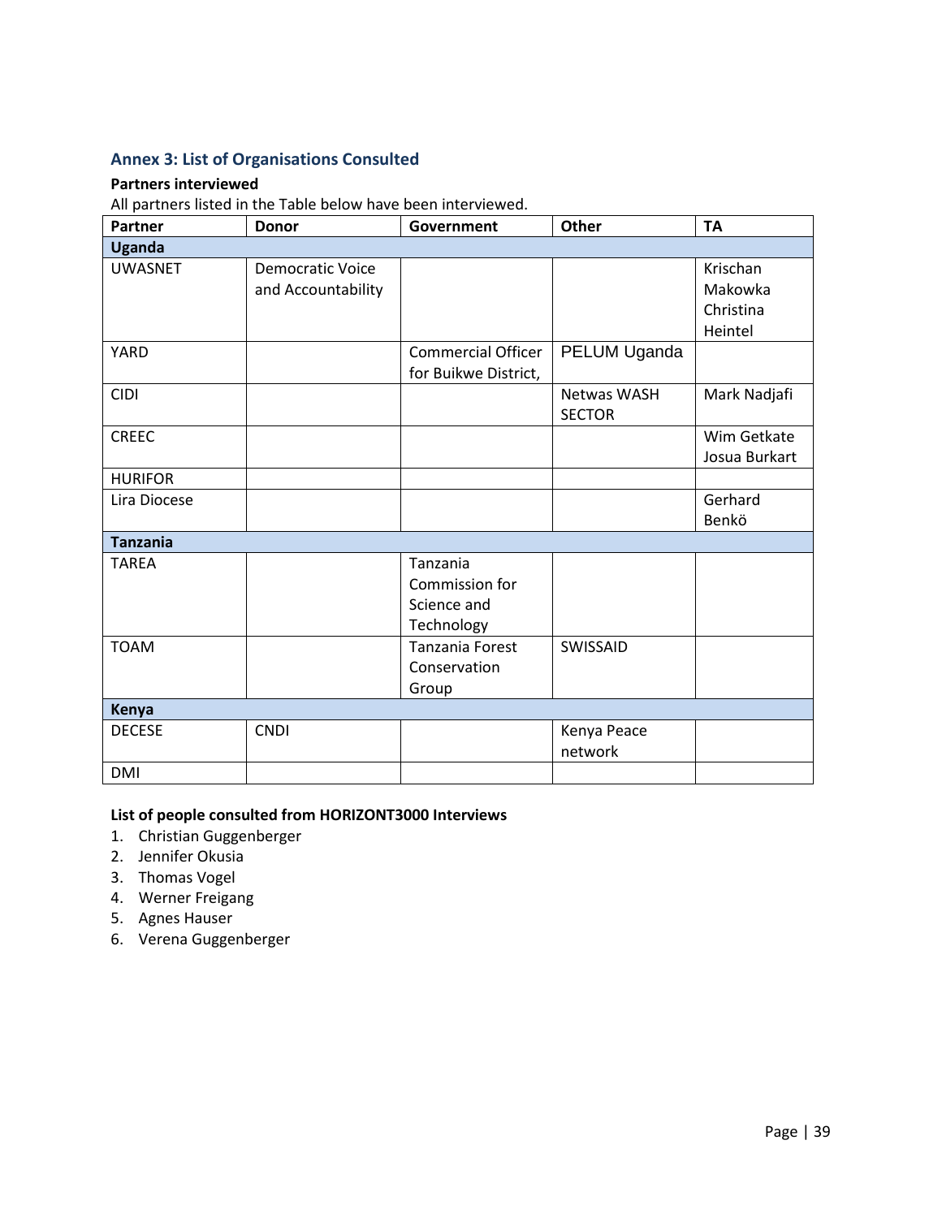## Annex 3: List of Organisations Consulted

**Partners interviewed**

All partners listed in the Table below have been interviewed.

| Partner | Donor | Government | Other | TA |
|---|---|---|---|---|
| **Uganda** | | | | |
| UWASNET | Democratic Voice and Accountability | | | Krischan Makowka Christina Heintel |
| YARD | | Commercial Officer for Buikwe District, | PELUM Uganda | |
| CIDI | | | Netwas WASH SECTOR | Mark Nadjafi |
| CREEC | | | | Wim Getkate Josua Burkart |
| HURIFOR | | | | |
| Lira Diocese | | | | Gerhard Benkö |
| **Tanzania** | | | | |
| TAREA | | Tanzania Commission for Science and Technology | | |
| TOAM | | Tanzania Forest Conservation Group | SWISSAID | |
| **Kenya** | | | | |
| DECESE | CNDI | | Kenya Peace network | |
| DMI | | | | |

**List of people consulted from HORIZONT3000 Interviews**

1. Christian Guggenberger
2. Jennifer Okusia
3. Thomas Vogel
4. Werner Freigang
5. Agnes Hauser
6. Verena Guggenberger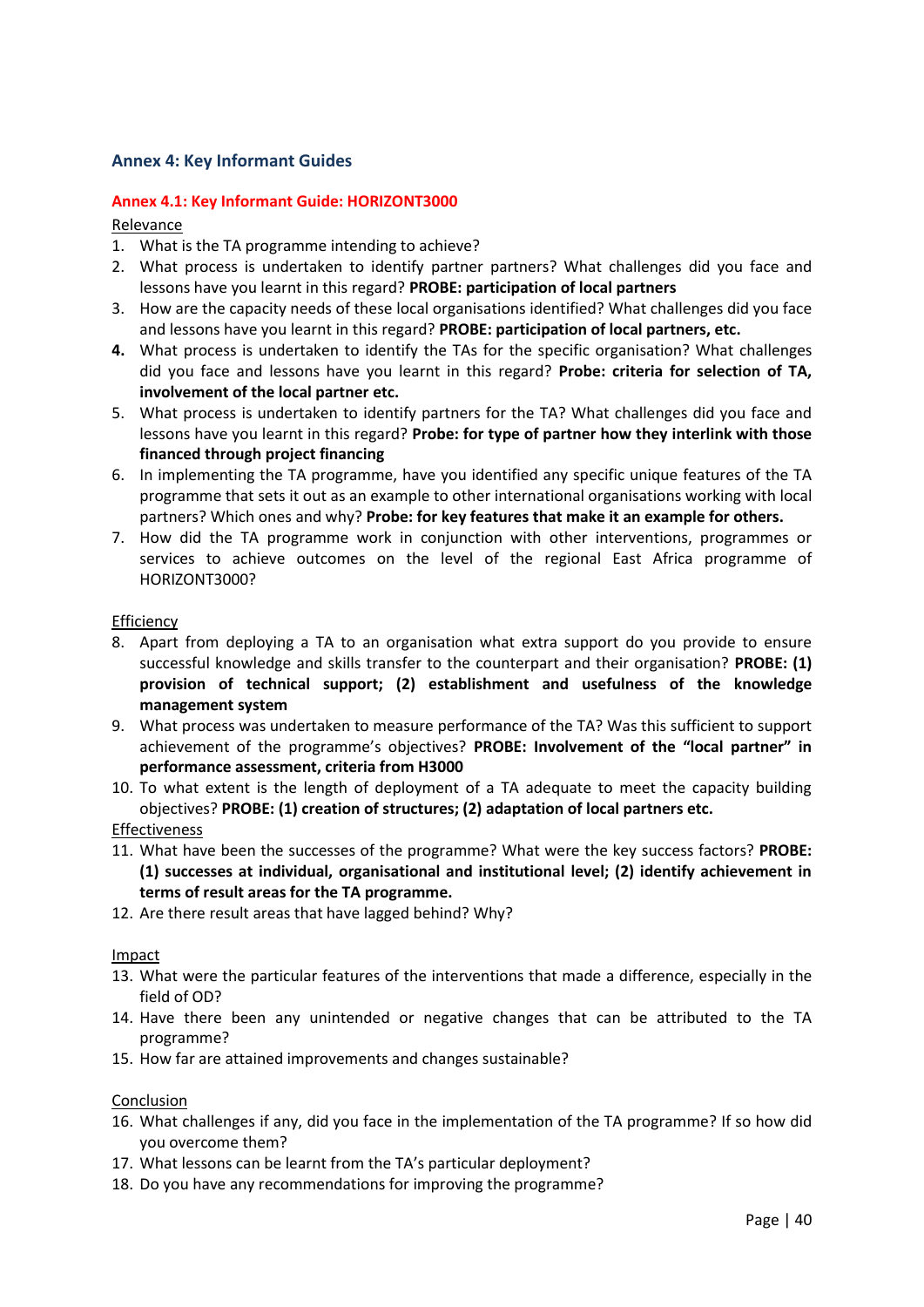## Annex 4: Key Informant Guides

### Annex 4.1: Key Informant Guide: HORIZONT3000

Relevance

1. What is the TA programme intending to achieve?
2. What process is undertaken to identify partner partners? What challenges did you face and lessons have you learnt in this regard? **PROBE: participation of local partners**
3. How are the capacity needs of these local organisations identified? What challenges did you face and lessons have you learnt in this regard? **PROBE: participation of local partners, etc.**
4. What process is undertaken to identify the TAs for the specific organisation? What challenges did you face and lessons have you learnt in this regard? **Probe: criteria for selection of TA, involvement of the local partner etc.**
5. What process is undertaken to identify partners for the TA? What challenges did you face and lessons have you learnt in this regard? **Probe: for type of partner how they interlink with those financed through project financing**
6. In implementing the TA programme, have you identified any specific unique features of the TA programme that sets it out as an example to other international organisations working with local partners? Which ones and why? **Probe: for key features that make it an example for others.**
7. How did the TA programme work in conjunction with other interventions, programmes or services to achieve outcomes on the level of the regional East Africa programme of HORIZONT3000?

Efficiency

8. Apart from deploying a TA to an organisation what extra support do you provide to ensure successful knowledge and skills transfer to the counterpart and their organisation? **PROBE: (1) provision of technical support; (2) establishment and usefulness of the knowledge management system**
9. What process was undertaken to measure performance of the TA? Was this sufficient to support achievement of the programme's objectives? **PROBE: Involvement of the "local partner" in performance assessment, criteria from H3000**
10. To what extent is the length of deployment of a TA adequate to meet the capacity building objectives? **PROBE: (1) creation of structures; (2) adaptation of local partners etc.**

Effectiveness

11. What have been the successes of the programme? What were the key success factors? **PROBE: (1) successes at individual, organisational and institutional level; (2) identify achievement in terms of result areas for the TA programme.**
12. Are there result areas that have lagged behind? Why?

Impact

13. What were the particular features of the interventions that made a difference, especially in the field of OD?
14. Have there been any unintended or negative changes that can be attributed to the TA programme?
15. How far are attained improvements and changes sustainable?

Conclusion

16. What challenges if any, did you face in the implementation of the TA programme? If so how did you overcome them?
17. What lessons can be learnt from the TA's particular deployment?
18. Do you have any recommendations for improving the programme?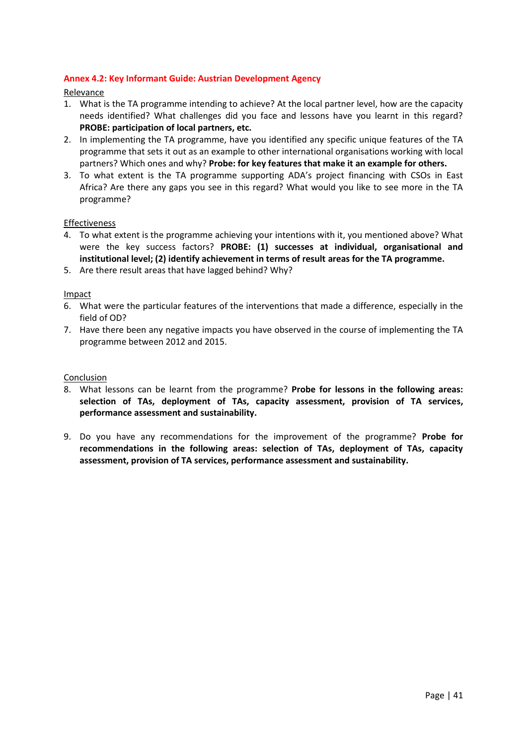## Annex 4.2: Key Informant Guide: Austrian Development Agency

<u>Relevance</u>

1. What is the TA programme intending to achieve? At the local partner level, how are the capacity needs identified? What challenges did you face and lessons have you learnt in this regard? **PROBE: participation of local partners, etc.**
2. In implementing the TA programme, have you identified any specific unique features of the TA programme that sets it out as an example to other international organisations working with local partners? Which ones and why? **Probe: for key features that make it an example for others.**
3. To what extent is the TA programme supporting ADA's project financing with CSOs in East Africa? Are there any gaps you see in this regard? What would you like to see more in the TA programme?

<u>Effectiveness</u>

4. To what extent is the programme achieving your intentions with it, you mentioned above? What were the key success factors? **PROBE: (1) successes at individual, organisational and institutional level; (2) identify achievement in terms of result areas for the TA programme.**
5. Are there result areas that have lagged behind? Why?

<u>Impact</u>

6. What were the particular features of the interventions that made a difference, especially in the field of OD?
7. Have there been any negative impacts you have observed in the course of implementing the TA programme between 2012 and 2015.

<u>Conclusion</u>

8. What lessons can be learnt from the programme? **Probe for lessons in the following areas: selection of TAs, deployment of TAs, capacity assessment, provision of TA services, performance assessment and sustainability.**
9. Do you have any recommendations for the improvement of the programme? **Probe for recommendations in the following areas: selection of TAs, deployment of TAs, capacity assessment, provision of TA services, performance assessment and sustainability.**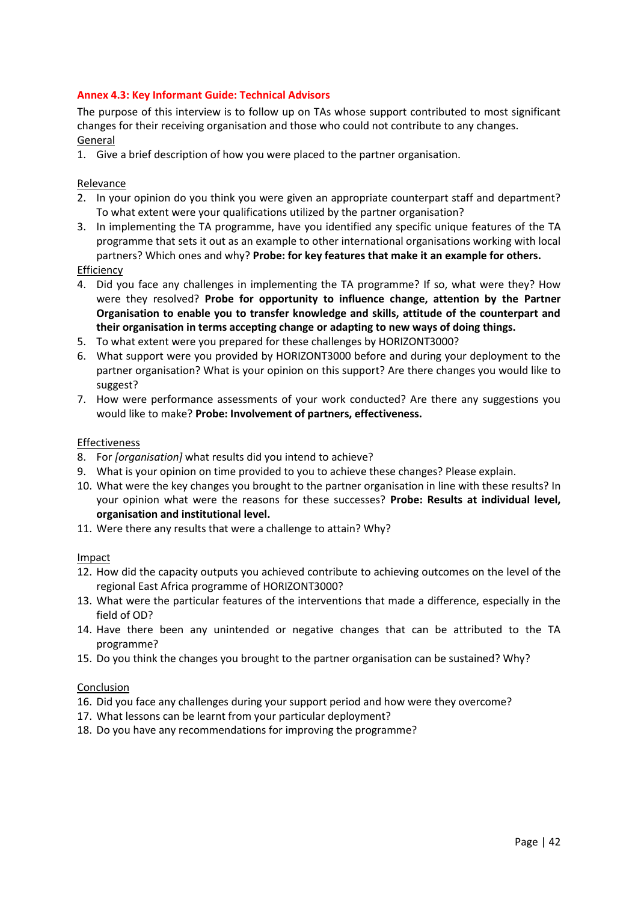## Annex 4.3: Key Informant Guide: Technical Advisors

The purpose of this interview is to follow up on TAs whose support contributed to most significant changes for their receiving organisation and those who could not contribute to any changes.

<u>General</u>

1. Give a brief description of how you were placed to the partner organisation.

<u>Relevance</u>

2. In your opinion do you think you were given an appropriate counterpart staff and department? To what extent were your qualifications utilized by the partner organisation?
3. In implementing the TA programme, have you identified any specific unique features of the TA programme that sets it out as an example to other international organisations working with local partners? Which ones and why? **Probe: for key features that make it an example for others.**

<u>Efficiency</u>

4. Did you face any challenges in implementing the TA programme? If so, what were they? How were they resolved? **Probe for opportunity to influence change, attention by the Partner Organisation to enable you to transfer knowledge and skills, attitude of the counterpart and their organisation in terms accepting change or adapting to new ways of doing things.**
5. To what extent were you prepared for these challenges by HORIZONT3000?
6. What support were you provided by HORIZONT3000 before and during your deployment to the partner organisation? What is your opinion on this support? Are there changes you would like to suggest?
7. How were performance assessments of your work conducted? Are there any suggestions you would like to make? **Probe: Involvement of partners, effectiveness.**

<u>Effectiveness</u>

8. For *[organisation]* what results did you intend to achieve?
9. What is your opinion on time provided to you to achieve these changes? Please explain.
10. What were the key changes you brought to the partner organisation in line with these results? In your opinion what were the reasons for these successes? **Probe: Results at individual level, organisation and institutional level.**
11. Were there any results that were a challenge to attain? Why?

<u>Impact</u>

12. How did the capacity outputs you achieved contribute to achieving outcomes on the level of the regional East Africa programme of HORIZONT3000?
13. What were the particular features of the interventions that made a difference, especially in the field of OD?
14. Have there been any unintended or negative changes that can be attributed to the TA programme?
15. Do you think the changes you brought to the partner organisation can be sustained? Why?

<u>Conclusion</u>

16. Did you face any challenges during your support period and how were they overcome?
17. What lessons can be learnt from your particular deployment?
18. Do you have any recommendations for improving the programme?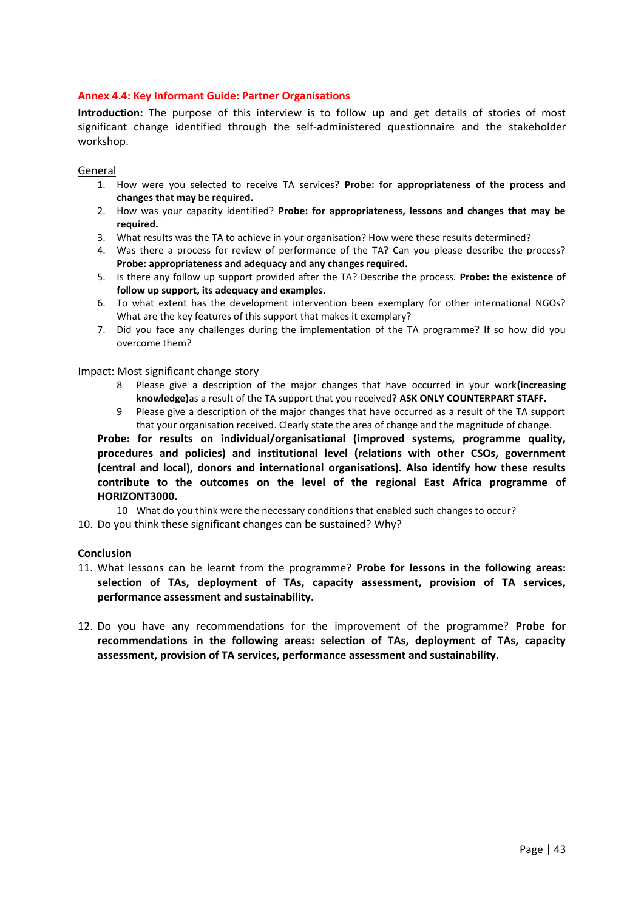## Annex 4.4: Key Informant Guide: Partner Organisations

**Introduction:** The purpose of this interview is to follow up and get details of stories of most significant change identified through the self-administered questionnaire and the stakeholder workshop.

General

1. How were you selected to receive TA services? **Probe: for appropriateness of the process and changes that may be required.**
2. How was your capacity identified? **Probe: for appropriateness, lessons and changes that may be required.**
3. What results was the TA to achieve in your organisation? How were these results determined?
4. Was there a process for review of performance of the TA? Can you please describe the process? **Probe: appropriateness and adequacy and any changes required.**
5. Is there any follow up support provided after the TA? Describe the process. **Probe: the existence of follow up support, its adequacy and examples.**
6. To what extent has the development intervention been exemplary for other international NGOs? What are the key features of this support that makes it exemplary?
7. Did you face any challenges during the implementation of the TA programme? If so how did you overcome them?

Impact: Most significant change story

8 Please give a description of the major changes that have occurred in your work**(increasing knowledge)**as a result of the TA support that you received? **ASK ONLY COUNTERPART STAFF.**

9 Please give a description of the major changes that have occurred as a result of the TA support that your organisation received. Clearly state the area of change and the magnitude of change.

**Probe: for results on individual/organisational (improved systems, programme quality, procedures and policies) and institutional level (relations with other CSOs, government (central and local), donors and international organisations). Also identify how these results contribute to the outcomes on the level of the regional East Africa programme of HORIZONT3000.**

10 What do you think were the necessary conditions that enabled such changes to occur?

10. Do you think these significant changes can be sustained? Why?

**Conclusion**

11. What lessons can be learnt from the programme? **Probe for lessons in the following areas: selection of TAs, deployment of TAs, capacity assessment, provision of TA services, performance assessment and sustainability.**
12. Do you have any recommendations for the improvement of the programme? **Probe for recommendations in the following areas: selection of TAs, deployment of TAs, capacity assessment, provision of TA services, performance assessment and sustainability.**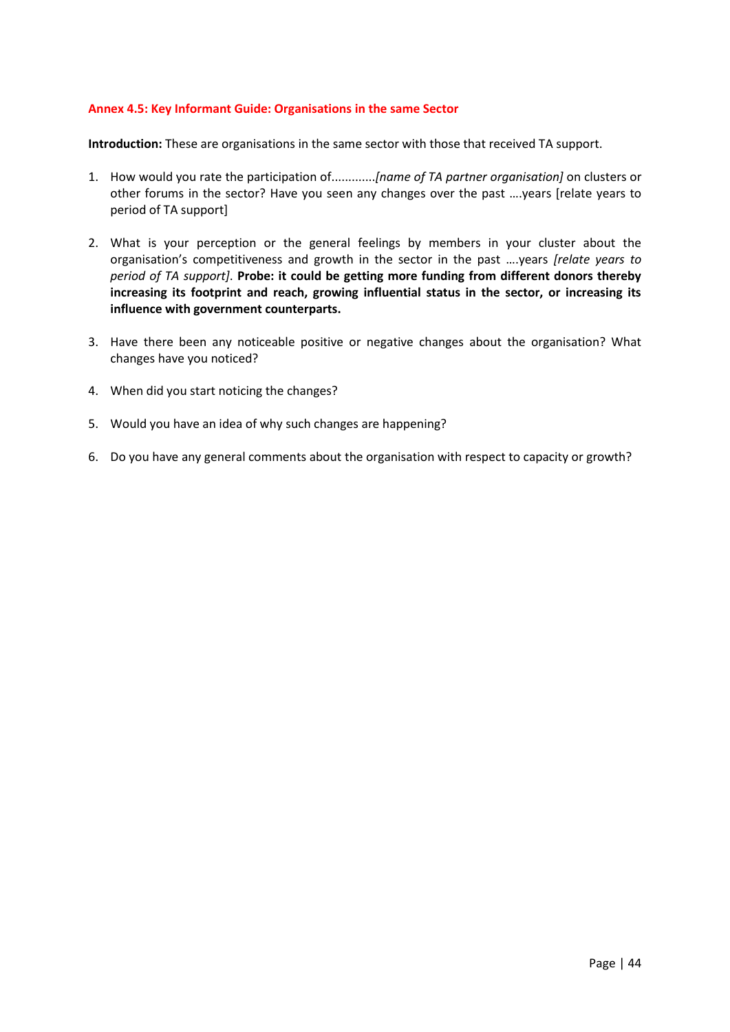#### Annex 4.5: Key Informant Guide: Organisations in the same Sector

**Introduction:** These are organisations in the same sector with those that received TA support.

1. How would you rate the participation of............*[name of TA partner organisation]* on clusters or other forums in the sector? Have you seen any changes over the past ….years [relate years to period of TA support]

2. What is your perception or the general feelings by members in your cluster about the organisation's competitiveness and growth in the sector in the past ….years *[relate years to period of TA support]*. **Probe: it could be getting more funding from different donors thereby increasing its footprint and reach, growing influential status in the sector, or increasing its influence with government counterparts.**

3. Have there been any noticeable positive or negative changes about the organisation? What changes have you noticed?

4. When did you start noticing the changes?

5. Would you have an idea of why such changes are happening?

6. Do you have any general comments about the organisation with respect to capacity or growth?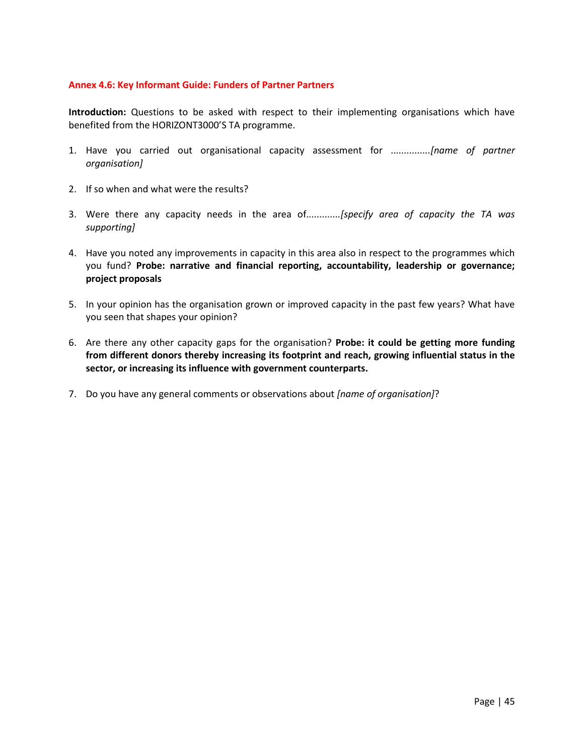### Annex 4.6: Key Informant Guide: Funders of Partner Partners

**Introduction:** Questions to be asked with respect to their implementing organisations which have benefited from the HORIZONT3000'S TA programme.

1. Have you carried out organisational capacity assessment for *...............[name of partner organisation]*

2. If so when and what were the results?

3. Were there any capacity needs in the area of*.............[specify area of capacity the TA was supporting]*

4. Have you noted any improvements in capacity in this area also in respect to the programmes which you fund? **Probe: narrative and financial reporting, accountability, leadership or governance; project proposals**

5. In your opinion has the organisation grown or improved capacity in the past few years? What have you seen that shapes your opinion?

6. Are there any other capacity gaps for the organisation? **Probe: it could be getting more funding from different donors thereby increasing its footprint and reach, growing influential status in the sector, or increasing its influence with government counterparts.**

7. Do you have any general comments or observations about *[name of organisation]*?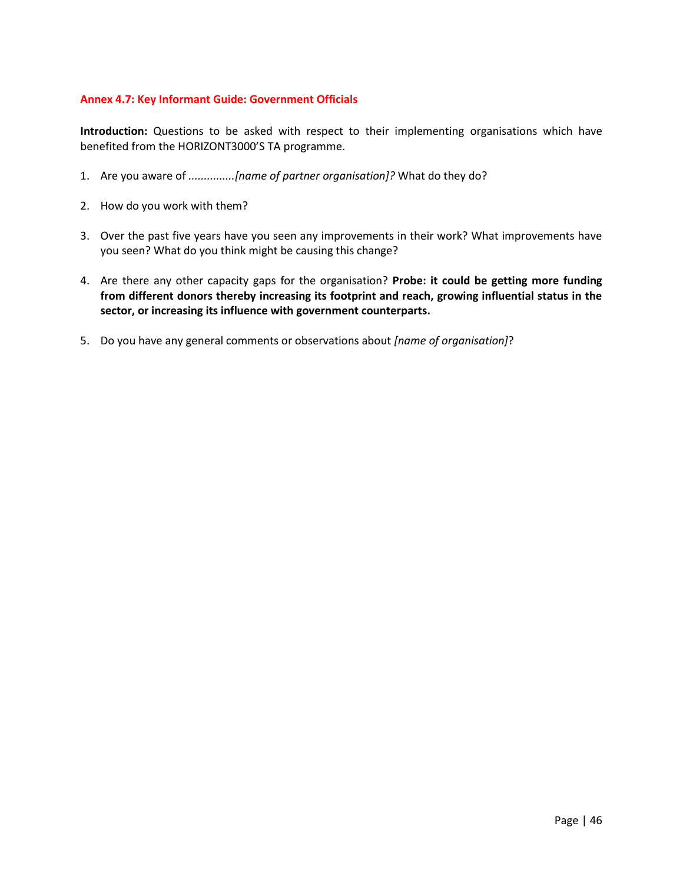### Annex 4.7: Key Informant Guide: Government Officials

**Introduction:** Questions to be asked with respect to their implementing organisations which have benefited from the HORIZONT3000'S TA programme.

1. Are you aware of ...............*[name of partner organisation]?* What do they do?

2. How do you work with them?

3. Over the past five years have you seen any improvements in their work? What improvements have you seen? What do you think might be causing this change?

4. Are there any other capacity gaps for the organisation? **Probe: it could be getting more funding from different donors thereby increasing its footprint and reach, growing influential status in the sector, or increasing its influence with government counterparts.**

5. Do you have any general comments or observations about *[name of organisation]*?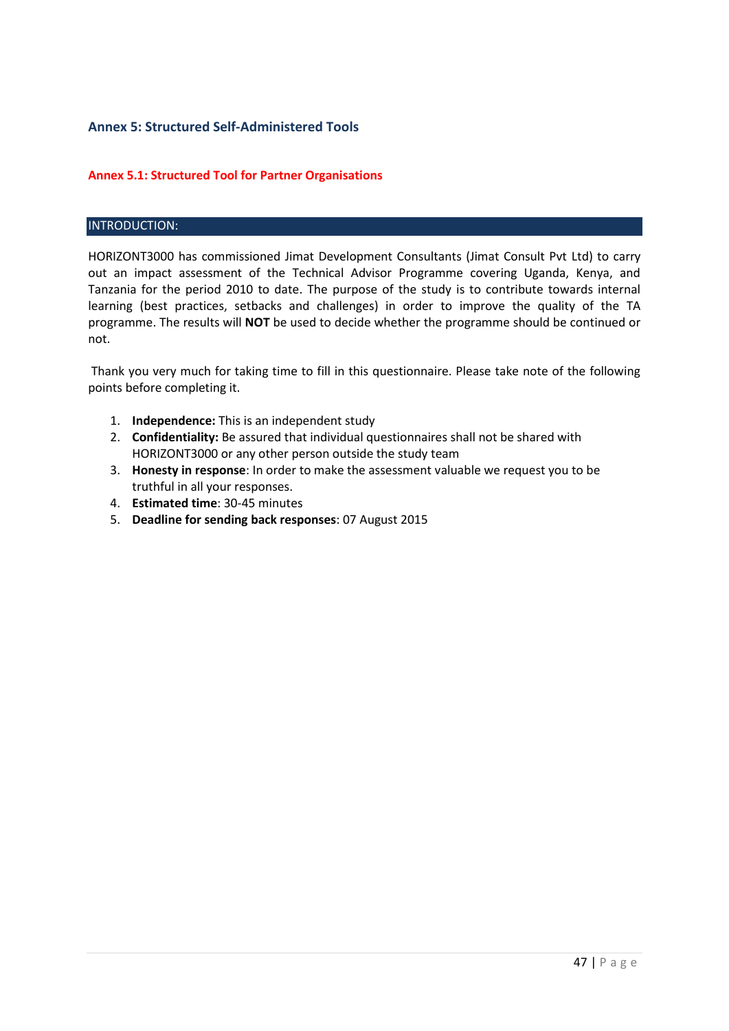## Annex 5: Structured Self-Administered Tools

### Annex 5.1: Structured Tool for Partner Organisations

#### INTRODUCTION:

HORIZONT3000 has commissioned Jimat Development Consultants (Jimat Consult Pvt Ltd) to carry out an impact assessment of the Technical Advisor Programme covering Uganda, Kenya, and Tanzania for the period 2010 to date. The purpose of the study is to contribute towards internal learning (best practices, setbacks and challenges) in order to improve the quality of the TA programme. The results will **NOT** be used to decide whether the programme should be continued or not.

Thank you very much for taking time to fill in this questionnaire. Please take note of the following points before completing it.

1. **Independence:** This is an independent study
2. **Confidentiality:** Be assured that individual questionnaires shall not be shared with HORIZONT3000 or any other person outside the study team
3. **Honesty in response**: In order to make the assessment valuable we request you to be truthful in all your responses.
4. **Estimated time**: 30-45 minutes
5. **Deadline for sending back responses**: 07 August 2015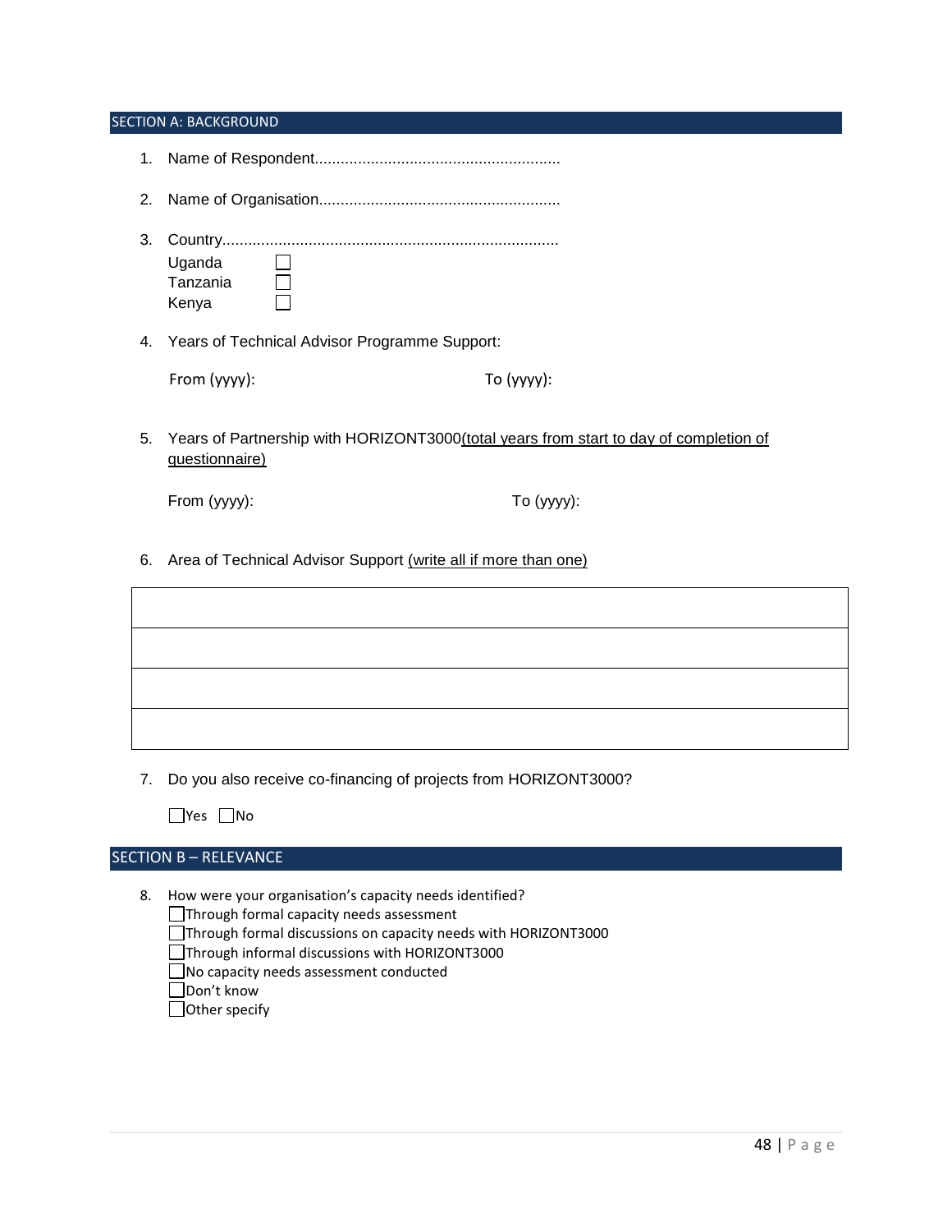## SECTION A: BACKGROUND

1. Name of Respondent.........................................................

2. Name of Organisation........................................................

3. Country.............................................................................
   - ☐ Uganda
   - ☐ Tanzania
   - ☐ Kenya

4. Years of Technical Advisor Programme Support:

   From (yyyy): To (yyyy):

5. Years of Partnership with HORIZONT3000 (total years from start to day of completion of questionnaire)

   From (yyyy): To (yyyy):

6. Area of Technical Advisor Support (write all if more than one)

|  |
|---|
|  |
|  |
|  |
|  |

7. Do you also receive co-financing of projects from HORIZONT3000?

   ☐ Yes ☐ No

## SECTION B – RELEVANCE

8. How were your organisation's capacity needs identified?
   - ☐ Through formal capacity needs assessment
   - ☐ Through formal discussions on capacity needs with HORIZONT3000
   - ☐ Through informal discussions with HORIZONT3000
   - ☐ No capacity needs assessment conducted
   - ☐ Don't know
   - ☐ Other specify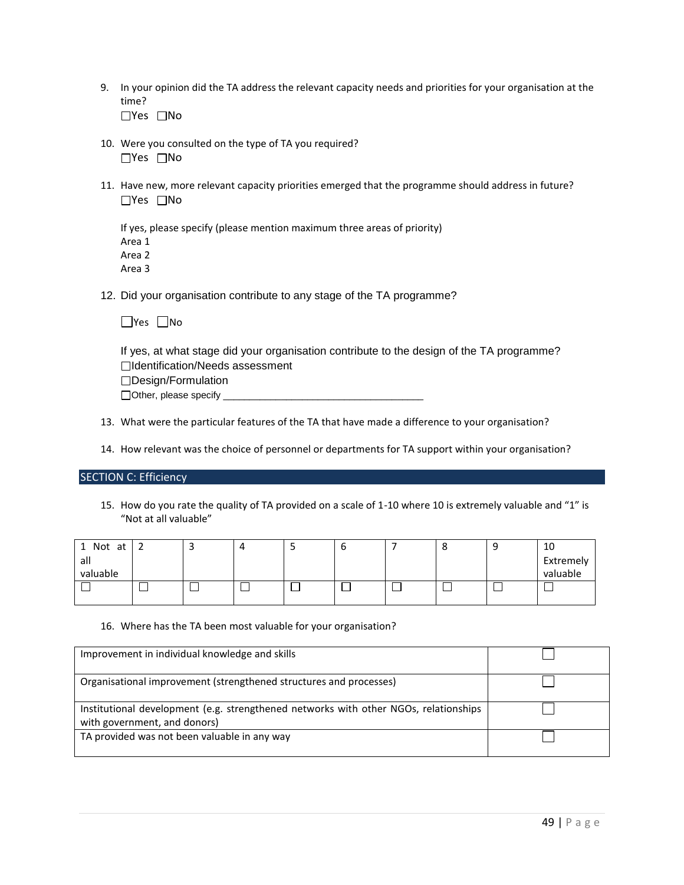9. In your opinion did the TA address the relevant capacity needs and priorities for your organisation at the time?
   ☐Yes ☐No

10. Were you consulted on the type of TA you required?
    ☐Yes ☐No

11. Have new, more relevant capacity priorities emerged that the programme should address in future?
    ☐Yes ☐No

    If yes, please specify (please mention maximum three areas of priority)
    Area 1
    Area 2
    Area 3

12. Did your organisation contribute to any stage of the TA programme?

    ☐Yes ☐No

    If yes, at what stage did your organisation contribute to the design of the TA programme?
    ☐Identification/Needs assessment
    ☐Design/Formulation
    ☐Other, please specify ____________________________________

13. What were the particular features of the TA that have made a difference to your organisation?

14. How relevant was the choice of personnel or departments for TA support within your organisation?

## SECTION C: Efficiency

15. How do you rate the quality of TA provided on a scale of 1-10 where 10 is extremely valuable and "1" is "Not at all valuable"

| 1 Not at all valuable | 2 | 3 | 4 | 5 | 6 | 7 | 8 | 9 | 10 Extremely valuable |
|---|---|---|---|---|---|---|---|---|---|
| ☐ | ☐ | ☐ | ☐ | ☐ | ☐ | ☐ | ☐ | ☐ | ☐ |

16. Where has the TA been most valuable for your organisation?

| | |
|---|---|
| Improvement in individual knowledge and skills | ☐ |
| Organisational improvement (strengthened structures and processes) | ☐ |
| Institutional development (e.g. strengthened networks with other NGOs, relationships with government, and donors) | ☐ |
| TA provided was not been valuable in any way | ☐ |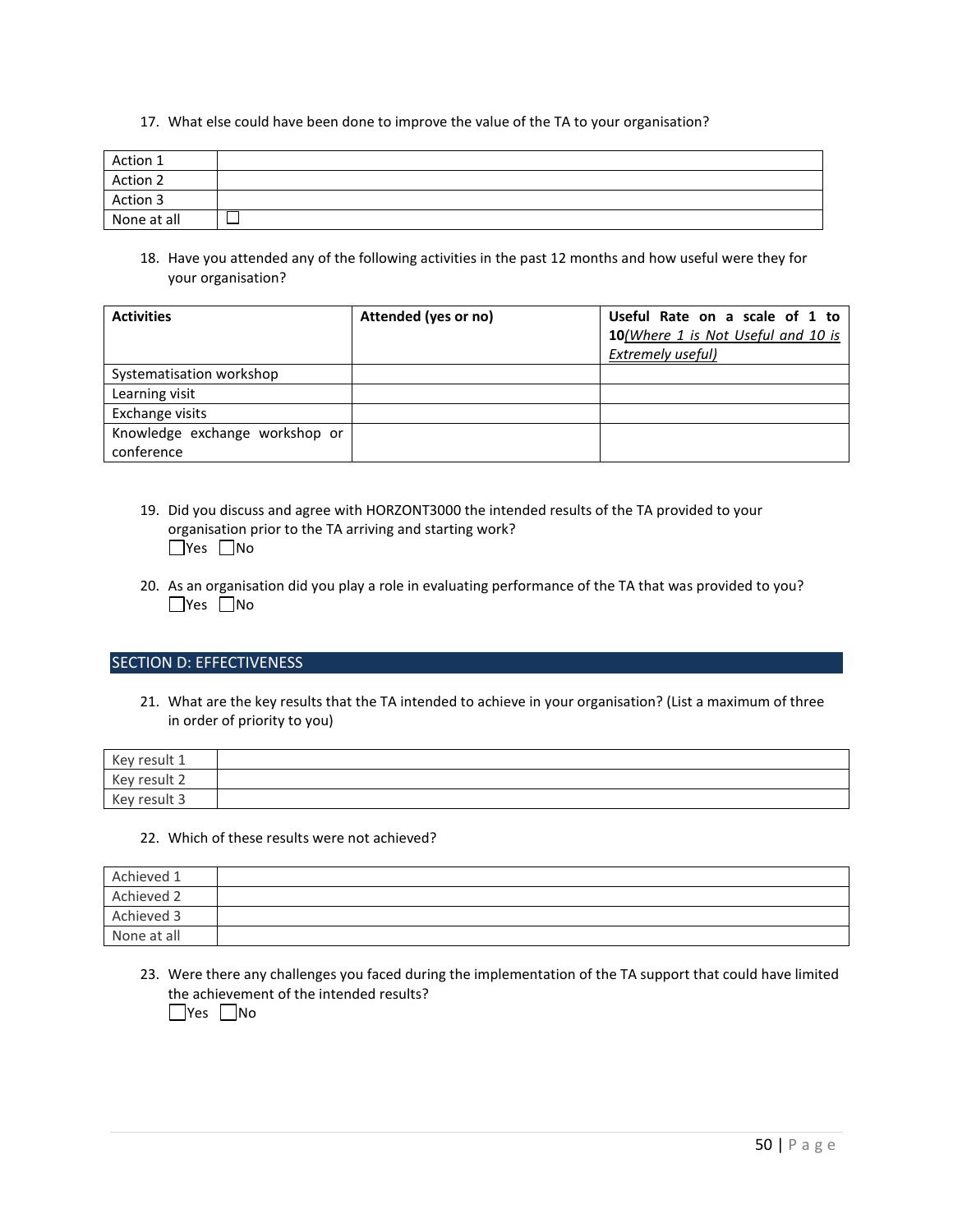17. What else could have been done to improve the value of the TA to your organisation?

| | |
|---|---|
| Action 1 | |
| Action 2 | |
| Action 3 | |
| None at all | ☐ |

18. Have you attended any of the following activities in the past 12 months and how useful were they for your organisation?

| **Activities** | **Attended (yes or no)** | **Useful Rate on a scale of 1 to 10** *(Where 1 is Not Useful and 10 is Extremely useful)* |
|---|---|---|
| Systematisation workshop | | |
| Learning visit | | |
| Exchange visits | | |
| Knowledge exchange workshop or conference | | |

19. Did you discuss and agree with HORZONT3000 the intended results of the TA provided to your organisation prior to the TA arriving and starting work?
☐Yes ☐No

20. As an organisation did you play a role in evaluating performance of the TA that was provided to you?
☐Yes ☐No

## SECTION D: EFFECTIVENESS

21. What are the key results that the TA intended to achieve in your organisation? (List a maximum of three in order of priority to you)

| | |
|---|---|
| Key result 1 | |
| Key result 2 | |
| Key result 3 | |

22. Which of these results were not achieved?

| | |
|---|---|
| Achieved 1 | |
| Achieved 2 | |
| Achieved 3 | |
| None at all | |

23. Were there any challenges you faced during the implementation of the TA support that could have limited the achievement of the intended results?
☐Yes ☐No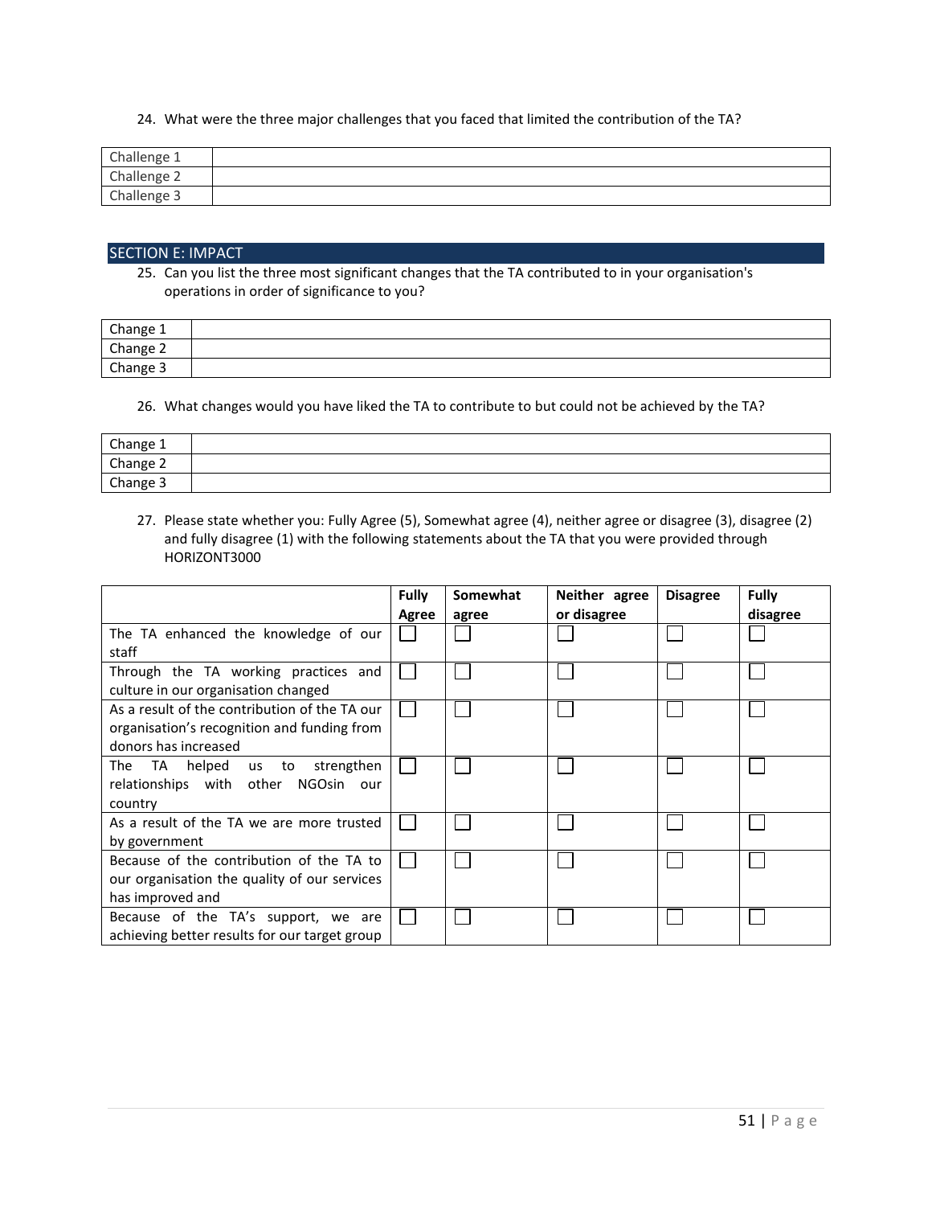24. What were the three major challenges that you faced that limited the contribution of the TA?

| Challenge 1 | |
|---|---|
| Challenge 2 | |
| Challenge 3 | |

## SECTION E: IMPACT

25. Can you list the three most significant changes that the TA contributed to in your organisation's operations in order of significance to you?

| Change 1 | |
|---|---|
| Change 2 | |
| Change 3 | |

26. What changes would you have liked the TA to contribute to but could not be achieved by the TA?

| Change 1 | |
|---|---|
| Change 2 | |
| Change 3 | |

27. Please state whether you: Fully Agree (5), Somewhat agree (4), neither agree or disagree (3), disagree (2) and fully disagree (1) with the following statements about the TA that you were provided through HORIZONT3000

| | **Fully Agree** | **Somewhat agree** | **Neither agree or disagree** | **Disagree** | **Fully disagree** |
|---|---|---|---|---|---|
| The TA enhanced the knowledge of our staff | ☐ | ☐ | ☐ | ☐ | ☐ |
| Through the TA working practices and culture in our organisation changed | ☐ | ☐ | ☐ | ☐ | ☐ |
| As a result of the contribution of the TA our organisation's recognition and funding from donors has increased | ☐ | ☐ | ☐ | ☐ | ☐ |
| The TA helped us to strengthen relationships with other NGOsin our country | ☐ | ☐ | ☐ | ☐ | ☐ |
| As a result of the TA we are more trusted by government | ☐ | ☐ | ☐ | ☐ | ☐ |
| Because of the contribution of the TA to our organisation the quality of our services has improved and | ☐ | ☐ | ☐ | ☐ | ☐ |
| Because of the TA's support, we are achieving better results for our target group | ☐ | ☐ | ☐ | ☐ | ☐ |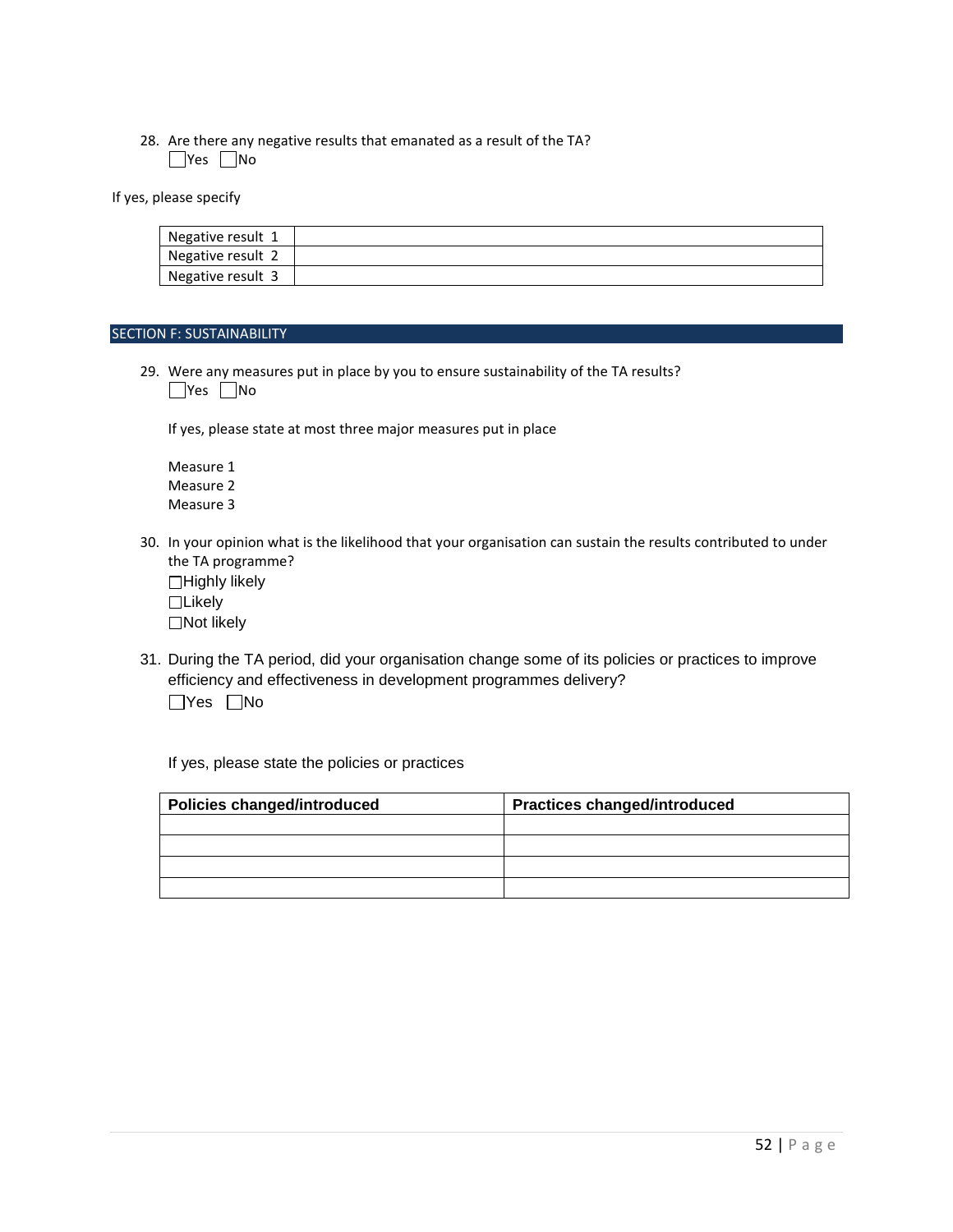28. Are there any negative results that emanated as a result of the TA?
    ☐Yes ☐No

If yes, please specify

| Negative result 1 | |
|---|---|
| Negative result 2 | |
| Negative result 3 | |

## SECTION F: SUSTAINABILITY

29. Were any measures put in place by you to ensure sustainability of the TA results?
    ☐Yes ☐No

    If yes, please state at most three major measures put in place

    Measure 1
    Measure 2
    Measure 3

30. In your opinion what is the likelihood that your organisation can sustain the results contributed to under the TA programme?
    ☐Highly likely
    ☐Likely
    ☐Not likely

31. During the TA period, did your organisation change some of its policies or practices to improve efficiency and effectiveness in development programmes delivery?
    ☐Yes ☐No

    If yes, please state the policies or practices

| Policies changed/introduced | Practices changed/introduced |
|---|---|
| | |
| | |
| | |
| | |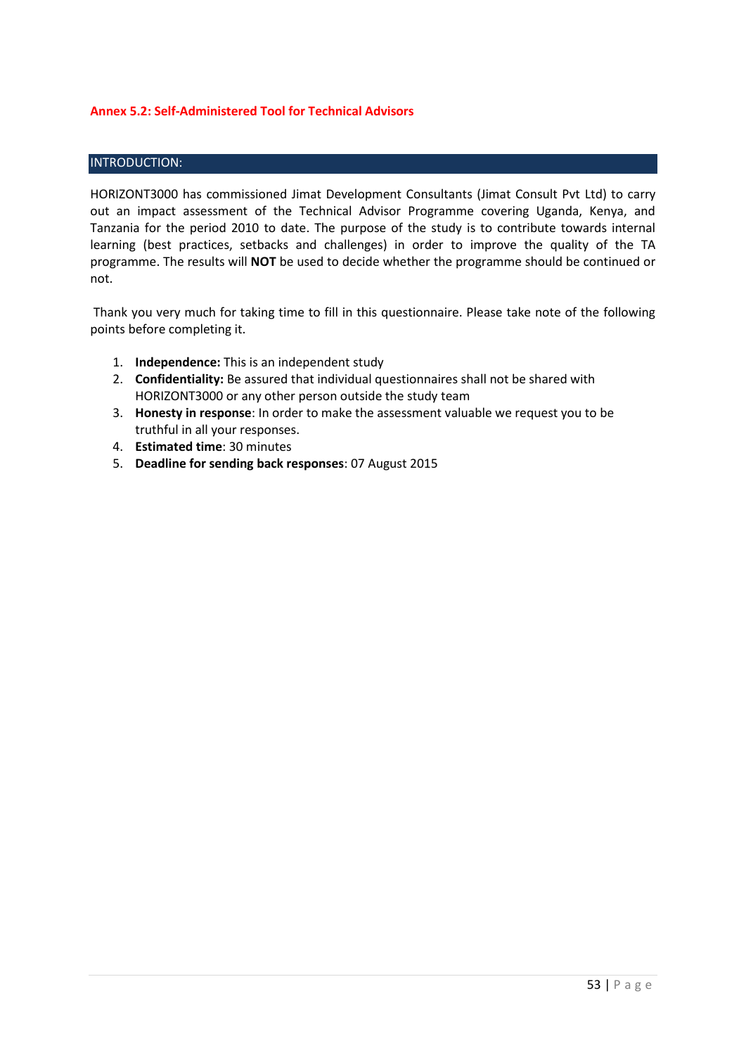## Annex 5.2: Self-Administered Tool for Technical Advisors

### INTRODUCTION:

HORIZONT3000 has commissioned Jimat Development Consultants (Jimat Consult Pvt Ltd) to carry out an impact assessment of the Technical Advisor Programme covering Uganda, Kenya, and Tanzania for the period 2010 to date. The purpose of the study is to contribute towards internal learning (best practices, setbacks and challenges) in order to improve the quality of the TA programme. The results will **NOT** be used to decide whether the programme should be continued or not.

Thank you very much for taking time to fill in this questionnaire. Please take note of the following points before completing it.

1. **Independence:** This is an independent study
2. **Confidentiality:** Be assured that individual questionnaires shall not be shared with HORIZONT3000 or any other person outside the study team
3. **Honesty in response**: In order to make the assessment valuable we request you to be truthful in all your responses.
4. **Estimated time**: 30 minutes
5. **Deadline for sending back responses**: 07 August 2015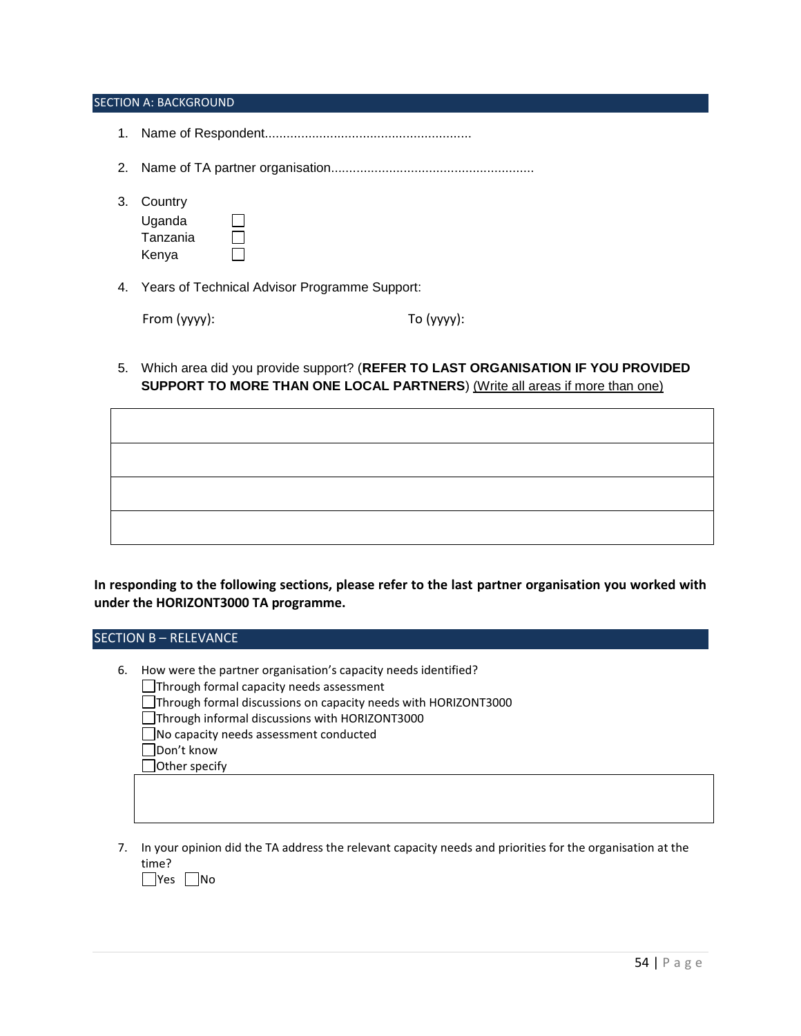## SECTION A: BACKGROUND

1. Name of Respondent.........................................................
2. Name of TA partner organisation........................................................
3. Country
   - ☐ Uganda
   - ☐ Tanzania
   - ☐ Kenya
4. Years of Technical Advisor Programme Support:

   From (yyyy): To (yyyy):

5. Which area did you provide support? (**REFER TO LAST ORGANISATION IF YOU PROVIDED SUPPORT TO MORE THAN ONE LOCAL PARTNERS**) <u>(Write all areas if more than one)</u>

| |
|---|
| |
| |
| |
| |

**In responding to the following sections, please refer to the last partner organisation you worked with under the HORIZONT3000 TA programme.**

## SECTION B – RELEVANCE

6. How were the partner organisation's capacity needs identified?
   - ☐ Through formal capacity needs assessment
   - ☐ Through formal discussions on capacity needs with HORIZONT3000
   - ☐ Through informal discussions with HORIZONT3000
   - ☐ No capacity needs assessment conducted
   - ☐ Don't know
   - ☐ Other specify

| |
|---|
| |

7. In your opinion did the TA address the relevant capacity needs and priorities for the organisation at the time?

   ☐ Yes ☐ No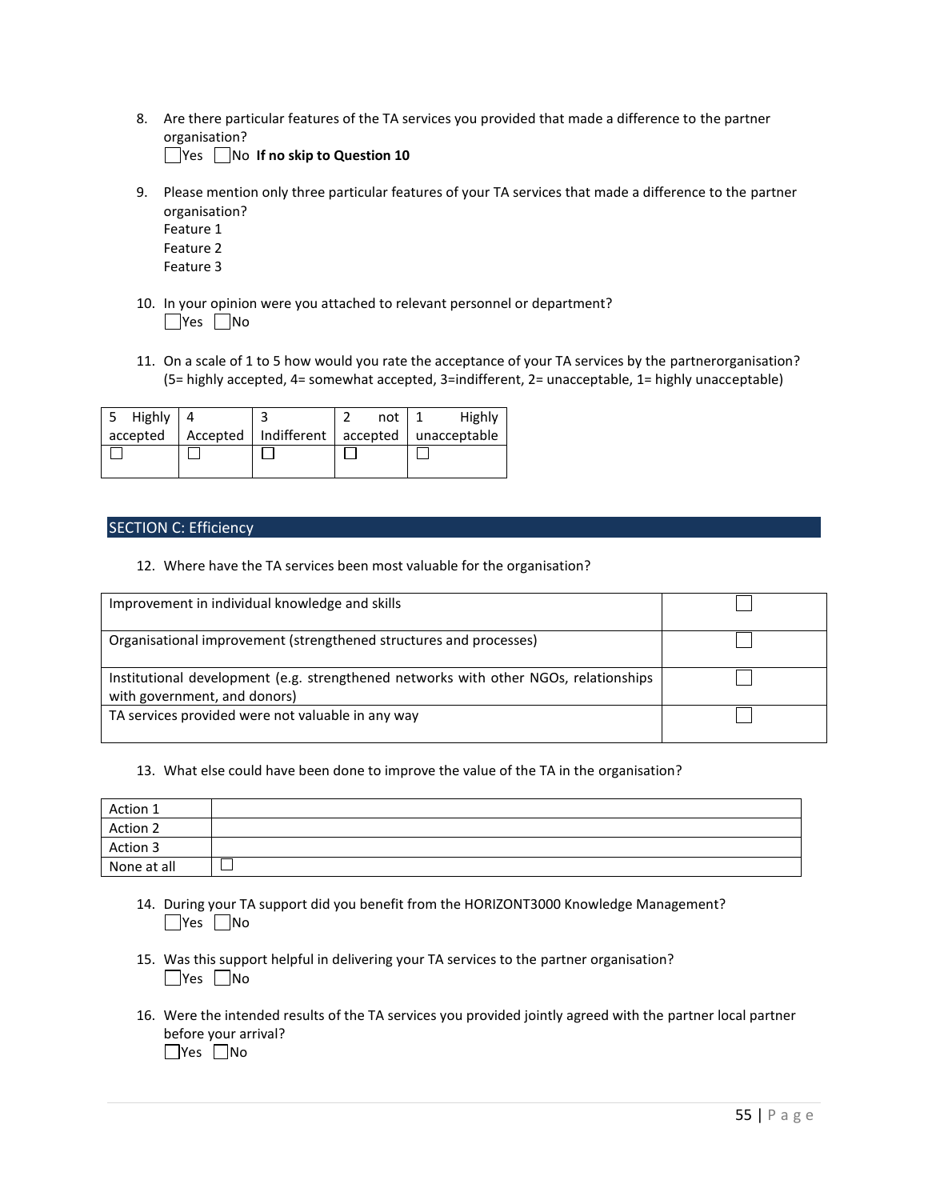8. Are there particular features of the TA services you provided that made a difference to the partner organisation?
   ☐Yes ☐No **If no skip to Question 10**

9. Please mention only three particular features of your TA services that made a difference to the partner organisation?
   Feature 1
   Feature 2
   Feature 3

10. In your opinion were you attached to relevant personnel or department?
    ☐Yes ☐No

11. On a scale of 1 to 5 how would you rate the acceptance of your TA services by the partnerorganisation? (5= highly accepted, 4= somewhat accepted, 3=indifferent, 2= unacceptable, 1= highly unacceptable)

| 5 Highly accepted | 4 Accepted | 3 Indifferent | 2 not accepted | 1 Highly unacceptable |
|---|---|---|---|---|
| ☐ | ☐ | ☐ | ☐ | ☐ |

## SECTION C: Efficiency

12. Where have the TA services been most valuable for the organisation?

| | |
|---|---|
| Improvement in individual knowledge and skills | ☐ |
| Organisational improvement (strengthened structures and processes) | ☐ |
| Institutional development (e.g. strengthened networks with other NGOs, relationships with government, and donors) | ☐ |
| TA services provided were not valuable in any way | ☐ |

13. What else could have been done to improve the value of the TA in the organisation?

| | |
|---|---|
| Action 1 | |
| Action 2 | |
| Action 3 | |
| None at all | ☐ |

14. During your TA support did you benefit from the HORIZONT3000 Knowledge Management?
    ☐Yes ☐No

15. Was this support helpful in delivering your TA services to the partner organisation?
    ☐Yes ☐No

16. Were the intended results of the TA services you provided jointly agreed with the partner local partner before your arrival?
    ☐Yes ☐No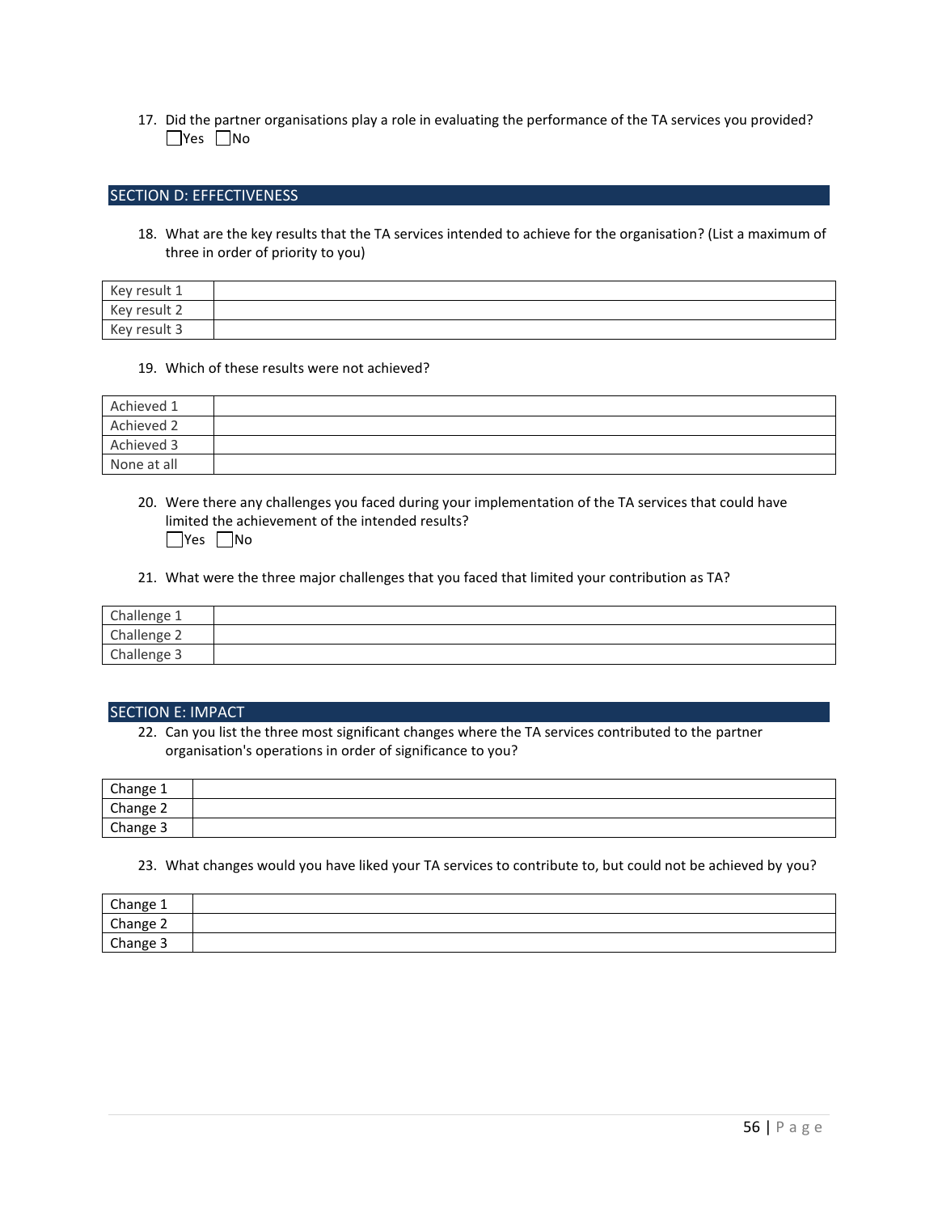17. Did the partner organisations play a role in evaluating the performance of the TA services you provided?
☐Yes ☐No

## SECTION D: EFFECTIVENESS

18. What are the key results that the TA services intended to achieve for the organisation? (List a maximum of three in order of priority to you)

| Key result 1 | |
|---|---|
| Key result 2 | |
| Key result 3 | |

19. Which of these results were not achieved?

| Achieved 1 | |
|---|---|
| Achieved 2 | |
| Achieved 3 | |
| None at all | |

20. Were there any challenges you faced during your implementation of the TA services that could have limited the achievement of the intended results?
☐Yes ☐No

21. What were the three major challenges that you faced that limited your contribution as TA?

| Challenge 1 | |
|---|---|
| Challenge 2 | |
| Challenge 3 | |

## SECTION E: IMPACT

22. Can you list the three most significant changes where the TA services contributed to the partner organisation's operations in order of significance to you?

| Change 1 | |
|---|---|
| Change 2 | |
| Change 3 | |

23. What changes would you have liked your TA services to contribute to, but could not be achieved by you?

| Change 1 | |
|---|---|
| Change 2 | |
| Change 3 | |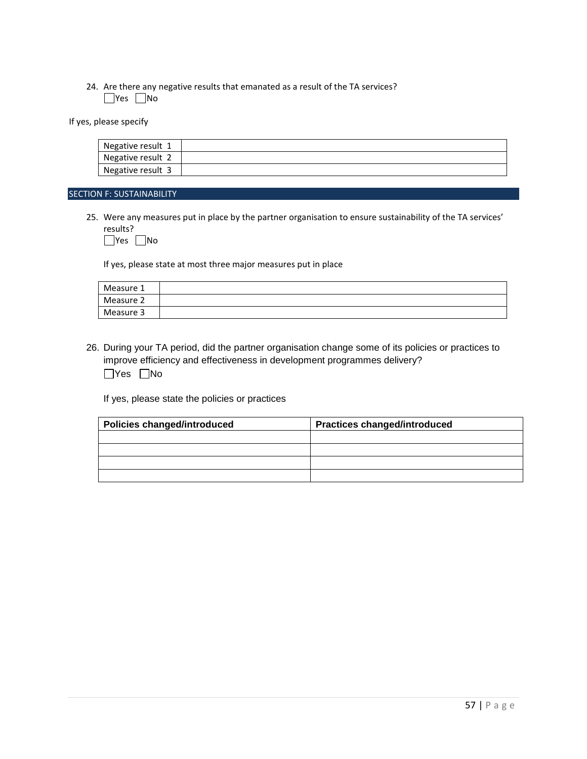24. Are there any negative results that emanated as a result of the TA services?
☐Yes ☐No

If yes, please specify

| | |
|---|---|
| Negative result 1 | |
| Negative result 2 | |
| Negative result 3 | |

## SECTION F: SUSTAINABILITY

25. Were any measures put in place by the partner organisation to ensure sustainability of the TA services' results?
☐Yes ☐No

If yes, please state at most three major measures put in place

| | |
|---|---|
| Measure 1 | |
| Measure 2 | |
| Measure 3 | |

26. During your TA period, did the partner organisation change some of its policies or practices to improve efficiency and effectiveness in development programmes delivery?
☐Yes ☐No

If yes, please state the policies or practices

| **Policies changed/introduced** | **Practices changed/introduced** |
|---|---|
| | |
| | |
| | |
| | |